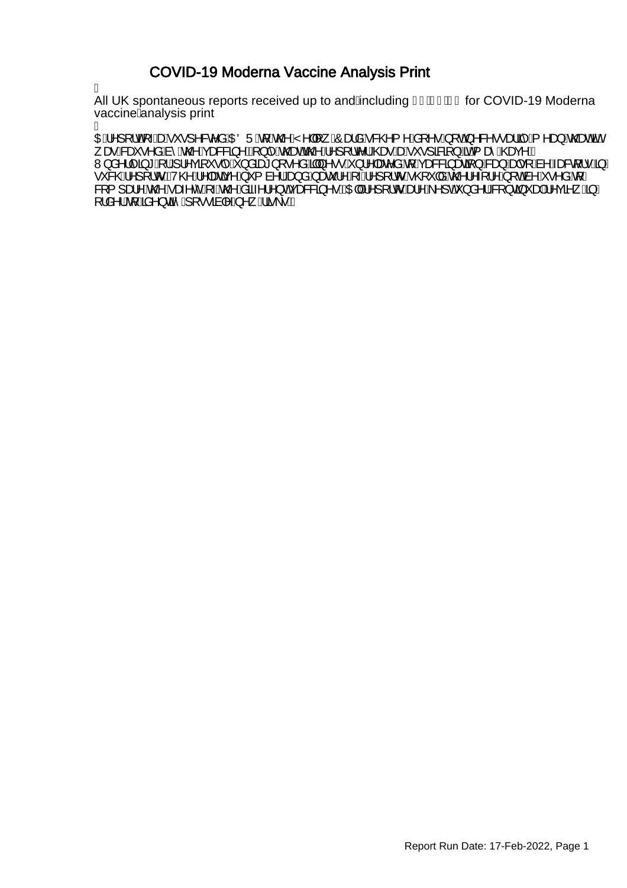# COVID-19 Moderna Vaccine Analysis Print

All UK spontaneous reports received up to and including for COVID-19 Moderna vaccine analysis print

A report of a suspected ADR to the Yellow Card scheme does not necessarily mean that it was caused by the vaccine, only that the reporter has a suspicion it may have. Underlying or previously undiagnosed illness unrelated to vaccination can also be factors in such reports. The relative number and nature of reports should therefore not be used to compare the safety of the different vaccines. All reports are kept under continual review in order to identify possible new risks.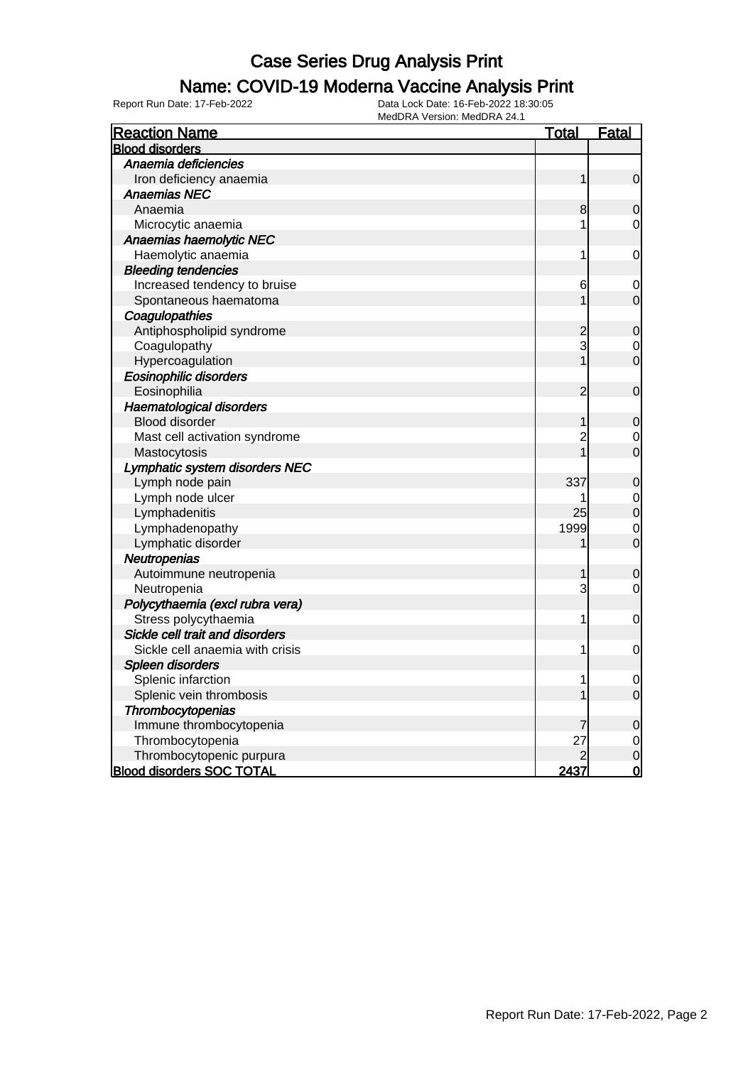# Case Series Drug Analysis Print

## Name: COVID-19 Moderna Vaccine Analysis Print

Report Run Date: 17-Feb-2022

Data Lock Date: 16-Feb-2022 18:30:05
MedDRA Version: MedDRA 24.1

| Reaction Name | Total | Fatal |
|---|---|---|
| **Blood disorders** | | |
| *Anaemia deficiencies* | | |
| Iron deficiency anaemia | 1 | 0 |
| *Anaemias NEC* | | |
| Anaemia | 8 | 0 |
| Microcytic anaemia | 1 | 0 |
| *Anaemias haemolytic NEC* | | |
| Haemolytic anaemia | 1 | 0 |
| *Bleeding tendencies* | | |
| Increased tendency to bruise | 6 | 0 |
| Spontaneous haematoma | 1 | 0 |
| *Coagulopathies* | | |
| Antiphospholipid syndrome | 2 | 0 |
| Coagulopathy | 3 | 0 |
| Hypercoagulation | 1 | 0 |
| *Eosinophilic disorders* | | |
| Eosinophilia | 2 | 0 |
| *Haematological disorders* | | |
| Blood disorder | 1 | 0 |
| Mast cell activation syndrome | 2 | 0 |
| Mastocytosis | 1 | 0 |
| *Lymphatic system disorders NEC* | | |
| Lymph node pain | 337 | 0 |
| Lymph node ulcer | 1 | 0 |
| Lymphadenitis | 25 | 0 |
| Lymphadenopathy | 1999 | 0 |
| Lymphatic disorder | 1 | 0 |
| *Neutropenias* | | |
| Autoimmune neutropenia | 1 | 0 |
| Neutropenia | 3 | 0 |
| *Polycythaemia (excl rubra vera)* | | |
| Stress polycythaemia | 1 | 0 |
| *Sickle cell trait and disorders* | | |
| Sickle cell anaemia with crisis | 1 | 0 |
| *Spleen disorders* | | |
| Splenic infarction | 1 | 0 |
| Splenic vein thrombosis | 1 | 0 |
| *Thrombocytopenias* | | |
| Immune thrombocytopenia | 7 | 0 |
| Thrombocytopenia | 27 | 0 |
| Thrombocytopenic purpura | 2 | 0 |
| **Blood disorders SOC TOTAL** | **2437** | **0** |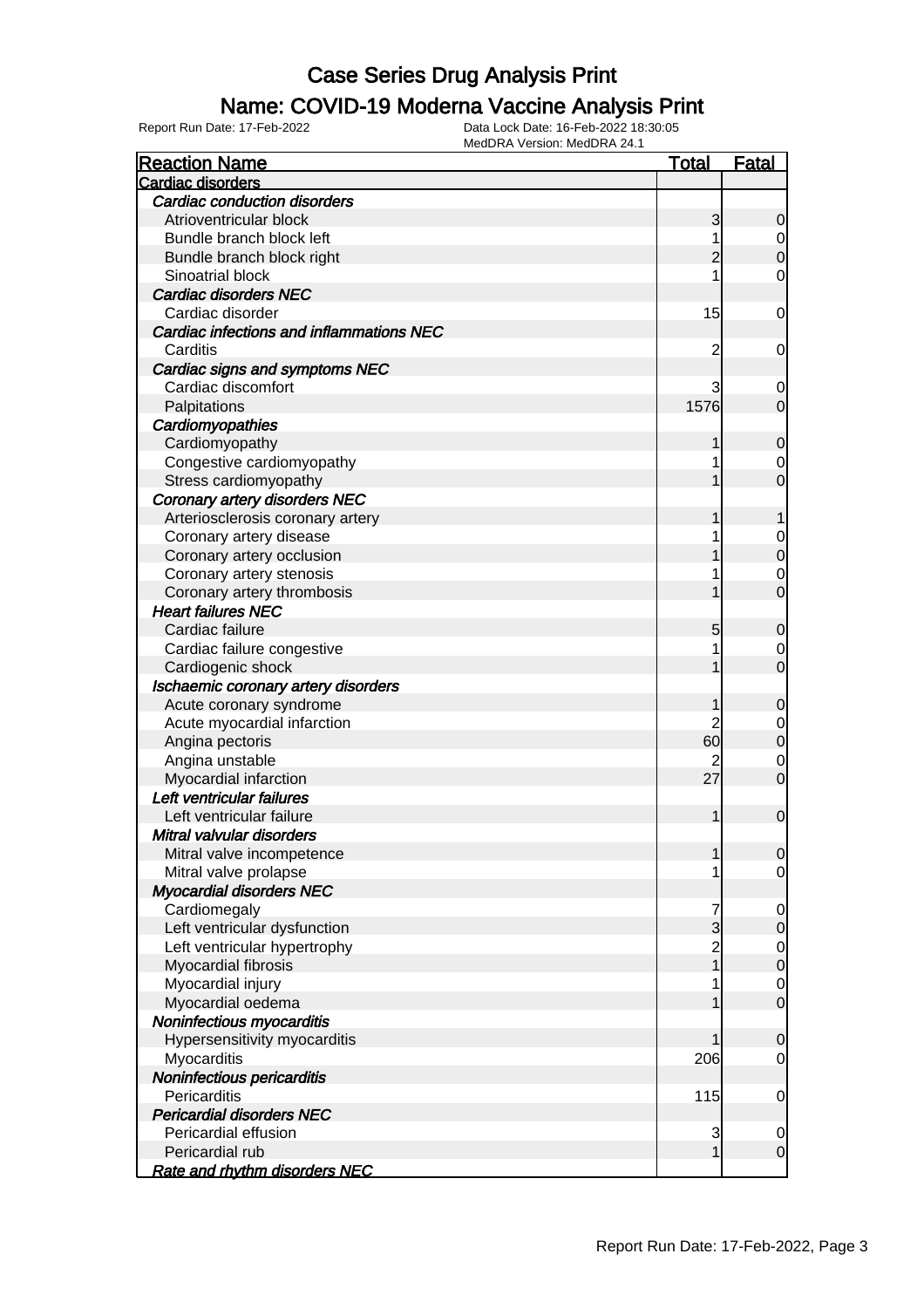# Case Series Drug Analysis Print

## Name: COVID-19 Moderna Vaccine Analysis Print

Report Run Date: 17-Feb-2022

Data Lock Date: 16-Feb-2022 18:30:05

MedDRA Version: MedDRA 24.1

| Reaction Name | Total | Fatal |
|---|---|---|
| **Cardiac disorders** | | |
| ***Cardiac conduction disorders*** | | |
| Atrioventricular block | 3 | 0 |
| Bundle branch block left | 1 | 0 |
| Bundle branch block right | 2 | 0 |
| Sinoatrial block | 1 | 0 |
| ***Cardiac disorders NEC*** | | |
| Cardiac disorder | 15 | 0 |
| ***Cardiac infections and inflammations NEC*** | | |
| Carditis | 2 | 0 |
| ***Cardiac signs and symptoms NEC*** | | |
| Cardiac discomfort | 3 | 0 |
| Palpitations | 1576 | 0 |
| ***Cardiomyopathies*** | | |
| Cardiomyopathy | 1 | 0 |
| Congestive cardiomyopathy | 1 | 0 |
| Stress cardiomyopathy | 1 | 0 |
| ***Coronary artery disorders NEC*** | | |
| Arteriosclerosis coronary artery | 1 | 1 |
| Coronary artery disease | 1 | 0 |
| Coronary artery occlusion | 1 | 0 |
| Coronary artery stenosis | 1 | 0 |
| Coronary artery thrombosis | 1 | 0 |
| ***Heart failures NEC*** | | |
| Cardiac failure | 5 | 0 |
| Cardiac failure congestive | 1 | 0 |
| Cardiogenic shock | 1 | 0 |
| ***Ischaemic coronary artery disorders*** | | |
| Acute coronary syndrome | 1 | 0 |
| Acute myocardial infarction | 2 | 0 |
| Angina pectoris | 60 | 0 |
| Angina unstable | 2 | 0 |
| Myocardial infarction | 27 | 0 |
| ***Left ventricular failures*** | | |
| Left ventricular failure | 1 | 0 |
| ***Mitral valvular disorders*** | | |
| Mitral valve incompetence | 1 | 0 |
| Mitral valve prolapse | 1 | 0 |
| ***Myocardial disorders NEC*** | | |
| Cardiomegaly | 7 | 0 |
| Left ventricular dysfunction | 3 | 0 |
| Left ventricular hypertrophy | 2 | 0 |
| Myocardial fibrosis | 1 | 0 |
| Myocardial injury | 1 | 0 |
| Myocardial oedema | 1 | 0 |
| ***Noninfectious myocarditis*** | | |
| Hypersensitivity myocarditis | 1 | 0 |
| Myocarditis | 206 | 0 |
| ***Noninfectious pericarditis*** | | |
| Pericarditis | 115 | 0 |
| ***Pericardial disorders NEC*** | | |
| Pericardial effusion | 3 | 0 |
| Pericardial rub | 1 | 0 |
| ***Rate and rhythm disorders NEC*** | | |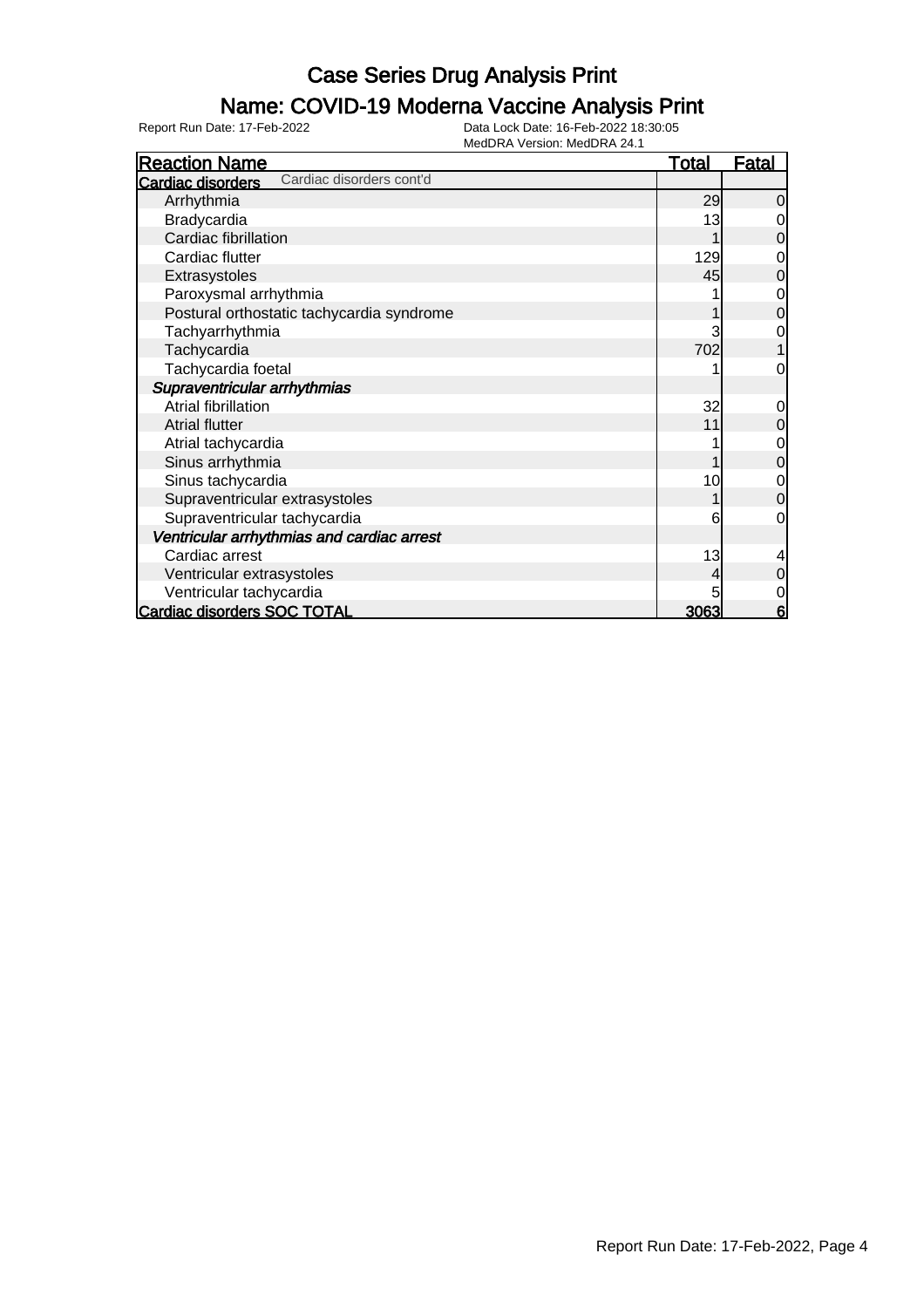# Case Series Drug Analysis Print

## Name: COVID-19 Moderna Vaccine Analysis Print

Report Run Date: 17-Feb-2022    Data Lock Date: 16-Feb-2022 18:30:05
MedDRA Version: MedDRA 24.1

| Reaction Name | Total | Fatal |
|---|---|---|
| **Cardiac disorders** Cardiac disorders cont'd | | |
| Arrhythmia | 29 | 0 |
| Bradycardia | 13 | 0 |
| Cardiac fibrillation | 1 | 0 |
| Cardiac flutter | 129 | 0 |
| Extrasystoles | 45 | 0 |
| Paroxysmal arrhythmia | 1 | 0 |
| Postural orthostatic tachycardia syndrome | 1 | 0 |
| Tachyarrhythmia | 3 | 0 |
| Tachycardia | 702 | 1 |
| Tachycardia foetal | 1 | 0 |
| ***Supraventricular arrhythmias*** | | |
| Atrial fibrillation | 32 | 0 |
| Atrial flutter | 11 | 0 |
| Atrial tachycardia | 1 | 0 |
| Sinus arrhythmia | 1 | 0 |
| Sinus tachycardia | 10 | 0 |
| Supraventricular extrasystoles | 1 | 0 |
| Supraventricular tachycardia | 6 | 0 |
| ***Ventricular arrhythmias and cardiac arrest*** | | |
| Cardiac arrest | 13 | 4 |
| Ventricular extrasystoles | 4 | 0 |
| Ventricular tachycardia | 5 | 0 |
| **Cardiac disorders SOC TOTAL** | **3063** | **6** |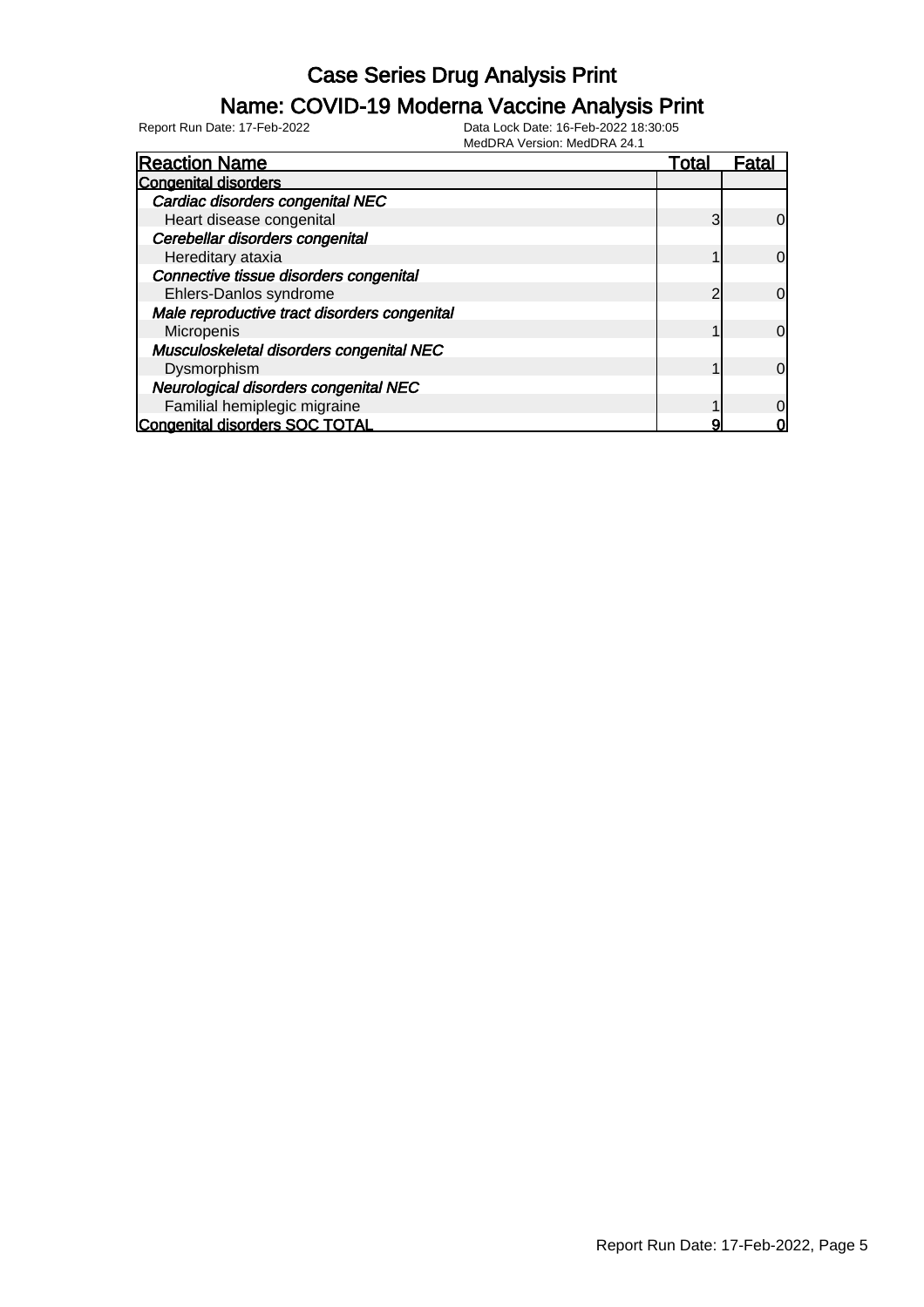# Case Series Drug Analysis Print

## Name: COVID-19 Moderna Vaccine Analysis Print

Report Run Date: 17-Feb-2022

Data Lock Date: 16-Feb-2022 18:30:05

MedDRA Version: MedDRA 24.1

| Reaction Name | Total | Fatal |
|---|---|---|
| **Congenital disorders** | | |
| ***Cardiac disorders congenital NEC*** | | |
| Heart disease congenital | 3 | 0 |
| ***Cerebellar disorders congenital*** | | |
| Hereditary ataxia | 1 | 0 |
| ***Connective tissue disorders congenital*** | | |
| Ehlers-Danlos syndrome | 2 | 0 |
| ***Male reproductive tract disorders congenital*** | | |
| Micropenis | 1 | 0 |
| ***Musculoskeletal disorders congenital NEC*** | | |
| Dysmorphism | 1 | 0 |
| ***Neurological disorders congenital NEC*** | | |
| Familial hemiplegic migraine | 1 | 0 |
| **Congenital disorders SOC TOTAL** | **9** | **0** |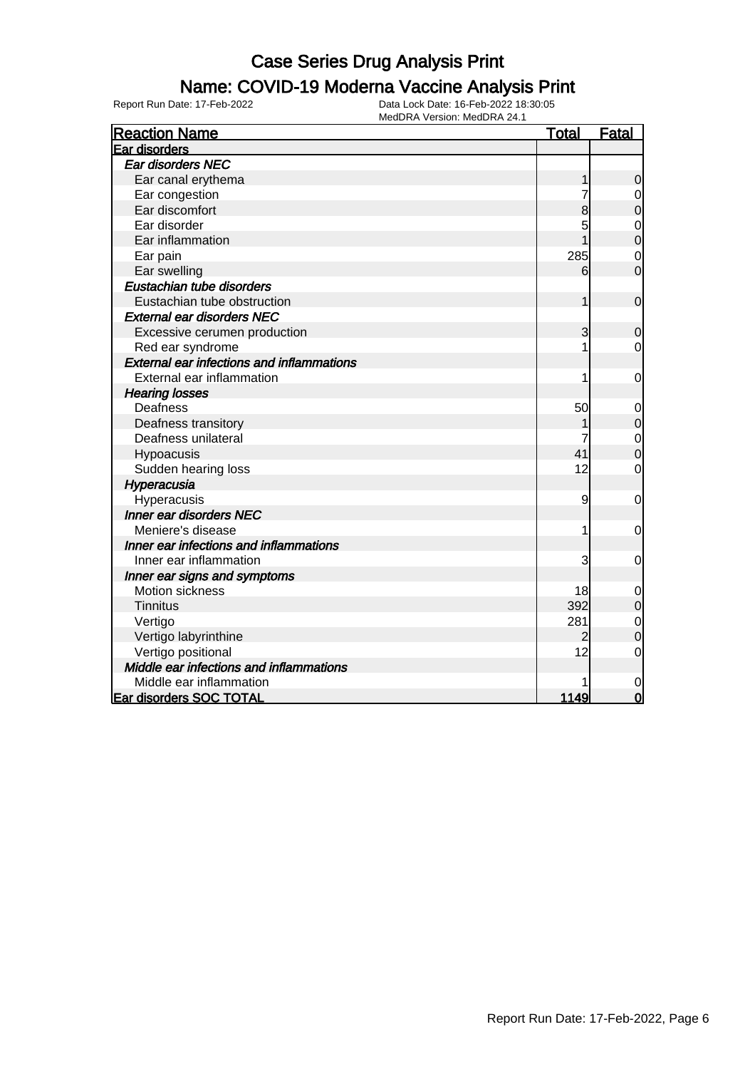# Case Series Drug Analysis Print

## Name: COVID-19 Moderna Vaccine Analysis Print

Report Run Date: 17-Feb-2022 | Data Lock Date: 16-Feb-2022 18:30:05 | MedDRA Version: MedDRA 24.1

| Reaction Name | Total | Fatal |
|---|---|---|
| **Ear disorders** | | |
| ***Ear disorders NEC*** | | |
| Ear canal erythema | 1 | 0 |
| Ear congestion | 7 | 0 |
| Ear discomfort | 8 | 0 |
| Ear disorder | 5 | 0 |
| Ear inflammation | 1 | 0 |
| Ear pain | 285 | 0 |
| Ear swelling | 6 | 0 |
| ***Eustachian tube disorders*** | | |
| Eustachian tube obstruction | 1 | 0 |
| ***External ear disorders NEC*** | | |
| Excessive cerumen production | 3 | 0 |
| Red ear syndrome | 1 | 0 |
| ***External ear infections and inflammations*** | | |
| External ear inflammation | 1 | 0 |
| ***Hearing losses*** | | |
| Deafness | 50 | 0 |
| Deafness transitory | 1 | 0 |
| Deafness unilateral | 7 | 0 |
| Hypoacusis | 41 | 0 |
| Sudden hearing loss | 12 | 0 |
| ***Hyperacusia*** | | |
| Hyperacusis | 9 | 0 |
| ***Inner ear disorders NEC*** | | |
| Meniere's disease | 1 | 0 |
| ***Inner ear infections and inflammations*** | | |
| Inner ear inflammation | 3 | 0 |
| ***Inner ear signs and symptoms*** | | |
| Motion sickness | 18 | 0 |
| Tinnitus | 392 | 0 |
| Vertigo | 281 | 0 |
| Vertigo labyrinthine | 2 | 0 |
| Vertigo positional | 12 | 0 |
| ***Middle ear infections and inflammations*** | | |
| Middle ear inflammation | 1 | 0 |
| **Ear disorders SOC TOTAL** | **1149** | **0** |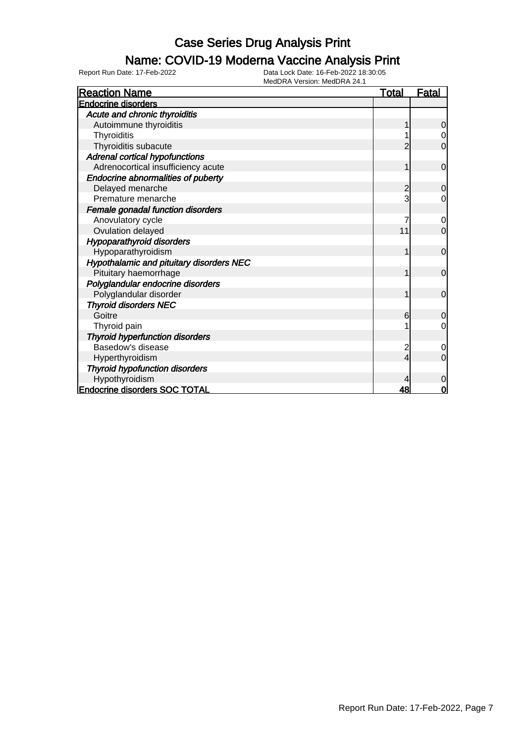# Case Series Drug Analysis Print

## Name: COVID-19 Moderna Vaccine Analysis Print

Report Run Date: 17-Feb-2022

Data Lock Date: 16-Feb-2022 18:30:05
MedDRA Version: MedDRA 24.1

| Reaction Name | Total | Fatal |
|---|---|---|
| **Endocrine disorders** | | |
| *Acute and chronic thyroiditis* | | |
| Autoimmune thyroiditis | 1 | 0 |
| Thyroiditis | 1 | 0 |
| Thyroiditis subacute | 2 | 0 |
| *Adrenal cortical hypofunctions* | | |
| Adrenocortical insufficiency acute | 1 | 0 |
| *Endocrine abnormalities of puberty* | | |
| Delayed menarche | 2 | 0 |
| Premature menarche | 3 | 0 |
| *Female gonadal function disorders* | | |
| Anovulatory cycle | 7 | 0 |
| Ovulation delayed | 11 | 0 |
| *Hypoparathyroid disorders* | | |
| Hypoparathyroidism | 1 | 0 |
| *Hypothalamic and pituitary disorders NEC* | | |
| Pituitary haemorrhage | 1 | 0 |
| *Polyglandular endocrine disorders* | | |
| Polyglandular disorder | 1 | 0 |
| *Thyroid disorders NEC* | | |
| Goitre | 6 | 0 |
| Thyroid pain | 1 | 0 |
| *Thyroid hyperfunction disorders* | | |
| Basedow's disease | 2 | 0 |
| Hyperthyroidism | 4 | 0 |
| *Thyroid hypofunction disorders* | | |
| Hypothyroidism | 4 | 0 |
| **Endocrine disorders SOC TOTAL** | **48** | **0** |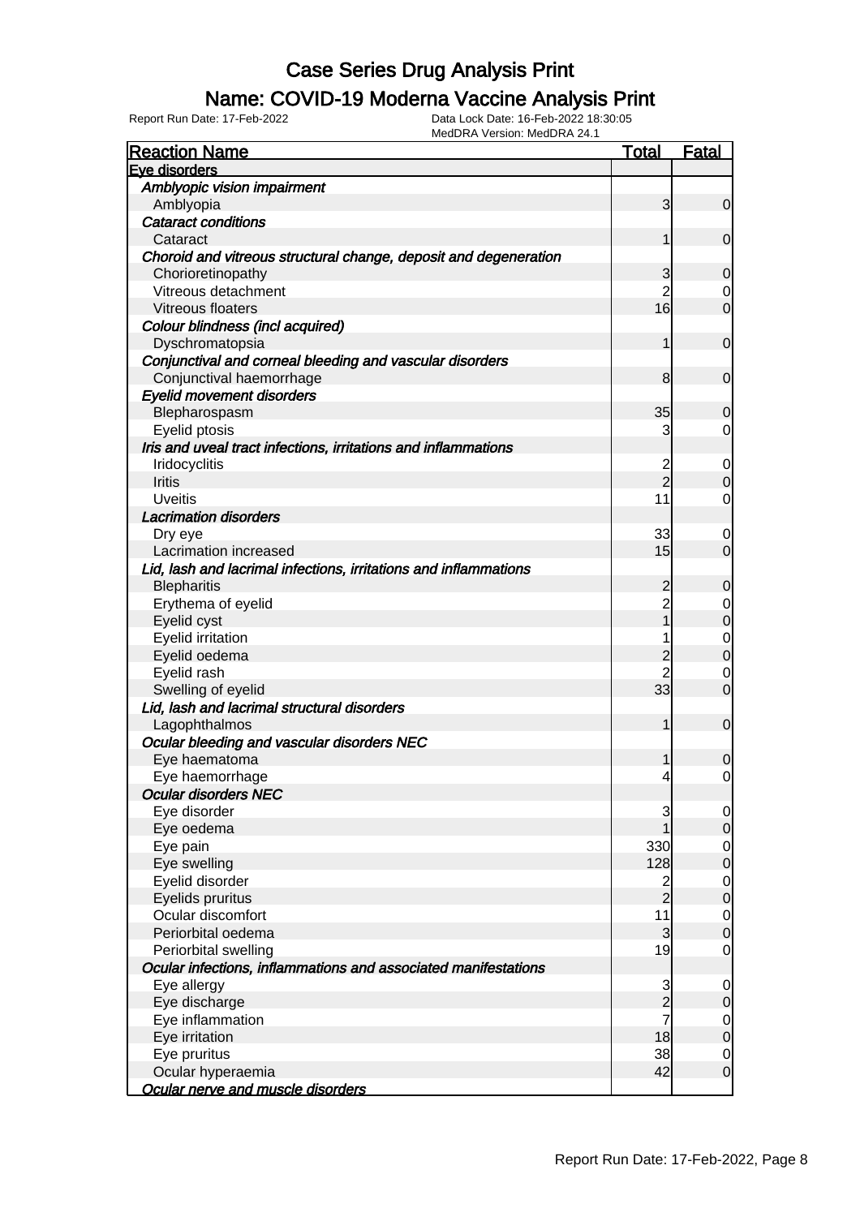# Case Series Drug Analysis Print

## Name: COVID-19 Moderna Vaccine Analysis Print

Report Run Date: 17-Feb-2022 | Data Lock Date: 16-Feb-2022 18:30:05 | MedDRA Version: MedDRA 24.1

| Reaction Name | Total | Fatal |
|---|---|---|
| **Eye disorders** | | |
| ***Amblyopic vision impairment*** | | |
| Amblyopia | 3 | 0 |
| ***Cataract conditions*** | | |
| Cataract | 1 | 0 |
| ***Choroid and vitreous structural change, deposit and degeneration*** | | |
| Chorioretinopathy | 3 | 0 |
| Vitreous detachment | 2 | 0 |
| Vitreous floaters | 16 | 0 |
| ***Colour blindness (incl acquired)*** | | |
| Dyschromatopsia | 1 | 0 |
| ***Conjunctival and corneal bleeding and vascular disorders*** | | |
| Conjunctival haemorrhage | 8 | 0 |
| ***Eyelid movement disorders*** | | |
| Blepharospasm | 35 | 0 |
| Eyelid ptosis | 3 | 0 |
| ***Iris and uveal tract infections, irritations and inflammations*** | | |
| Iridocyclitis | 2 | 0 |
| Iritis | 2 | 0 |
| Uveitis | 11 | 0 |
| ***Lacrimation disorders*** | | |
| Dry eye | 33 | 0 |
| Lacrimation increased | 15 | 0 |
| ***Lid, lash and lacrimal infections, irritations and inflammations*** | | |
| Blepharitis | 2 | 0 |
| Erythema of eyelid | 2 | 0 |
| Eyelid cyst | 1 | 0 |
| Eyelid irritation | 1 | 0 |
| Eyelid oedema | 2 | 0 |
| Eyelid rash | 2 | 0 |
| Swelling of eyelid | 33 | 0 |
| ***Lid, lash and lacrimal structural disorders*** | | |
| Lagophthalmos | 1 | 0 |
| ***Ocular bleeding and vascular disorders NEC*** | | |
| Eye haematoma | 1 | 0 |
| Eye haemorrhage | 4 | 0 |
| ***Ocular disorders NEC*** | | |
| Eye disorder | 3 | 0 |
| Eye oedema | 1 | 0 |
| Eye pain | 330 | 0 |
| Eye swelling | 128 | 0 |
| Eyelid disorder | 2 | 0 |
| Eyelids pruritus | 2 | 0 |
| Ocular discomfort | 11 | 0 |
| Periorbital oedema | 3 | 0 |
| Periorbital swelling | 19 | 0 |
| ***Ocular infections, inflammations and associated manifestations*** | | |
| Eye allergy | 3 | 0 |
| Eye discharge | 2 | 0 |
| Eye inflammation | 7 | 0 |
| Eye irritation | 18 | 0 |
| Eye pruritus | 38 | 0 |
| Ocular hyperaemia | 42 | 0 |
| ***Ocular nerve and muscle disorders*** | | |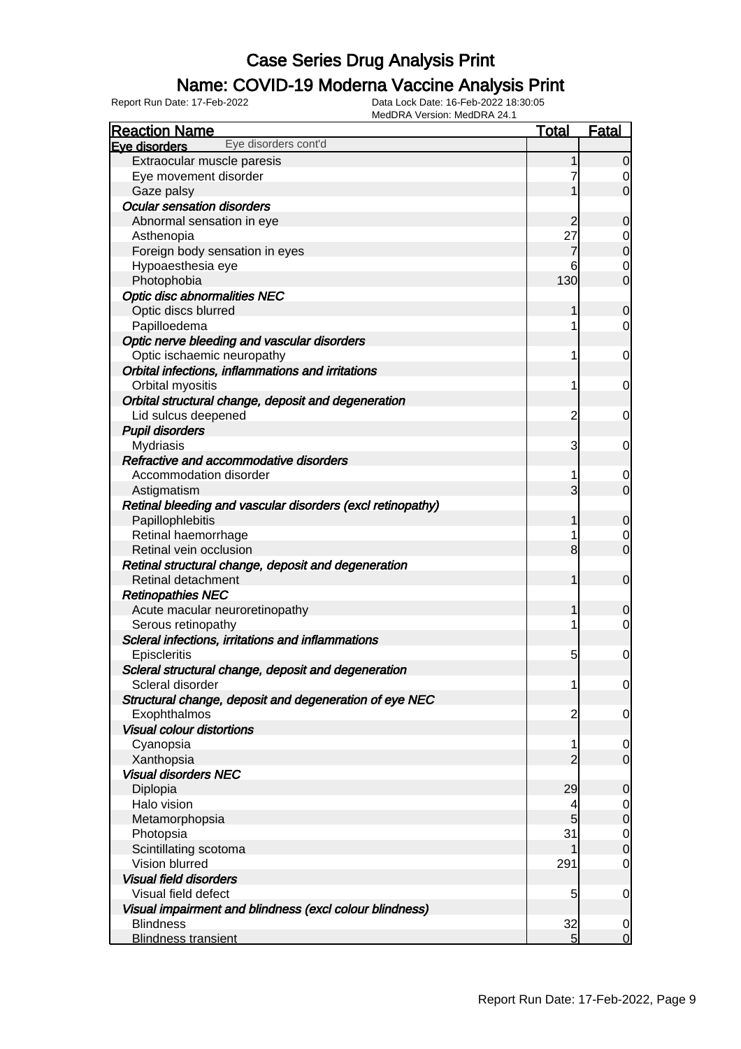# Case Series Drug Analysis Print

## Name: COVID-19 Moderna Vaccine Analysis Print

Report Run Date: 17-Feb-2022    Data Lock Date: 16-Feb-2022 18:30:05
MedDRA Version: MedDRA 24.1

| Reaction Name | Total | Fatal |
|---|---|---|
| **Eye disorders** Eye disorders cont'd | | |
| Extraocular muscle paresis | 1 | 0 |
| Eye movement disorder | 7 | 0 |
| Gaze palsy | 1 | 0 |
| ***Ocular sensation disorders*** | | |
| Abnormal sensation in eye | 2 | 0 |
| Asthenopia | 27 | 0 |
| Foreign body sensation in eyes | 7 | 0 |
| Hypoaesthesia eye | 6 | 0 |
| Photophobia | 130 | 0 |
| ***Optic disc abnormalities NEC*** | | |
| Optic discs blurred | 1 | 0 |
| Papilloedema | 1 | 0 |
| ***Optic nerve bleeding and vascular disorders*** | | |
| Optic ischaemic neuropathy | 1 | 0 |
| ***Orbital infections, inflammations and irritations*** | | |
| Orbital myositis | 1 | 0 |
| ***Orbital structural change, deposit and degeneration*** | | |
| Lid sulcus deepened | 2 | 0 |
| ***Pupil disorders*** | | |
| Mydriasis | 3 | 0 |
| ***Refractive and accommodative disorders*** | | |
| Accommodation disorder | 1 | 0 |
| Astigmatism | 3 | 0 |
| ***Retinal bleeding and vascular disorders (excl retinopathy)*** | | |
| Papillophlebitis | 1 | 0 |
| Retinal haemorrhage | 1 | 0 |
| Retinal vein occlusion | 8 | 0 |
| ***Retinal structural change, deposit and degeneration*** | | |
| Retinal detachment | 1 | 0 |
| ***Retinopathies NEC*** | | |
| Acute macular neuroretinopathy | 1 | 0 |
| Serous retinopathy | 1 | 0 |
| ***Scleral infections, irritations and inflammations*** | | |
| Episcleritis | 5 | 0 |
| ***Scleral structural change, deposit and degeneration*** | | |
| Scleral disorder | 1 | 0 |
| ***Structural change, deposit and degeneration of eye NEC*** | | |
| Exophthalmos | 2 | 0 |
| ***Visual colour distortions*** | | |
| Cyanopsia | 1 | 0 |
| Xanthopsia | 2 | 0 |
| ***Visual disorders NEC*** | | |
| Diplopia | 29 | 0 |
| Halo vision | 4 | 0 |
| Metamorphopsia | 5 | 0 |
| Photopsia | 31 | 0 |
| Scintillating scotoma | 1 | 0 |
| Vision blurred | 291 | 0 |
| ***Visual field disorders*** | | |
| Visual field defect | 5 | 0 |
| ***Visual impairment and blindness (excl colour blindness)*** | | |
| Blindness | 32 | 0 |
| Blindness transient | 5 | 0 |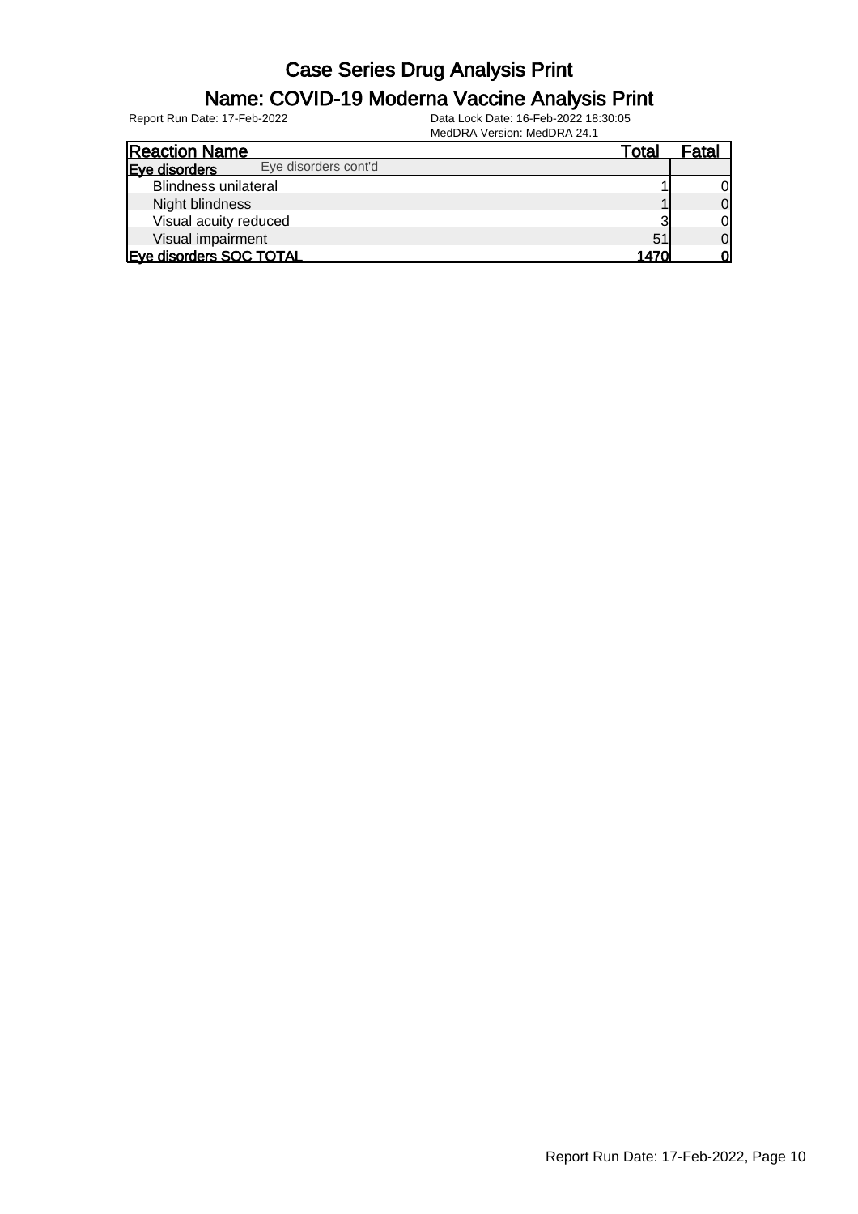# Case Series Drug Analysis Print

## Name: COVID-19 Moderna Vaccine Analysis Print

Report Run Date: 17-Feb-2022

Data Lock Date: 16-Feb-2022 18:30:05

MedDRA Version: MedDRA 24.1

| Reaction Name | Total | Fatal |
|---|---|---|
| **Eye disorders** Eye disorders cont'd | | |
| Blindness unilateral | 1 | 0 |
| Night blindness | 1 | 0 |
| Visual acuity reduced | 3 | 0 |
| Visual impairment | 51 | 0 |
| **Eye disorders SOC TOTAL** | **1470** | **0** |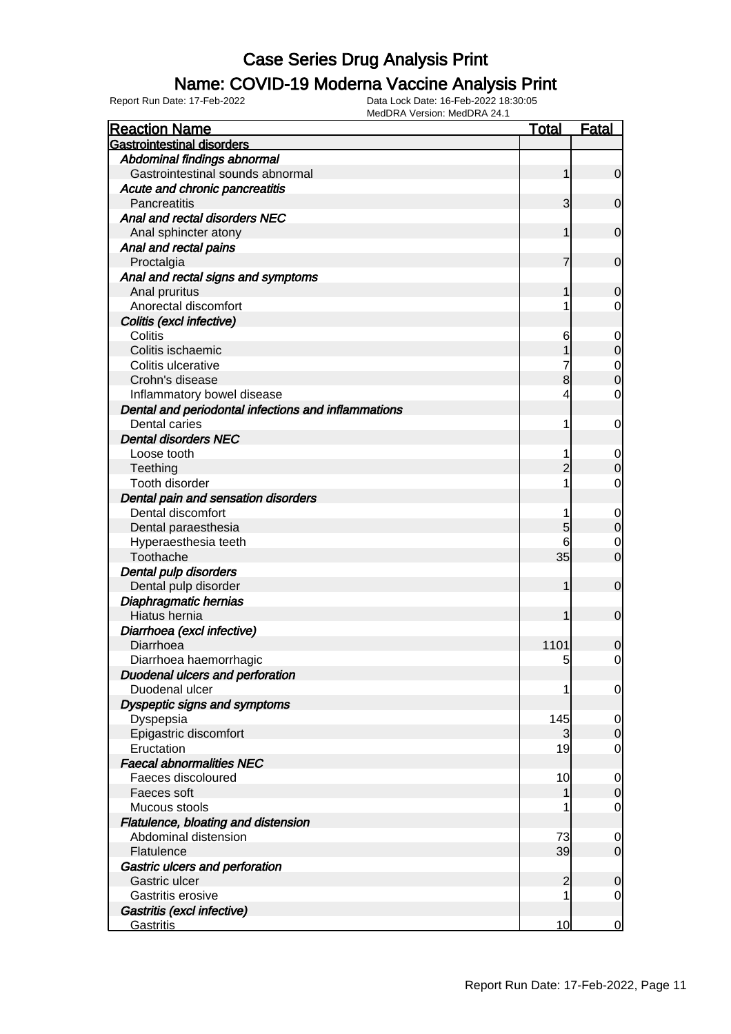# Case Series Drug Analysis Print

## Name: COVID-19 Moderna Vaccine Analysis Print

Report Run Date: 17-Feb-2022 Data Lock Date: 16-Feb-2022 18:30:05
MedDRA Version: MedDRA 24.1

| Reaction Name | Total | Fatal |
|---|---|---|
| **Gastrointestinal disorders** | | |
| *Abdominal findings abnormal* | | |
| Gastrointestinal sounds abnormal | 1 | 0 |
| *Acute and chronic pancreatitis* | | |
| Pancreatitis | 3 | 0 |
| *Anal and rectal disorders NEC* | | |
| Anal sphincter atony | 1 | 0 |
| *Anal and rectal pains* | | |
| Proctalgia | 7 | 0 |
| *Anal and rectal signs and symptoms* | | |
| Anal pruritus | 1 | 0 |
| Anorectal discomfort | 1 | 0 |
| *Colitis (excl infective)* | | |
| Colitis | 6 | 0 |
| Colitis ischaemic | 1 | 0 |
| Colitis ulcerative | 7 | 0 |
| Crohn's disease | 8 | 0 |
| Inflammatory bowel disease | 4 | 0 |
| *Dental and periodontal infections and inflammations* | | |
| Dental caries | 1 | 0 |
| *Dental disorders NEC* | | |
| Loose tooth | 1 | 0 |
| Teething | 2 | 0 |
| Tooth disorder | 1 | 0 |
| *Dental pain and sensation disorders* | | |
| Dental discomfort | 1 | 0 |
| Dental paraesthesia | 5 | 0 |
| Hyperaesthesia teeth | 6 | 0 |
| Toothache | 35 | 0 |
| *Dental pulp disorders* | | |
| Dental pulp disorder | 1 | 0 |
| *Diaphragmatic hernias* | | |
| Hiatus hernia | 1 | 0 |
| *Diarrhoea (excl infective)* | | |
| Diarrhoea | 1101 | 0 |
| Diarrhoea haemorrhagic | 5 | 0 |
| *Duodenal ulcers and perforation* | | |
| Duodenal ulcer | 1 | 0 |
| *Dyspeptic signs and symptoms* | | |
| Dyspepsia | 145 | 0 |
| Epigastric discomfort | 3 | 0 |
| Eructation | 19 | 0 |
| *Faecal abnormalities NEC* | | |
| Faeces discoloured | 10 | 0 |
| Faeces soft | 1 | 0 |
| Mucous stools | 1 | 0 |
| *Flatulence, bloating and distension* | | |
| Abdominal distension | 73 | 0 |
| Flatulence | 39 | 0 |
| *Gastric ulcers and perforation* | | |
| Gastric ulcer | 2 | 0 |
| Gastritis erosive | 1 | 0 |
| *Gastritis (excl infective)* | | |
| Gastritis | 10 | 0 |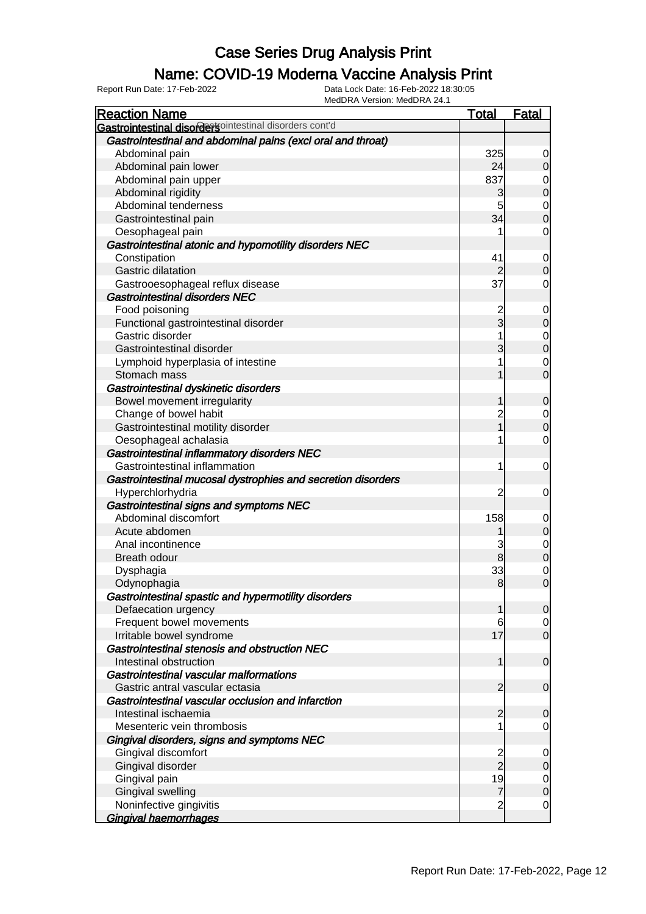# Case Series Drug Analysis Print

## Name: COVID-19 Moderna Vaccine Analysis Print

Report Run Date: 17-Feb-2022    Data Lock Date: 16-Feb-2022 18:30:05
MedDRA Version: MedDRA 24.1

| Reaction Name | Total | Fatal |
|---|---|---|
| **Gastrointestinal disorders** Gastrointestinal disorders cont'd | | |
| ***Gastrointestinal and abdominal pains (excl oral and throat)*** | | |
| Abdominal pain | 325 | 0 |
| Abdominal pain lower | 24 | 0 |
| Abdominal pain upper | 837 | 0 |
| Abdominal rigidity | 3 | 0 |
| Abdominal tenderness | 5 | 0 |
| Gastrointestinal pain | 34 | 0 |
| Oesophageal pain | 1 | 0 |
| ***Gastrointestinal atonic and hypomotility disorders NEC*** | | |
| Constipation | 41 | 0 |
| Gastric dilatation | 2 | 0 |
| Gastrooesophageal reflux disease | 37 | 0 |
| ***Gastrointestinal disorders NEC*** | | |
| Food poisoning | 2 | 0 |
| Functional gastrointestinal disorder | 3 | 0 |
| Gastric disorder | 1 | 0 |
| Gastrointestinal disorder | 3 | 0 |
| Lymphoid hyperplasia of intestine | 1 | 0 |
| Stomach mass | 1 | 0 |
| ***Gastrointestinal dyskinetic disorders*** | | |
| Bowel movement irregularity | 1 | 0 |
| Change of bowel habit | 2 | 0 |
| Gastrointestinal motility disorder | 1 | 0 |
| Oesophageal achalasia | 1 | 0 |
| ***Gastrointestinal inflammatory disorders NEC*** | | |
| Gastrointestinal inflammation | 1 | 0 |
| ***Gastrointestinal mucosal dystrophies and secretion disorders*** | | |
| Hyperchlorhydria | 2 | 0 |
| ***Gastrointestinal signs and symptoms NEC*** | | |
| Abdominal discomfort | 158 | 0 |
| Acute abdomen | 1 | 0 |
| Anal incontinence | 3 | 0 |
| Breath odour | 8 | 0 |
| Dysphagia | 33 | 0 |
| Odynophagia | 8 | 0 |
| ***Gastrointestinal spastic and hypermotility disorders*** | | |
| Defaecation urgency | 1 | 0 |
| Frequent bowel movements | 6 | 0 |
| Irritable bowel syndrome | 17 | 0 |
| ***Gastrointestinal stenosis and obstruction NEC*** | | |
| Intestinal obstruction | 1 | 0 |
| ***Gastrointestinal vascular malformations*** | | |
| Gastric antral vascular ectasia | 2 | 0 |
| ***Gastrointestinal vascular occlusion and infarction*** | | |
| Intestinal ischaemia | 2 | 0 |
| Mesenteric vein thrombosis | 1 | 0 |
| ***Gingival disorders, signs and symptoms NEC*** | | |
| Gingival discomfort | 2 | 0 |
| Gingival disorder | 2 | 0 |
| Gingival pain | 19 | 0 |
| Gingival swelling | 7 | 0 |
| Noninfective gingivitis | 2 | 0 |
| ***Gingival haemorrhages*** | | |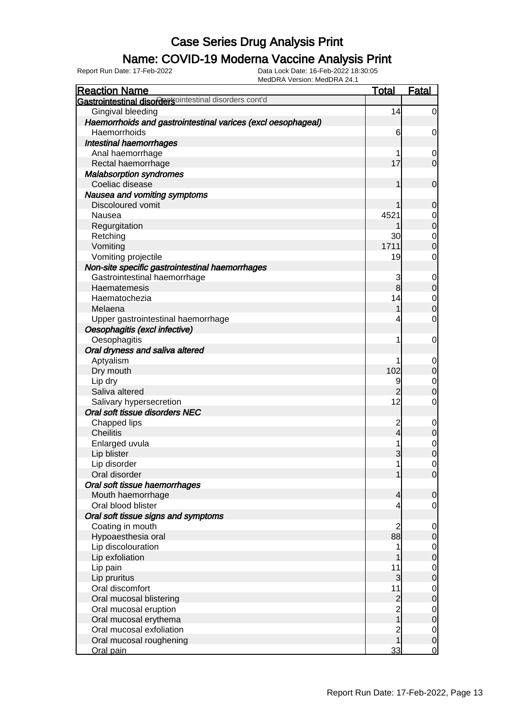# Case Series Drug Analysis Print

## Name: COVID-19 Moderna Vaccine Analysis Print

Report Run Date: 17-Feb-2022    Data Lock Date: 16-Feb-2022 18:30:05
MedDRA Version: MedDRA 24.1

| Reaction Name | Total | Fatal |
|---|---|---|
| **Gastrointestinal disorders** Gastrointestinal disorders cont'd | | |
| Gingival bleeding | 14 | 0 |
| ***Haemorrhoids and gastrointestinal varices (excl oesophageal)*** | | |
| Haemorrhoids | 6 | 0 |
| ***Intestinal haemorrhages*** | | |
| Anal haemorrhage | 1 | 0 |
| Rectal haemorrhage | 17 | 0 |
| ***Malabsorption syndromes*** | | |
| Coeliac disease | 1 | 0 |
| ***Nausea and vomiting symptoms*** | | |
| Discoloured vomit | 1 | 0 |
| Nausea | 4521 | 0 |
| Regurgitation | 1 | 0 |
| Retching | 30 | 0 |
| Vomiting | 1711 | 0 |
| Vomiting projectile | 19 | 0 |
| ***Non-site specific gastrointestinal haemorrhages*** | | |
| Gastrointestinal haemorrhage | 3 | 0 |
| Haematemesis | 8 | 0 |
| Haematochezia | 14 | 0 |
| Melaena | 1 | 0 |
| Upper gastrointestinal haemorrhage | 4 | 0 |
| ***Oesophagitis (excl infective)*** | | |
| Oesophagitis | 1 | 0 |
| ***Oral dryness and saliva altered*** | | |
| Aptyalism | 1 | 0 |
| Dry mouth | 102 | 0 |
| Lip dry | 9 | 0 |
| Saliva altered | 2 | 0 |
| Salivary hypersecretion | 12 | 0 |
| ***Oral soft tissue disorders NEC*** | | |
| Chapped lips | 2 | 0 |
| Cheilitis | 4 | 0 |
| Enlarged uvula | 1 | 0 |
| Lip blister | 3 | 0 |
| Lip disorder | 1 | 0 |
| Oral disorder | 1 | 0 |
| ***Oral soft tissue haemorrhages*** | | |
| Mouth haemorrhage | 4 | 0 |
| Oral blood blister | 4 | 0 |
| ***Oral soft tissue signs and symptoms*** | | |
| Coating in mouth | 2 | 0 |
| Hypoaesthesia oral | 88 | 0 |
| Lip discolouration | 1 | 0 |
| Lip exfoliation | 1 | 0 |
| Lip pain | 11 | 0 |
| Lip pruritus | 3 | 0 |
| Oral discomfort | 11 | 0 |
| Oral mucosal blistering | 2 | 0 |
| Oral mucosal eruption | 2 | 0 |
| Oral mucosal erythema | 1 | 0 |
| Oral mucosal exfoliation | 2 | 0 |
| Oral mucosal roughening | 1 | 0 |
| Oral pain | 33 | 0 |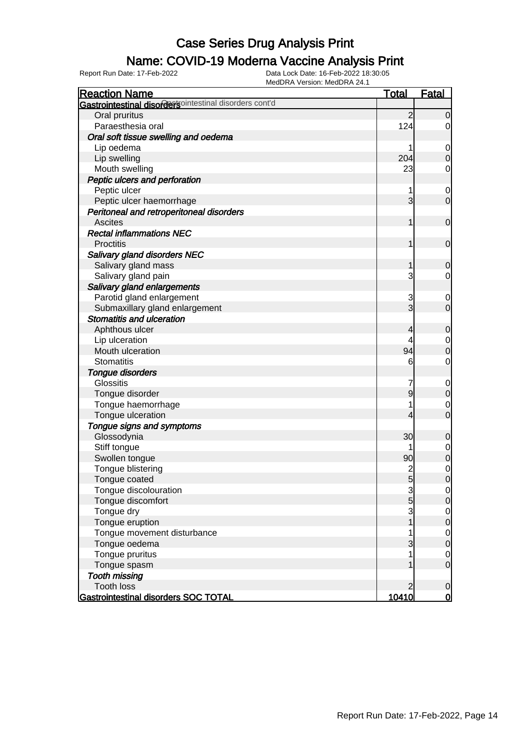# Case Series Drug Analysis Print

## Name: COVID-19 Moderna Vaccine Analysis Print

Report Run Date: 17-Feb-2022

Data Lock Date: 16-Feb-2022 18:30:05
MedDRA Version: MedDRA 24.1

| Reaction Name | Total | Fatal |
|---|---|---|
| **Gastrointestinal disorders** Gastrointestinal disorders cont'd | | |
| Oral pruritus | 2 | 0 |
| Paraesthesia oral | 124 | 0 |
| ***Oral soft tissue swelling and oedema*** | | |
| Lip oedema | 1 | 0 |
| Lip swelling | 204 | 0 |
| Mouth swelling | 23 | 0 |
| ***Peptic ulcers and perforation*** | | |
| Peptic ulcer | 1 | 0 |
| Peptic ulcer haemorrhage | 3 | 0 |
| ***Peritoneal and retroperitoneal disorders*** | | |
| Ascites | 1 | 0 |
| ***Rectal inflammations NEC*** | | |
| Proctitis | 1 | 0 |
| ***Salivary gland disorders NEC*** | | |
| Salivary gland mass | 1 | 0 |
| Salivary gland pain | 3 | 0 |
| ***Salivary gland enlargements*** | | |
| Parotid gland enlargement | 3 | 0 |
| Submaxillary gland enlargement | 3 | 0 |
| ***Stomatitis and ulceration*** | | |
| Aphthous ulcer | 4 | 0 |
| Lip ulceration | 4 | 0 |
| Mouth ulceration | 94 | 0 |
| Stomatitis | 6 | 0 |
| ***Tongue disorders*** | | |
| Glossitis | 7 | 0 |
| Tongue disorder | 9 | 0 |
| Tongue haemorrhage | 1 | 0 |
| Tongue ulceration | 4 | 0 |
| ***Tongue signs and symptoms*** | | |
| Glossodynia | 30 | 0 |
| Stiff tongue | 1 | 0 |
| Swollen tongue | 90 | 0 |
| Tongue blistering | 2 | 0 |
| Tongue coated | 5 | 0 |
| Tongue discolouration | 3 | 0 |
| Tongue discomfort | 5 | 0 |
| Tongue dry | 3 | 0 |
| Tongue eruption | 1 | 0 |
| Tongue movement disturbance | 1 | 0 |
| Tongue oedema | 3 | 0 |
| Tongue pruritus | 1 | 0 |
| Tongue spasm | 1 | 0 |
| ***Tooth missing*** | | |
| Tooth loss | 2 | 0 |
| **Gastrointestinal disorders SOC TOTAL** | **10410** | **0** |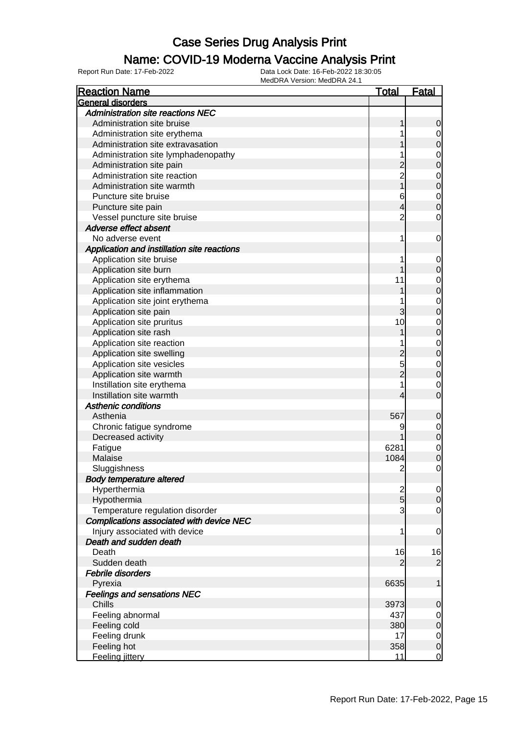# Case Series Drug Analysis Print

## Name: COVID-19 Moderna Vaccine Analysis Print

Report Run Date: 17-Feb-2022    Data Lock Date: 16-Feb-2022 18:30:05
MedDRA Version: MedDRA 24.1

| Reaction Name | Total | Fatal |
|---|---|---|
| **General disorders** | | |
| *Administration site reactions NEC* | | |
| Administration site bruise | 1 | 0 |
| Administration site erythema | 1 | 0 |
| Administration site extravasation | 1 | 0 |
| Administration site lymphadenopathy | 1 | 0 |
| Administration site pain | 2 | 0 |
| Administration site reaction | 2 | 0 |
| Administration site warmth | 1 | 0 |
| Puncture site bruise | 6 | 0 |
| Puncture site pain | 4 | 0 |
| Vessel puncture site bruise | 2 | 0 |
| *Adverse effect absent* | | |
| No adverse event | 1 | 0 |
| *Application and instillation site reactions* | | |
| Application site bruise | 1 | 0 |
| Application site burn | 1 | 0 |
| Application site erythema | 11 | 0 |
| Application site inflammation | 1 | 0 |
| Application site joint erythema | 1 | 0 |
| Application site pain | 3 | 0 |
| Application site pruritus | 10 | 0 |
| Application site rash | 1 | 0 |
| Application site reaction | 1 | 0 |
| Application site swelling | 2 | 0 |
| Application site vesicles | 5 | 0 |
| Application site warmth | 2 | 0 |
| Instillation site erythema | 1 | 0 |
| Instillation site warmth | 4 | 0 |
| *Asthenic conditions* | | |
| Asthenia | 567 | 0 |
| Chronic fatigue syndrome | 9 | 0 |
| Decreased activity | 1 | 0 |
| Fatigue | 6281 | 0 |
| Malaise | 1084 | 0 |
| Sluggishness | 2 | 0 |
| *Body temperature altered* | | |
| Hyperthermia | 2 | 0 |
| Hypothermia | 5 | 0 |
| Temperature regulation disorder | 3 | 0 |
| *Complications associated with device NEC* | | |
| Injury associated with device | 1 | 0 |
| *Death and sudden death* | | |
| Death | 16 | 16 |
| Sudden death | 2 | 2 |
| *Febrile disorders* | | |
| Pyrexia | 6635 | 1 |
| *Feelings and sensations NEC* | | |
| Chills | 3973 | 0 |
| Feeling abnormal | 437 | 0 |
| Feeling cold | 380 | 0 |
| Feeling drunk | 17 | 0 |
| Feeling hot | 358 | 0 |
| Feeling jittery | 11 | 0 |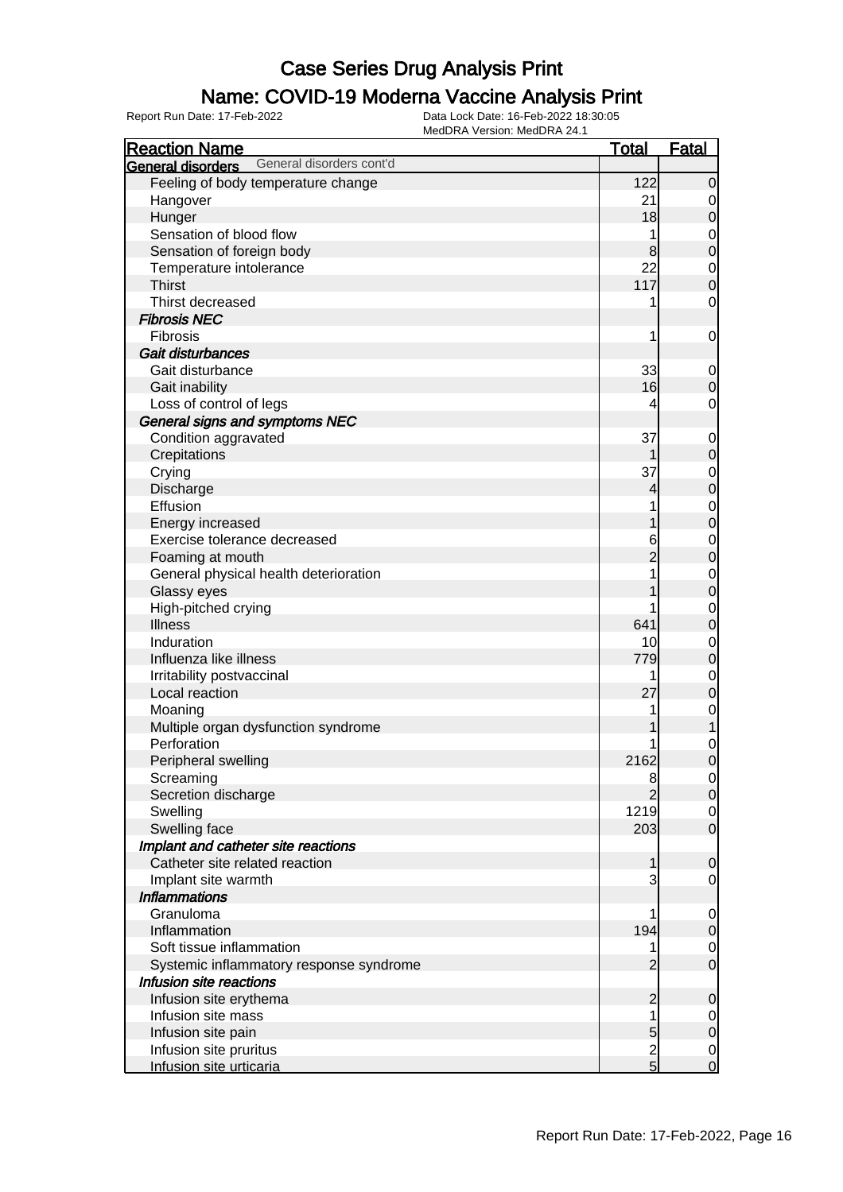# Case Series Drug Analysis Print

## Name: COVID-19 Moderna Vaccine Analysis Print

Report Run Date: 17-Feb-2022

Data Lock Date: 16-Feb-2022 18:30:05
MedDRA Version: MedDRA 24.1

| Reaction Name | Total | Fatal |
|---|---|---|
| **General disorders** General disorders cont'd | | |
| Feeling of body temperature change | 122 | 0 |
| Hangover | 21 | 0 |
| Hunger | 18 | 0 |
| Sensation of blood flow | 1 | 0 |
| Sensation of foreign body | 8 | 0 |
| Temperature intolerance | 22 | 0 |
| Thirst | 117 | 0 |
| Thirst decreased | 1 | 0 |
| ***Fibrosis NEC*** | | |
| Fibrosis | 1 | 0 |
| ***Gait disturbances*** | | |
| Gait disturbance | 33 | 0 |
| Gait inability | 16 | 0 |
| Loss of control of legs | 4 | 0 |
| ***General signs and symptoms NEC*** | | |
| Condition aggravated | 37 | 0 |
| Crepitations | 1 | 0 |
| Crying | 37 | 0 |
| Discharge | 4 | 0 |
| Effusion | 1 | 0 |
| Energy increased | 1 | 0 |
| Exercise tolerance decreased | 6 | 0 |
| Foaming at mouth | 2 | 0 |
| General physical health deterioration | 1 | 0 |
| Glassy eyes | 1 | 0 |
| High-pitched crying | 1 | 0 |
| Illness | 641 | 0 |
| Induration | 10 | 0 |
| Influenza like illness | 779 | 0 |
| Irritability postvaccinal | 1 | 0 |
| Local reaction | 27 | 0 |
| Moaning | 1 | 0 |
| Multiple organ dysfunction syndrome | 1 | 1 |
| Perforation | 1 | 0 |
| Peripheral swelling | 2162 | 0 |
| Screaming | 8 | 0 |
| Secretion discharge | 2 | 0 |
| Swelling | 1219 | 0 |
| Swelling face | 203 | 0 |
| ***Implant and catheter site reactions*** | | |
| Catheter site related reaction | 1 | 0 |
| Implant site warmth | 3 | 0 |
| ***Inflammations*** | | |
| Granuloma | 1 | 0 |
| Inflammation | 194 | 0 |
| Soft tissue inflammation | 1 | 0 |
| Systemic inflammatory response syndrome | 2 | 0 |
| ***Infusion site reactions*** | | |
| Infusion site erythema | 2 | 0 |
| Infusion site mass | 1 | 0 |
| Infusion site pain | 5 | 0 |
| Infusion site pruritus | 2 | 0 |
| Infusion site urticaria | 5 | 0 |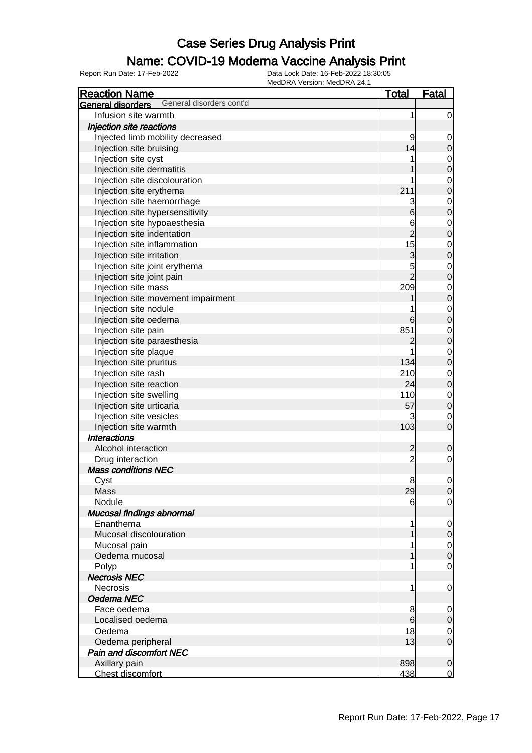# Case Series Drug Analysis Print

## Name: COVID-19 Moderna Vaccine Analysis Print

Report Run Date: 17-Feb-2022

Data Lock Date: 16-Feb-2022 18:30:05

MedDRA Version: MedDRA 24.1

| Reaction Name | Total | Fatal |
|---|---|---|
| **General disorders** General disorders cont'd | | |
| Infusion site warmth | 1 | 0 |
| *Injection site reactions* | | |
| Injected limb mobility decreased | 9 | 0 |
| Injection site bruising | 14 | 0 |
| Injection site cyst | 1 | 0 |
| Injection site dermatitis | 1 | 0 |
| Injection site discolouration | 1 | 0 |
| Injection site erythema | 211 | 0 |
| Injection site haemorrhage | 3 | 0 |
| Injection site hypersensitivity | 6 | 0 |
| Injection site hypoaesthesia | 6 | 0 |
| Injection site indentation | 2 | 0 |
| Injection site inflammation | 15 | 0 |
| Injection site irritation | 3 | 0 |
| Injection site joint erythema | 5 | 0 |
| Injection site joint pain | 2 | 0 |
| Injection site mass | 209 | 0 |
| Injection site movement impairment | 1 | 0 |
| Injection site nodule | 1 | 0 |
| Injection site oedema | 6 | 0 |
| Injection site pain | 851 | 0 |
| Injection site paraesthesia | 2 | 0 |
| Injection site plaque | 1 | 0 |
| Injection site pruritus | 134 | 0 |
| Injection site rash | 210 | 0 |
| Injection site reaction | 24 | 0 |
| Injection site swelling | 110 | 0 |
| Injection site urticaria | 57 | 0 |
| Injection site vesicles | 3 | 0 |
| Injection site warmth | 103 | 0 |
| *Interactions* | | |
| Alcohol interaction | 2 | 0 |
| Drug interaction | 2 | 0 |
| *Mass conditions NEC* | | |
| Cyst | 8 | 0 |
| Mass | 29 | 0 |
| Nodule | 6 | 0 |
| *Mucosal findings abnormal* | | |
| Enanthema | 1 | 0 |
| Mucosal discolouration | 1 | 0 |
| Mucosal pain | 1 | 0 |
| Oedema mucosal | 1 | 0 |
| Polyp | 1 | 0 |
| *Necrosis NEC* | | |
| Necrosis | 1 | 0 |
| *Oedema NEC* | | |
| Face oedema | 8 | 0 |
| Localised oedema | 6 | 0 |
| Oedema | 18 | 0 |
| Oedema peripheral | 13 | 0 |
| *Pain and discomfort NEC* | | |
| Axillary pain | 898 | 0 |
| Chest discomfort | 438 | 0 |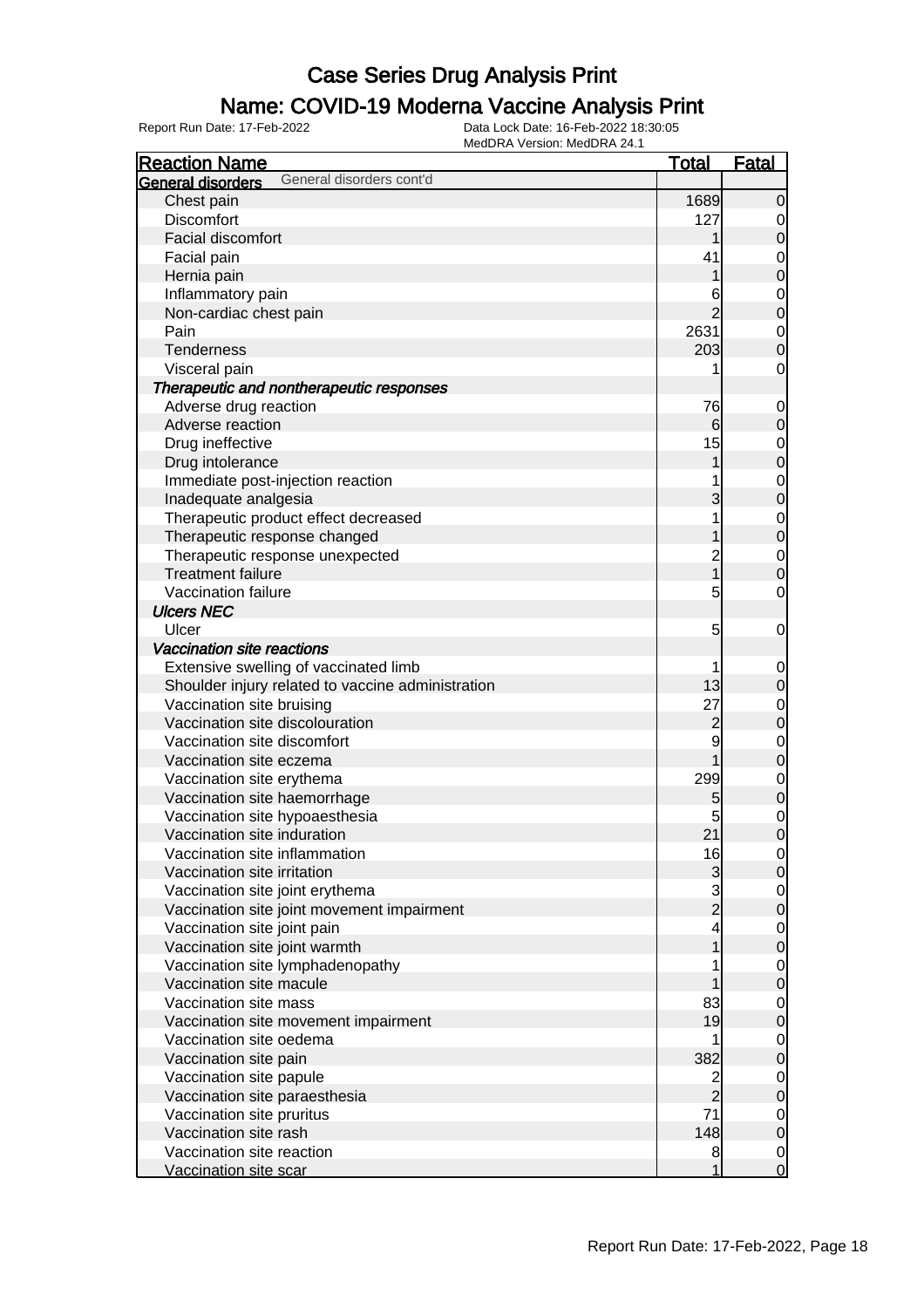# Case Series Drug Analysis Print

## Name: COVID-19 Moderna Vaccine Analysis Print

Report Run Date: 17-Feb-2022 | Data Lock Date: 16-Feb-2022 18:30:05
MedDRA Version: MedDRA 24.1

| Reaction Name | Total | Fatal |
|---|---|---|
| **General disorders** General disorders cont'd | | |
| Chest pain | 1689 | 0 |
| Discomfort | 127 | 0 |
| Facial discomfort | 1 | 0 |
| Facial pain | 41 | 0 |
| Hernia pain | 1 | 0 |
| Inflammatory pain | 6 | 0 |
| Non-cardiac chest pain | 2 | 0 |
| Pain | 2631 | 0 |
| Tenderness | 203 | 0 |
| Visceral pain | 1 | 0 |
| ***Therapeutic and nontherapeutic responses*** | | |
| Adverse drug reaction | 76 | 0 |
| Adverse reaction | 6 | 0 |
| Drug ineffective | 15 | 0 |
| Drug intolerance | 1 | 0 |
| Immediate post-injection reaction | 1 | 0 |
| Inadequate analgesia | 3 | 0 |
| Therapeutic product effect decreased | 1 | 0 |
| Therapeutic response changed | 1 | 0 |
| Therapeutic response unexpected | 2 | 0 |
| Treatment failure | 1 | 0 |
| Vaccination failure | 5 | 0 |
| ***Ulcers NEC*** | | |
| Ulcer | 5 | 0 |
| ***Vaccination site reactions*** | | |
| Extensive swelling of vaccinated limb | 1 | 0 |
| Shoulder injury related to vaccine administration | 13 | 0 |
| Vaccination site bruising | 27 | 0 |
| Vaccination site discolouration | 2 | 0 |
| Vaccination site discomfort | 9 | 0 |
| Vaccination site eczema | 1 | 0 |
| Vaccination site erythema | 299 | 0 |
| Vaccination site haemorrhage | 5 | 0 |
| Vaccination site hypoaesthesia | 5 | 0 |
| Vaccination site induration | 21 | 0 |
| Vaccination site inflammation | 16 | 0 |
| Vaccination site irritation | 3 | 0 |
| Vaccination site joint erythema | 3 | 0 |
| Vaccination site joint movement impairment | 2 | 0 |
| Vaccination site joint pain | 4 | 0 |
| Vaccination site joint warmth | 1 | 0 |
| Vaccination site lymphadenopathy | 1 | 0 |
| Vaccination site macule | 1 | 0 |
| Vaccination site mass | 83 | 0 |
| Vaccination site movement impairment | 19 | 0 |
| Vaccination site oedema | 1 | 0 |
| Vaccination site pain | 382 | 0 |
| Vaccination site papule | 2 | 0 |
| Vaccination site paraesthesia | 2 | 0 |
| Vaccination site pruritus | 71 | 0 |
| Vaccination site rash | 148 | 0 |
| Vaccination site reaction | 8 | 0 |
| Vaccination site scar | 1 | 0 |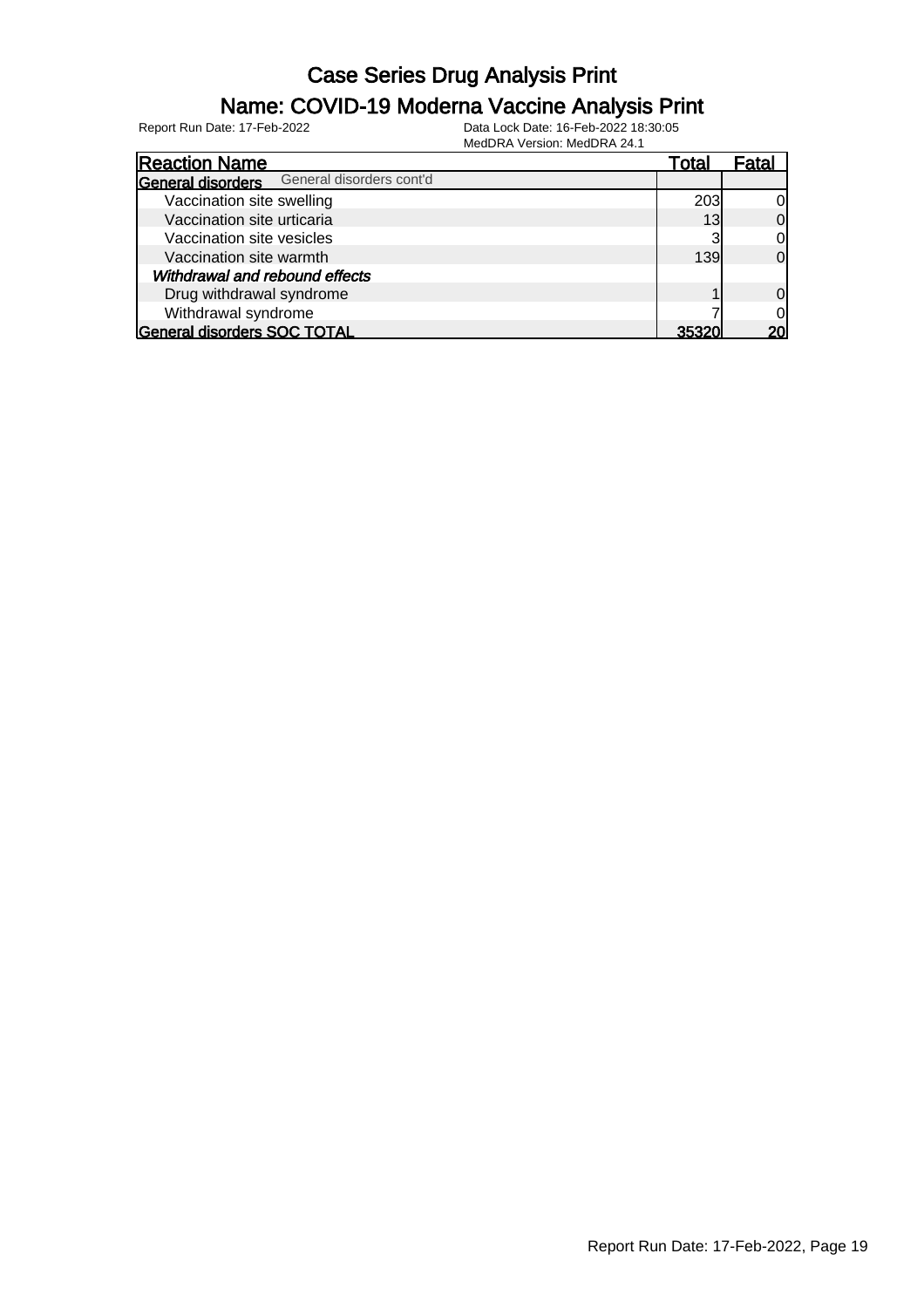# Case Series Drug Analysis Print

## Name: COVID-19 Moderna Vaccine Analysis Print

Report Run Date: 17-Feb-2022

Data Lock Date: 16-Feb-2022 18:30:05

MedDRA Version: MedDRA 24.1

| Reaction Name | Total | Fatal |
|---|---|---|
| **General disorders** General disorders cont'd | | |
| Vaccination site swelling | 203 | 0 |
| Vaccination site urticaria | 13 | 0 |
| Vaccination site vesicles | 3 | 0 |
| Vaccination site warmth | 139 | 0 |
| ***Withdrawal and rebound effects*** | | |
| Drug withdrawal syndrome | 1 | 0 |
| Withdrawal syndrome | 7 | 0 |
| **General disorders SOC TOTAL** | **35320** | **20** |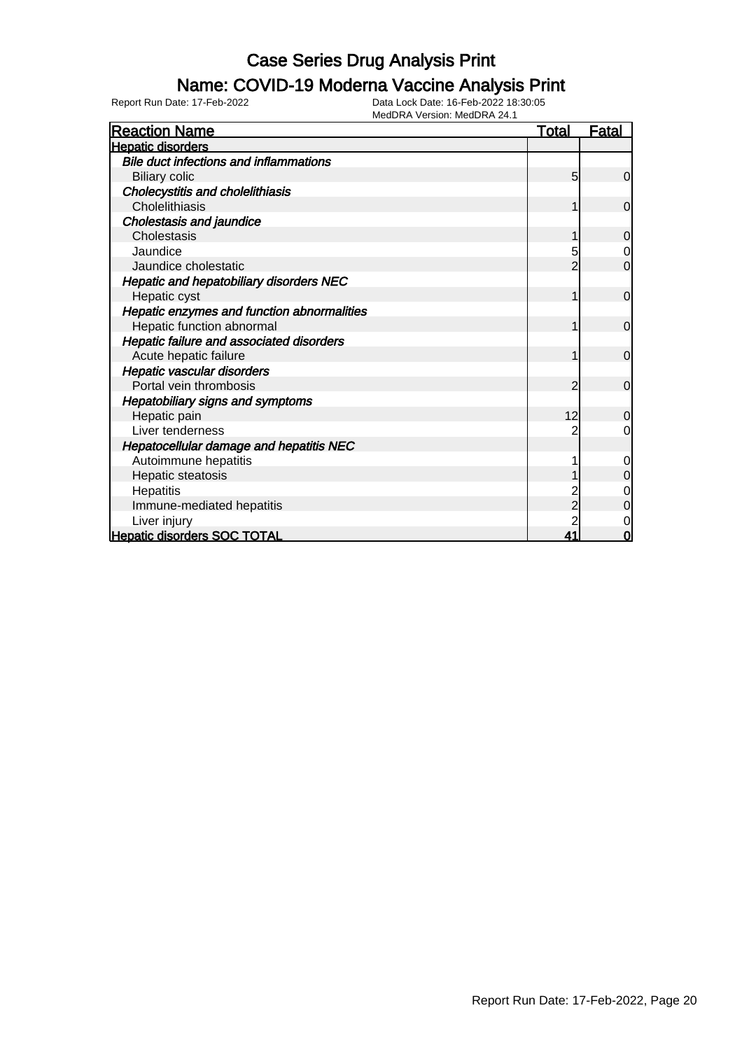# Case Series Drug Analysis Print

## Name: COVID-19 Moderna Vaccine Analysis Print

Report Run Date: 17-Feb-2022

Data Lock Date: 16-Feb-2022 18:30:05

MedDRA Version: MedDRA 24.1

| Reaction Name | Total | Fatal |
|---|---|---|
| **Hepatic disorders** | | |
| ***Bile duct infections and inflammations*** | | |
| Biliary colic | 5 | 0 |
| ***Cholecystitis and cholelithiasis*** | | |
| Cholelithiasis | 1 | 0 |
| ***Cholestasis and jaundice*** | | |
| Cholestasis | 1 | 0 |
| Jaundice | 5 | 0 |
| Jaundice cholestatic | 2 | 0 |
| ***Hepatic and hepatobiliary disorders NEC*** | | |
| Hepatic cyst | 1 | 0 |
| ***Hepatic enzymes and function abnormalities*** | | |
| Hepatic function abnormal | 1 | 0 |
| ***Hepatic failure and associated disorders*** | | |
| Acute hepatic failure | 1 | 0 |
| ***Hepatic vascular disorders*** | | |
| Portal vein thrombosis | 2 | 0 |
| ***Hepatobiliary signs and symptoms*** | | |
| Hepatic pain | 12 | 0 |
| Liver tenderness | 2 | 0 |
| ***Hepatocellular damage and hepatitis NEC*** | | |
| Autoimmune hepatitis | 1 | 0 |
| Hepatic steatosis | 1 | 0 |
| Hepatitis | 2 | 0 |
| Immune-mediated hepatitis | 2 | 0 |
| Liver injury | 2 | 0 |
| **Hepatic disorders SOC TOTAL** | **41** | **0** |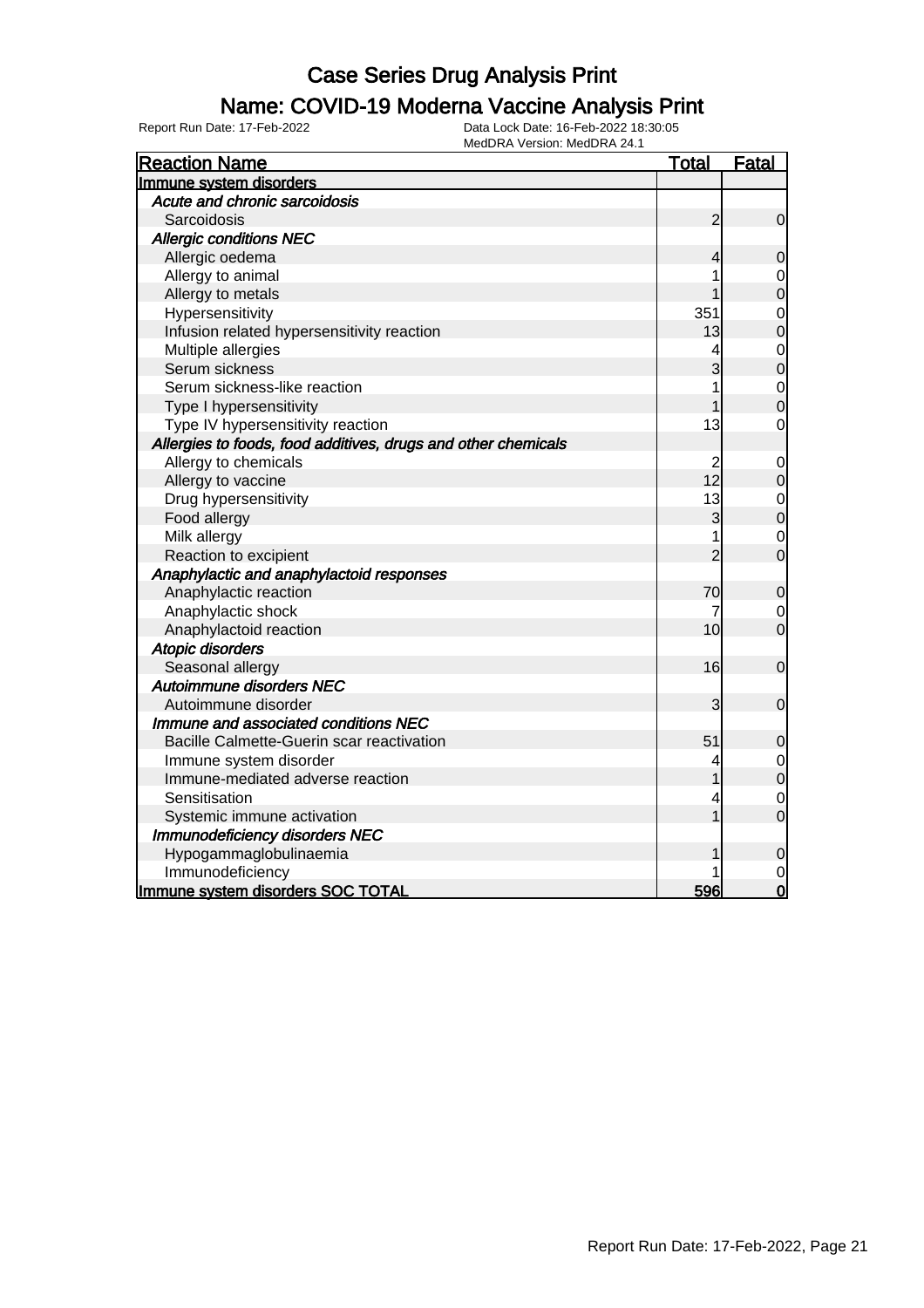# Case Series Drug Analysis Print

## Name: COVID-19 Moderna Vaccine Analysis Print

Report Run Date: 17-Feb-2022

Data Lock Date: 16-Feb-2022 18:30:05
MedDRA Version: MedDRA 24.1

| Reaction Name | Total | Fatal |
|---|---|---|
| **Immune system disorders** | | |
| *Acute and chronic sarcoidosis* | | |
| Sarcoidosis | 2 | 0 |
| *Allergic conditions NEC* | | |
| Allergic oedema | 4 | 0 |
| Allergy to animal | 1 | 0 |
| Allergy to metals | 1 | 0 |
| Hypersensitivity | 351 | 0 |
| Infusion related hypersensitivity reaction | 13 | 0 |
| Multiple allergies | 4 | 0 |
| Serum sickness | 3 | 0 |
| Serum sickness-like reaction | 1 | 0 |
| Type I hypersensitivity | 1 | 0 |
| Type IV hypersensitivity reaction | 13 | 0 |
| *Allergies to foods, food additives, drugs and other chemicals* | | |
| Allergy to chemicals | 2 | 0 |
| Allergy to vaccine | 12 | 0 |
| Drug hypersensitivity | 13 | 0 |
| Food allergy | 3 | 0 |
| Milk allergy | 1 | 0 |
| Reaction to excipient | 2 | 0 |
| *Anaphylactic and anaphylactoid responses* | | |
| Anaphylactic reaction | 70 | 0 |
| Anaphylactic shock | 7 | 0 |
| Anaphylactoid reaction | 10 | 0 |
| *Atopic disorders* | | |
| Seasonal allergy | 16 | 0 |
| *Autoimmune disorders NEC* | | |
| Autoimmune disorder | 3 | 0 |
| *Immune and associated conditions NEC* | | |
| Bacille Calmette-Guerin scar reactivation | 51 | 0 |
| Immune system disorder | 4 | 0 |
| Immune-mediated adverse reaction | 1 | 0 |
| Sensitisation | 4 | 0 |
| Systemic immune activation | 1 | 0 |
| *Immunodeficiency disorders NEC* | | |
| Hypogammaglobulinaemia | 1 | 0 |
| Immunodeficiency | 1 | 0 |
| **Immune system disorders SOC TOTAL** | **596** | **0** |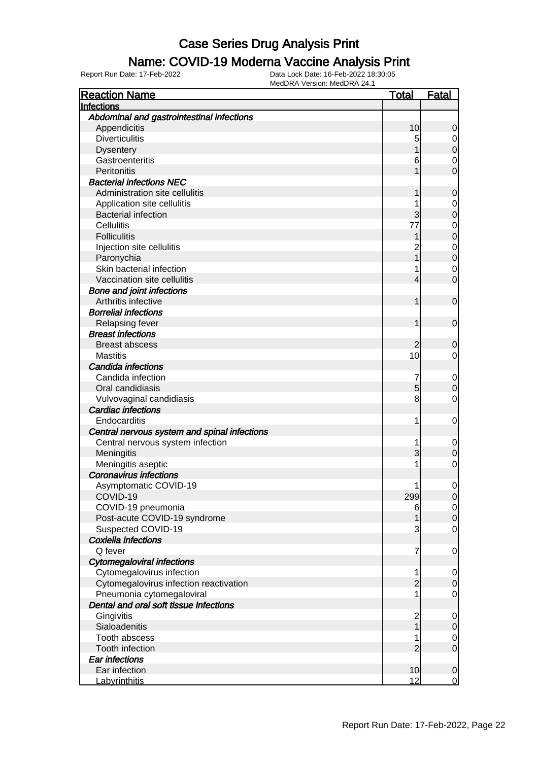# Case Series Drug Analysis Print

## Name: COVID-19 Moderna Vaccine Analysis Print

Report Run Date: 17-Feb-2022

Data Lock Date: 16-Feb-2022 18:30:05
MedDRA Version: MedDRA 24.1

| Reaction Name | Total | Fatal |
|---|---|---|
| **Infections** | | |
| ***Abdominal and gastrointestinal infections*** | | |
| Appendicitis | 10 | 0 |
| Diverticulitis | 5 | 0 |
| Dysentery | 1 | 0 |
| Gastroenteritis | 6 | 0 |
| Peritonitis | 1 | 0 |
| ***Bacterial infections NEC*** | | |
| Administration site cellulitis | 1 | 0 |
| Application site cellulitis | 1 | 0 |
| Bacterial infection | 3 | 0 |
| Cellulitis | 77 | 0 |
| Folliculitis | 1 | 0 |
| Injection site cellulitis | 2 | 0 |
| Paronychia | 1 | 0 |
| Skin bacterial infection | 1 | 0 |
| Vaccination site cellulitis | 4 | 0 |
| ***Bone and joint infections*** | | |
| Arthritis infective | 1 | 0 |
| ***Borrelial infections*** | | |
| Relapsing fever | 1 | 0 |
| ***Breast infections*** | | |
| Breast abscess | 2 | 0 |
| Mastitis | 10 | 0 |
| ***Candida infections*** | | |
| Candida infection | 7 | 0 |
| Oral candidiasis | 5 | 0 |
| Vulvovaginal candidiasis | 8 | 0 |
| ***Cardiac infections*** | | |
| Endocarditis | 1 | 0 |
| ***Central nervous system and spinal infections*** | | |
| Central nervous system infection | 1 | 0 |
| Meningitis | 3 | 0 |
| Meningitis aseptic | 1 | 0 |
| ***Coronavirus infections*** | | |
| Asymptomatic COVID-19 | 1 | 0 |
| COVID-19 | 299 | 0 |
| COVID-19 pneumonia | 6 | 0 |
| Post-acute COVID-19 syndrome | 1 | 0 |
| Suspected COVID-19 | 3 | 0 |
| ***Coxiella infections*** | | |
| Q fever | 7 | 0 |
| ***Cytomegaloviral infections*** | | |
| Cytomegalovirus infection | 1 | 0 |
| Cytomegalovirus infection reactivation | 2 | 0 |
| Pneumonia cytomegaloviral | 1 | 0 |
| ***Dental and oral soft tissue infections*** | | |
| Gingivitis | 2 | 0 |
| Sialoadenitis | 1 | 0 |
| Tooth abscess | 1 | 0 |
| Tooth infection | 2 | 0 |
| ***Ear infections*** | | |
| Ear infection | 10 | 0 |
| Labyrinthitis | 12 | 0 |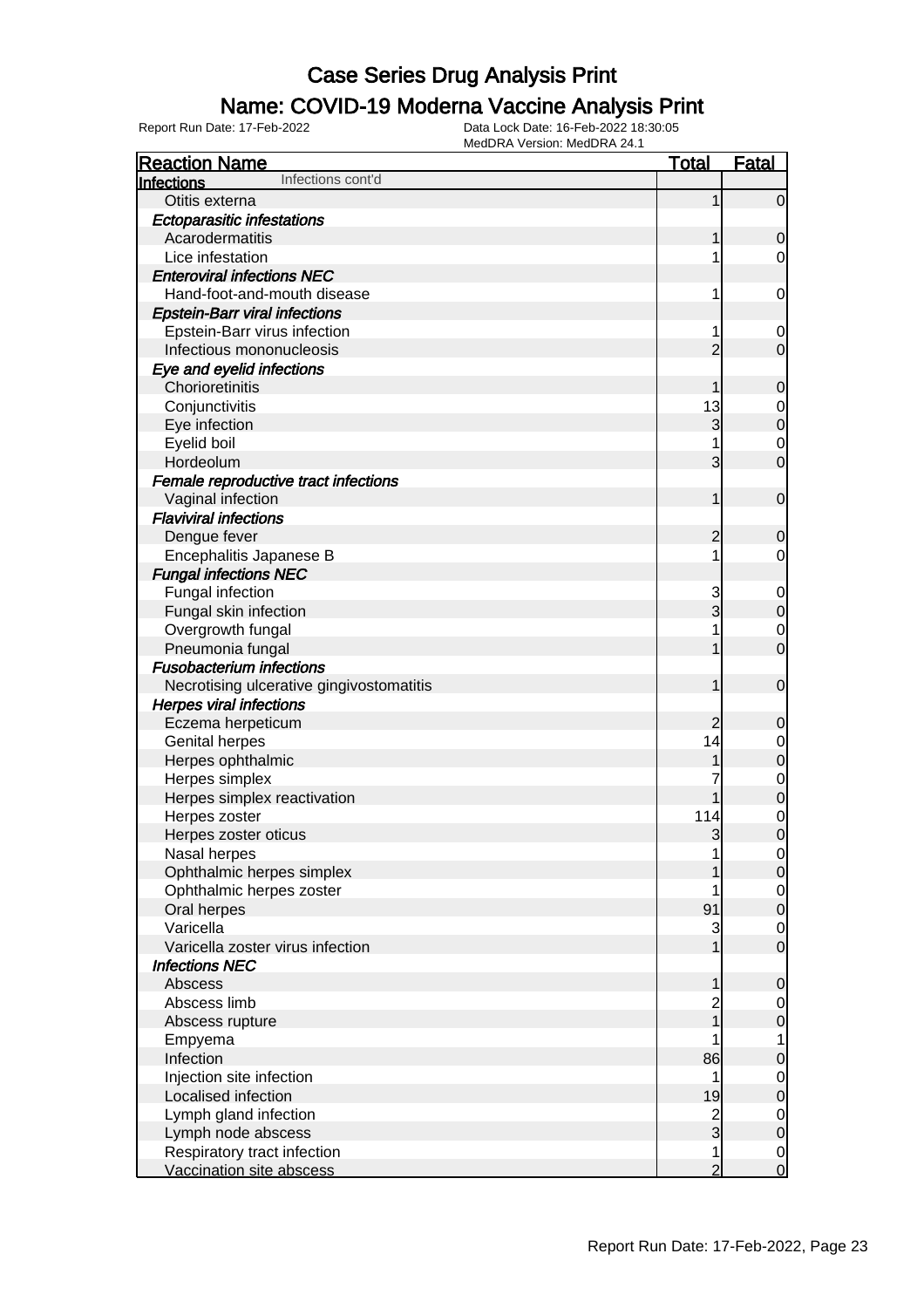# Case Series Drug Analysis Print

## Name: COVID-19 Moderna Vaccine Analysis Print

Report Run Date: 17-Feb-2022

Data Lock Date: 16-Feb-2022 18:30:05
MedDRA Version: MedDRA 24.1

| Reaction Name | Total | Fatal |
|---|---|---|
| **Infections** Infections cont'd | | |
| Otitis externa | 1 | 0 |
| *Ectoparasitic infestations* | | |
| Acarodermatitis | 1 | 0 |
| Lice infestation | 1 | 0 |
| *Enteroviral infections NEC* | | |
| Hand-foot-and-mouth disease | 1 | 0 |
| *Epstein-Barr viral infections* | | |
| Epstein-Barr virus infection | 1 | 0 |
| Infectious mononucleosis | 2 | 0 |
| *Eye and eyelid infections* | | |
| Chorioretinitis | 1 | 0 |
| Conjunctivitis | 13 | 0 |
| Eye infection | 3 | 0 |
| Eyelid boil | 1 | 0 |
| Hordeolum | 3 | 0 |
| *Female reproductive tract infections* | | |
| Vaginal infection | 1 | 0 |
| *Flaviviral infections* | | |
| Dengue fever | 2 | 0 |
| Encephalitis Japanese B | 1 | 0 |
| *Fungal infections NEC* | | |
| Fungal infection | 3 | 0 |
| Fungal skin infection | 3 | 0 |
| Overgrowth fungal | 1 | 0 |
| Pneumonia fungal | 1 | 0 |
| *Fusobacterium infections* | | |
| Necrotising ulcerative gingivostomatitis | 1 | 0 |
| *Herpes viral infections* | | |
| Eczema herpeticum | 2 | 0 |
| Genital herpes | 14 | 0 |
| Herpes ophthalmic | 1 | 0 |
| Herpes simplex | 7 | 0 |
| Herpes simplex reactivation | 1 | 0 |
| Herpes zoster | 114 | 0 |
| Herpes zoster oticus | 3 | 0 |
| Nasal herpes | 1 | 0 |
| Ophthalmic herpes simplex | 1 | 0 |
| Ophthalmic herpes zoster | 1 | 0 |
| Oral herpes | 91 | 0 |
| Varicella | 3 | 0 |
| Varicella zoster virus infection | 1 | 0 |
| *Infections NEC* | | |
| Abscess | 1 | 0 |
| Abscess limb | 2 | 0 |
| Abscess rupture | 1 | 0 |
| Empyema | 1 | 1 |
| Infection | 86 | 0 |
| Injection site infection | 1 | 0 |
| Localised infection | 19 | 0 |
| Lymph gland infection | 2 | 0 |
| Lymph node abscess | 3 | 0 |
| Respiratory tract infection | 1 | 0 |
| Vaccination site abscess | 2 | 0 |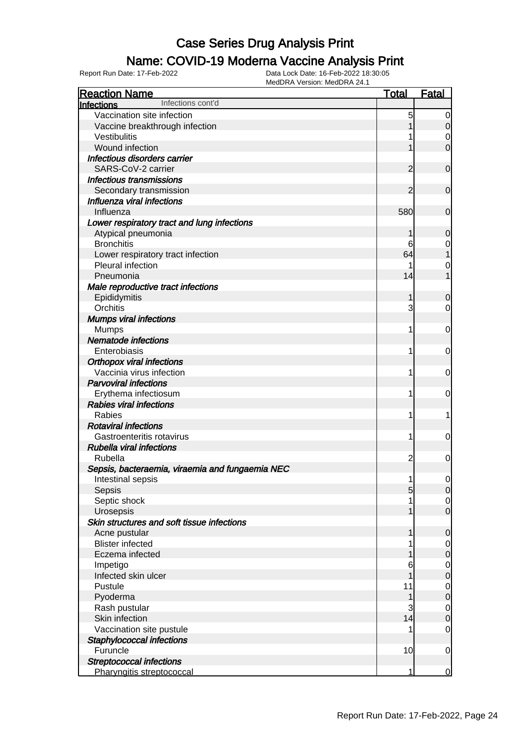# Case Series Drug Analysis Print

## Name: COVID-19 Moderna Vaccine Analysis Print

Report Run Date: 17-Feb-2022

Data Lock Date: 16-Feb-2022 18:30:05

MedDRA Version: MedDRA 24.1

| Reaction Name | Total | Fatal |
|---|---|---|
| **Infections** Infections cont'd | | |
| Vaccination site infection | 5 | 0 |
| Vaccine breakthrough infection | 1 | 0 |
| Vestibulitis | 1 | 0 |
| Wound infection | 1 | 0 |
| ***Infectious disorders carrier*** | | |
| SARS-CoV-2 carrier | 2 | 0 |
| ***Infectious transmissions*** | | |
| Secondary transmission | 2 | 0 |
| ***Influenza viral infections*** | | |
| Influenza | 580 | 0 |
| ***Lower respiratory tract and lung infections*** | | |
| Atypical pneumonia | 1 | 0 |
| Bronchitis | 6 | 0 |
| Lower respiratory tract infection | 64 | 1 |
| Pleural infection | 1 | 0 |
| Pneumonia | 14 | 1 |
| ***Male reproductive tract infections*** | | |
| Epididymitis | 1 | 0 |
| Orchitis | 3 | 0 |
| ***Mumps viral infections*** | | |
| Mumps | 1 | 0 |
| ***Nematode infections*** | | |
| Enterobiasis | 1 | 0 |
| ***Orthopox viral infections*** | | |
| Vaccinia virus infection | 1 | 0 |
| ***Parvoviral infections*** | | |
| Erythema infectiosum | 1 | 0 |
| ***Rabies viral infections*** | | |
| Rabies | 1 | 1 |
| ***Rotaviral infections*** | | |
| Gastroenteritis rotavirus | 1 | 0 |
| ***Rubella viral infections*** | | |
| Rubella | 2 | 0 |
| ***Sepsis, bacteraemia, viraemia and fungaemia NEC*** | | |
| Intestinal sepsis | 1 | 0 |
| Sepsis | 5 | 0 |
| Septic shock | 1 | 0 |
| Urosepsis | 1 | 0 |
| ***Skin structures and soft tissue infections*** | | |
| Acne pustular | 1 | 0 |
| Blister infected | 1 | 0 |
| Eczema infected | 1 | 0 |
| Impetigo | 6 | 0 |
| Infected skin ulcer | 1 | 0 |
| Pustule | 11 | 0 |
| Pyoderma | 1 | 0 |
| Rash pustular | 3 | 0 |
| Skin infection | 14 | 0 |
| Vaccination site pustule | 1 | 0 |
| ***Staphylococcal infections*** | | |
| Furuncle | 10 | 0 |
| ***Streptococcal infections*** | | |
| Pharyngitis streptococcal | 1 | 0 |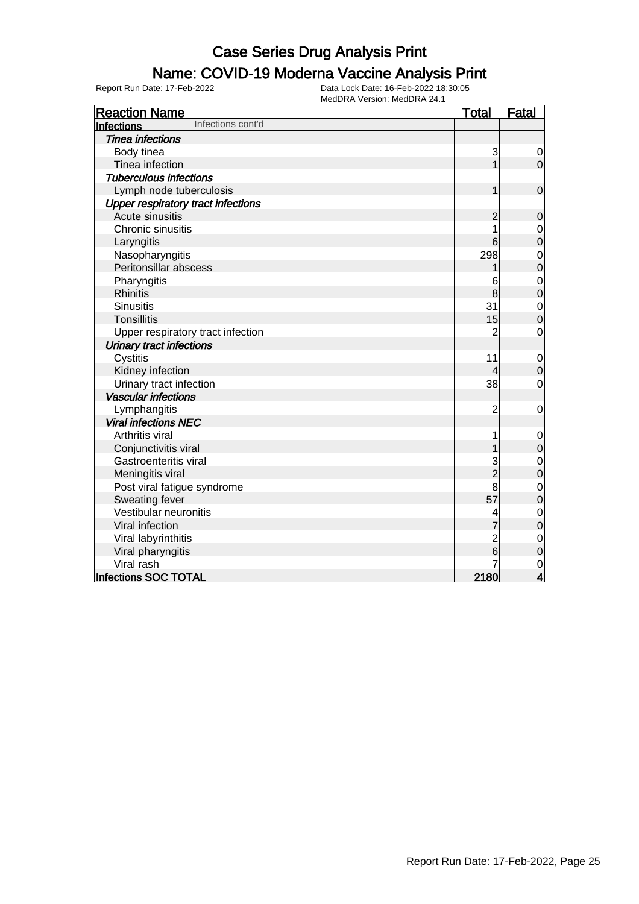# Case Series Drug Analysis Print

## Name: COVID-19 Moderna Vaccine Analysis Print

Report Run Date: 17-Feb-2022

Data Lock Date: 16-Feb-2022 18:30:05
MedDRA Version: MedDRA 24.1

| Reaction Name | Total | Fatal |
|---|---|---|
| **Infections** Infections cont'd | | |
| ***Tinea infections*** | | |
| Body tinea | 3 | 0 |
| Tinea infection | 1 | 0 |
| ***Tuberculous infections*** | | |
| Lymph node tuberculosis | 1 | 0 |
| ***Upper respiratory tract infections*** | | |
| Acute sinusitis | 2 | 0 |
| Chronic sinusitis | 1 | 0 |
| Laryngitis | 6 | 0 |
| Nasopharyngitis | 298 | 0 |
| Peritonsillar abscess | 1 | 0 |
| Pharyngitis | 6 | 0 |
| Rhinitis | 8 | 0 |
| Sinusitis | 31 | 0 |
| Tonsillitis | 15 | 0 |
| Upper respiratory tract infection | 2 | 0 |
| ***Urinary tract infections*** | | |
| Cystitis | 11 | 0 |
| Kidney infection | 4 | 0 |
| Urinary tract infection | 38 | 0 |
| ***Vascular infections*** | | |
| Lymphangitis | 2 | 0 |
| ***Viral infections NEC*** | | |
| Arthritis viral | 1 | 0 |
| Conjunctivitis viral | 1 | 0 |
| Gastroenteritis viral | 3 | 0 |
| Meningitis viral | 2 | 0 |
| Post viral fatigue syndrome | 8 | 0 |
| Sweating fever | 57 | 0 |
| Vestibular neuronitis | 4 | 0 |
| Viral infection | 7 | 0 |
| Viral labyrinthitis | 2 | 0 |
| Viral pharyngitis | 6 | 0 |
| Viral rash | 7 | 0 |
| **Infections SOC TOTAL** | **2180** | **4** |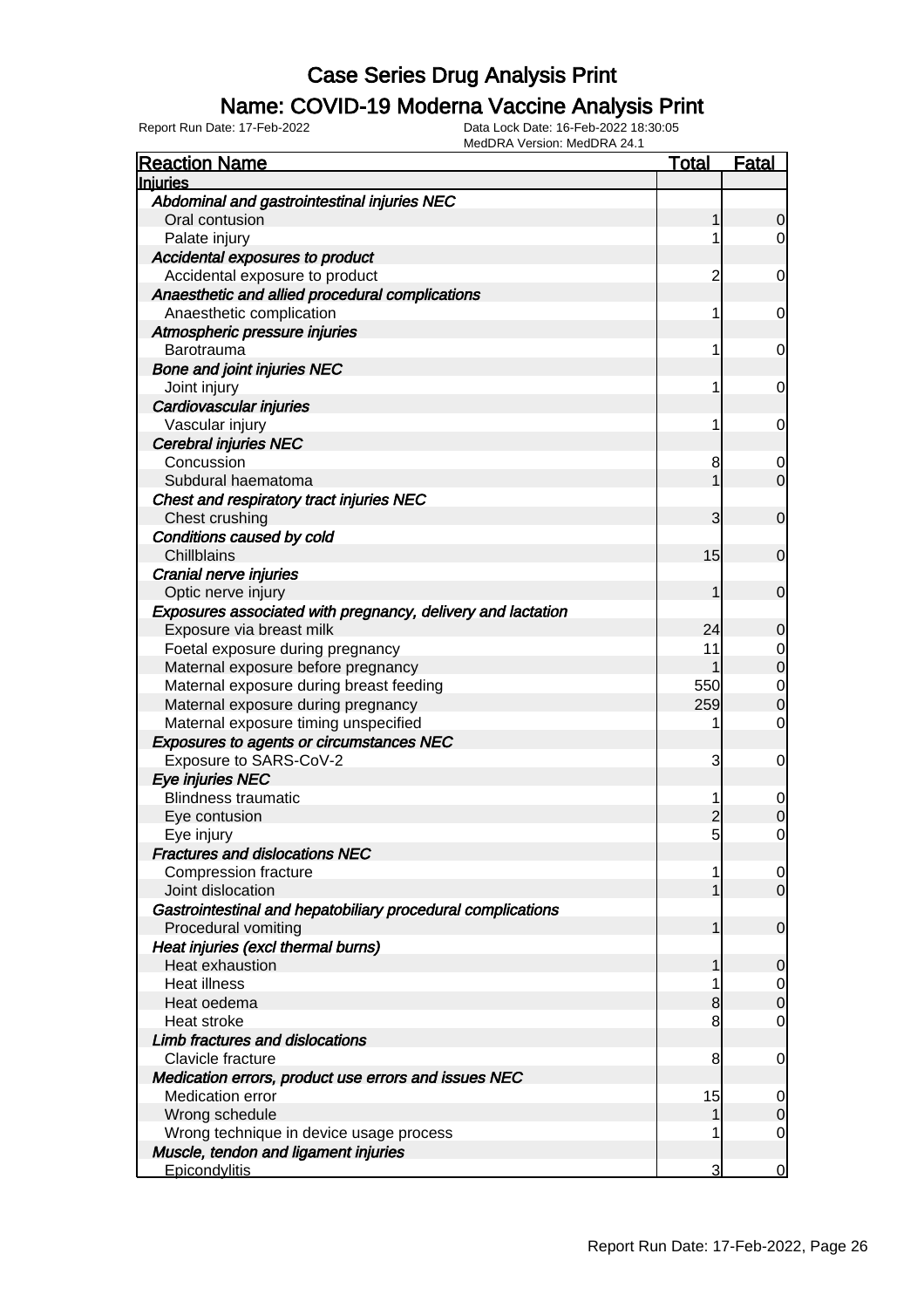# Case Series Drug Analysis Print

## Name: COVID-19 Moderna Vaccine Analysis Print

Report Run Date: 17-Feb-2022

Data Lock Date: 16-Feb-2022 18:30:05
MedDRA Version: MedDRA 24.1

| Reaction Name | Total | Fatal |
|---|---|---|
| **Injuries** | | |
| ***Abdominal and gastrointestinal injuries NEC*** | | |
| Oral contusion | 1 | 0 |
| Palate injury | 1 | 0 |
| ***Accidental exposures to product*** | | |
| Accidental exposure to product | 2 | 0 |
| ***Anaesthetic and allied procedural complications*** | | |
| Anaesthetic complication | 1 | 0 |
| ***Atmospheric pressure injuries*** | | |
| Barotrauma | 1 | 0 |
| ***Bone and joint injuries NEC*** | | |
| Joint injury | 1 | 0 |
| ***Cardiovascular injuries*** | | |
| Vascular injury | 1 | 0 |
| ***Cerebral injuries NEC*** | | |
| Concussion | 8 | 0 |
| Subdural haematoma | 1 | 0 |
| ***Chest and respiratory tract injuries NEC*** | | |
| Chest crushing | 3 | 0 |
| ***Conditions caused by cold*** | | |
| Chillblains | 15 | 0 |
| ***Cranial nerve injuries*** | | |
| Optic nerve injury | 1 | 0 |
| ***Exposures associated with pregnancy, delivery and lactation*** | | |
| Exposure via breast milk | 24 | 0 |
| Foetal exposure during pregnancy | 11 | 0 |
| Maternal exposure before pregnancy | 1 | 0 |
| Maternal exposure during breast feeding | 550 | 0 |
| Maternal exposure during pregnancy | 259 | 0 |
| Maternal exposure timing unspecified | 1 | 0 |
| ***Exposures to agents or circumstances NEC*** | | |
| Exposure to SARS-CoV-2 | 3 | 0 |
| ***Eye injuries NEC*** | | |
| Blindness traumatic | 1 | 0 |
| Eye contusion | 2 | 0 |
| Eye injury | 5 | 0 |
| ***Fractures and dislocations NEC*** | | |
| Compression fracture | 1 | 0 |
| Joint dislocation | 1 | 0 |
| ***Gastrointestinal and hepatobiliary procedural complications*** | | |
| Procedural vomiting | 1 | 0 |
| ***Heat injuries (excl thermal burns)*** | | |
| Heat exhaustion | 1 | 0 |
| Heat illness | 1 | 0 |
| Heat oedema | 8 | 0 |
| Heat stroke | 8 | 0 |
| ***Limb fractures and dislocations*** | | |
| Clavicle fracture | 8 | 0 |
| ***Medication errors, product use errors and issues NEC*** | | |
| Medication error | 15 | 0 |
| Wrong schedule | 1 | 0 |
| Wrong technique in device usage process | 1 | 0 |
| ***Muscle, tendon and ligament injuries*** | | |
| Epicondylitis | 3 | 0 |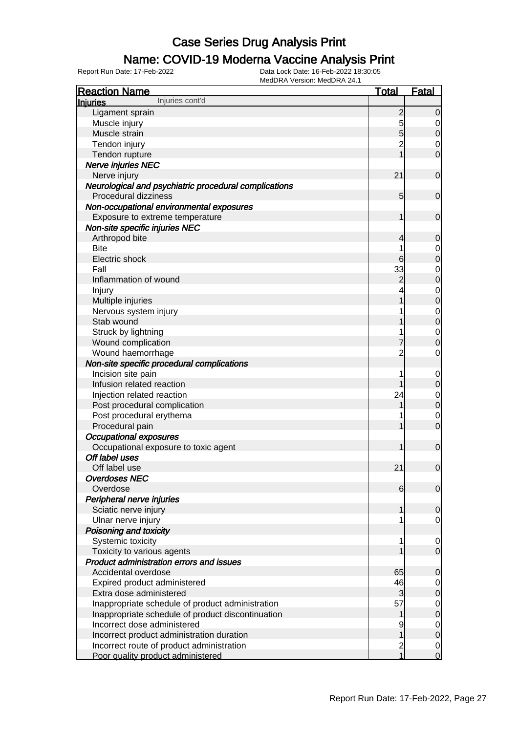# Case Series Drug Analysis Print

## Name: COVID-19 Moderna Vaccine Analysis Print

Report Run Date: 17-Feb-2022

Data Lock Date: 16-Feb-2022 18:30:05
MedDRA Version: MedDRA 24.1

| Reaction Name | Total | Fatal |
|---|---|---|
| **Injuries** Injuries cont'd | | |
| Ligament sprain | 2 | 0 |
| Muscle injury | 5 | 0 |
| Muscle strain | 5 | 0 |
| Tendon injury | 2 | 0 |
| Tendon rupture | 1 | 0 |
| ***Nerve injuries NEC*** | | |
| Nerve injury | 21 | 0 |
| ***Neurological and psychiatric procedural complications*** | | |
| Procedural dizziness | 5 | 0 |
| ***Non-occupational environmental exposures*** | | |
| Exposure to extreme temperature | 1 | 0 |
| ***Non-site specific injuries NEC*** | | |
| Arthropod bite | 4 | 0 |
| Bite | 1 | 0 |
| Electric shock | 6 | 0 |
| Fall | 33 | 0 |
| Inflammation of wound | 2 | 0 |
| Injury | 4 | 0 |
| Multiple injuries | 1 | 0 |
| Nervous system injury | 1 | 0 |
| Stab wound | 1 | 0 |
| Struck by lightning | 1 | 0 |
| Wound complication | 7 | 0 |
| Wound haemorrhage | 2 | 0 |
| ***Non-site specific procedural complications*** | | |
| Incision site pain | 1 | 0 |
| Infusion related reaction | 1 | 0 |
| Injection related reaction | 24 | 0 |
| Post procedural complication | 1 | 0 |
| Post procedural erythema | 1 | 0 |
| Procedural pain | 1 | 0 |
| ***Occupational exposures*** | | |
| Occupational exposure to toxic agent | 1 | 0 |
| ***Off label uses*** | | |
| Off label use | 21 | 0 |
| ***Overdoses NEC*** | | |
| Overdose | 6 | 0 |
| ***Peripheral nerve injuries*** | | |
| Sciatic nerve injury | 1 | 0 |
| Ulnar nerve injury | 1 | 0 |
| ***Poisoning and toxicity*** | | |
| Systemic toxicity | 1 | 0 |
| Toxicity to various agents | 1 | 0 |
| ***Product administration errors and issues*** | | |
| Accidental overdose | 65 | 0 |
| Expired product administered | 46 | 0 |
| Extra dose administered | 3 | 0 |
| Inappropriate schedule of product administration | 57 | 0 |
| Inappropriate schedule of product discontinuation | 1 | 0 |
| Incorrect dose administered | 9 | 0 |
| Incorrect product administration duration | 1 | 0 |
| Incorrect route of product administration | 2 | 0 |
| Poor quality product administered | 1 | 0 |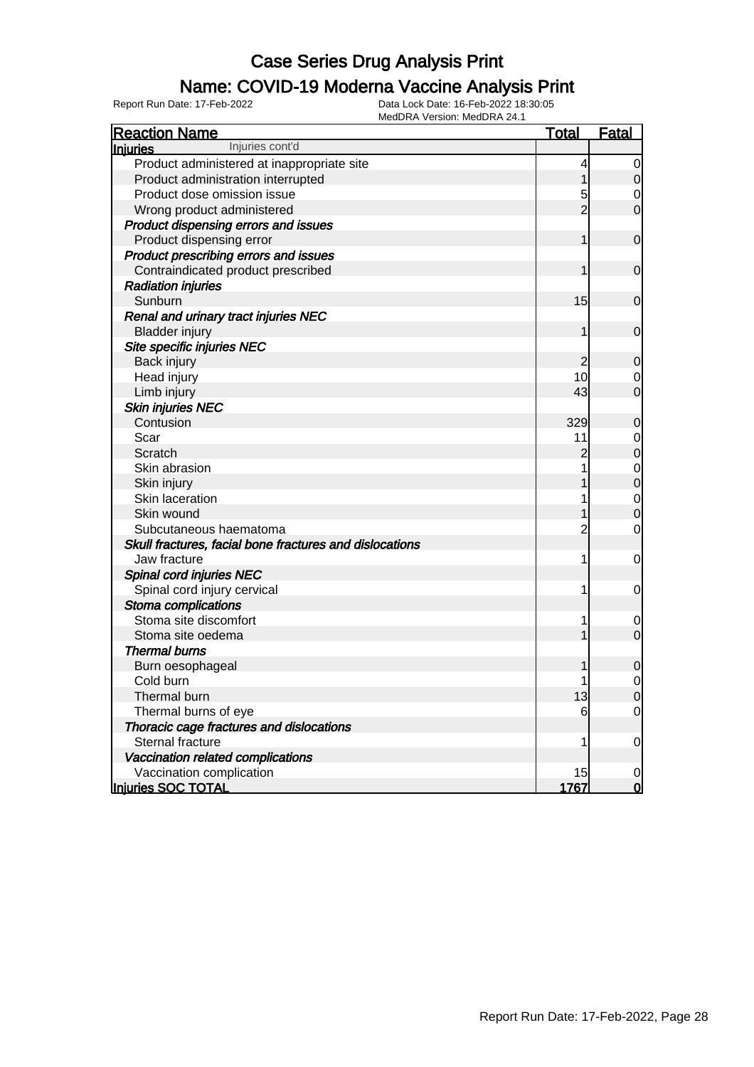# Case Series Drug Analysis Print

## Name: COVID-19 Moderna Vaccine Analysis Print

Report Run Date: 17-Feb-2022

Data Lock Date: 16-Feb-2022 18:30:05
MedDRA Version: MedDRA 24.1

| Reaction Name | Total | Fatal |
|---|---|---|
| **Injuries** Injuries cont'd | | |
| Product administered at inappropriate site | 4 | 0 |
| Product administration interrupted | 1 | 0 |
| Product dose omission issue | 5 | 0 |
| Wrong product administered | 2 | 0 |
| ***Product dispensing errors and issues*** | | |
| Product dispensing error | 1 | 0 |
| ***Product prescribing errors and issues*** | | |
| Contraindicated product prescribed | 1 | 0 |
| ***Radiation injuries*** | | |
| Sunburn | 15 | 0 |
| ***Renal and urinary tract injuries NEC*** | | |
| Bladder injury | 1 | 0 |
| ***Site specific injuries NEC*** | | |
| Back injury | 2 | 0 |
| Head injury | 10 | 0 |
| Limb injury | 43 | 0 |
| ***Skin injuries NEC*** | | |
| Contusion | 329 | 0 |
| Scar | 11 | 0 |
| Scratch | 2 | 0 |
| Skin abrasion | 1 | 0 |
| Skin injury | 1 | 0 |
| Skin laceration | 1 | 0 |
| Skin wound | 1 | 0 |
| Subcutaneous haematoma | 2 | 0 |
| ***Skull fractures, facial bone fractures and dislocations*** | | |
| Jaw fracture | 1 | 0 |
| ***Spinal cord injuries NEC*** | | |
| Spinal cord injury cervical | 1 | 0 |
| ***Stoma complications*** | | |
| Stoma site discomfort | 1 | 0 |
| Stoma site oedema | 1 | 0 |
| ***Thermal burns*** | | |
| Burn oesophageal | 1 | 0 |
| Cold burn | 1 | 0 |
| Thermal burn | 13 | 0 |
| Thermal burns of eye | 6 | 0 |
| ***Thoracic cage fractures and dislocations*** | | |
| Sternal fracture | 1 | 0 |
| ***Vaccination related complications*** | | |
| Vaccination complication | 15 | 0 |
| **Injuries SOC TOTAL** | **1767** | **0** |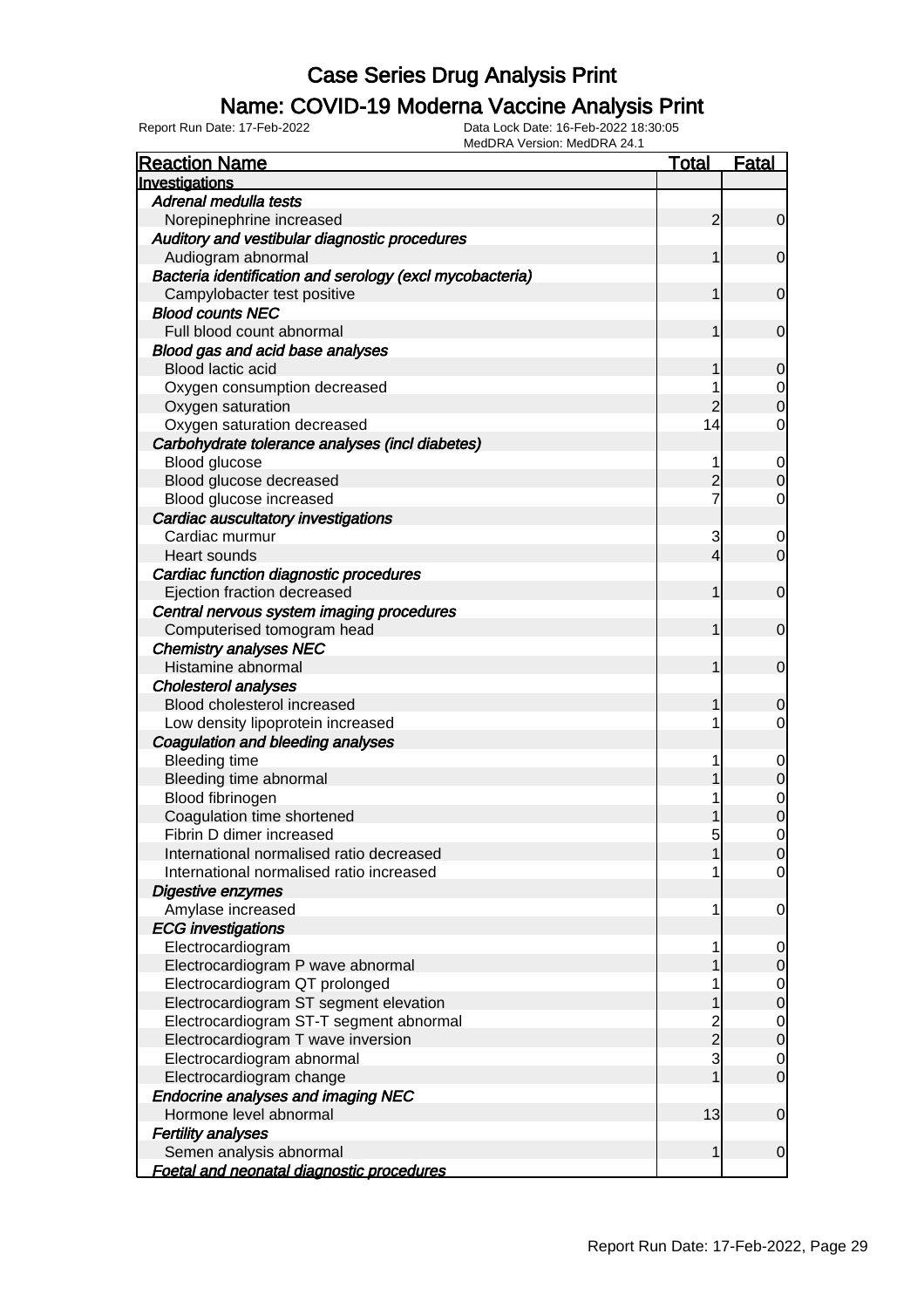# Case Series Drug Analysis Print

## Name: COVID-19 Moderna Vaccine Analysis Print

Report Run Date: 17-Feb-2022 Data Lock Date: 16-Feb-2022 18:30:05
MedDRA Version: MedDRA 24.1

| Reaction Name | Total | Fatal |
|---|---|---|
| **Investigations** | | |
| *Adrenal medulla tests* | | |
| Norepinephrine increased | 2 | 0 |
| *Auditory and vestibular diagnostic procedures* | | |
| Audiogram abnormal | 1 | 0 |
| *Bacteria identification and serology (excl mycobacteria)* | | |
| Campylobacter test positive | 1 | 0 |
| *Blood counts NEC* | | |
| Full blood count abnormal | 1 | 0 |
| *Blood gas and acid base analyses* | | |
| Blood lactic acid | 1 | 0 |
| Oxygen consumption decreased | 1 | 0 |
| Oxygen saturation | 2 | 0 |
| Oxygen saturation decreased | 14 | 0 |
| *Carbohydrate tolerance analyses (incl diabetes)* | | |
| Blood glucose | 1 | 0 |
| Blood glucose decreased | 2 | 0 |
| Blood glucose increased | 7 | 0 |
| *Cardiac auscultatory investigations* | | |
| Cardiac murmur | 3 | 0 |
| Heart sounds | 4 | 0 |
| *Cardiac function diagnostic procedures* | | |
| Ejection fraction decreased | 1 | 0 |
| *Central nervous system imaging procedures* | | |
| Computerised tomogram head | 1 | 0 |
| *Chemistry analyses NEC* | | |
| Histamine abnormal | 1 | 0 |
| *Cholesterol analyses* | | |
| Blood cholesterol increased | 1 | 0 |
| Low density lipoprotein increased | 1 | 0 |
| *Coagulation and bleeding analyses* | | |
| Bleeding time | 1 | 0 |
| Bleeding time abnormal | 1 | 0 |
| Blood fibrinogen | 1 | 0 |
| Coagulation time shortened | 1 | 0 |
| Fibrin D dimer increased | 5 | 0 |
| International normalised ratio decreased | 1 | 0 |
| International normalised ratio increased | 1 | 0 |
| *Digestive enzymes* | | |
| Amylase increased | 1 | 0 |
| *ECG investigations* | | |
| Electrocardiogram | 1 | 0 |
| Electrocardiogram P wave abnormal | 1 | 0 |
| Electrocardiogram QT prolonged | 1 | 0 |
| Electrocardiogram ST segment elevation | 1 | 0 |
| Electrocardiogram ST-T segment abnormal | 2 | 0 |
| Electrocardiogram T wave inversion | 2 | 0 |
| Electrocardiogram abnormal | 3 | 0 |
| Electrocardiogram change | 1 | 0 |
| *Endocrine analyses and imaging NEC* | | |
| Hormone level abnormal | 13 | 0 |
| *Fertility analyses* | | |
| Semen analysis abnormal | 1 | 0 |
| *Foetal and neonatal diagnostic procedures* | | |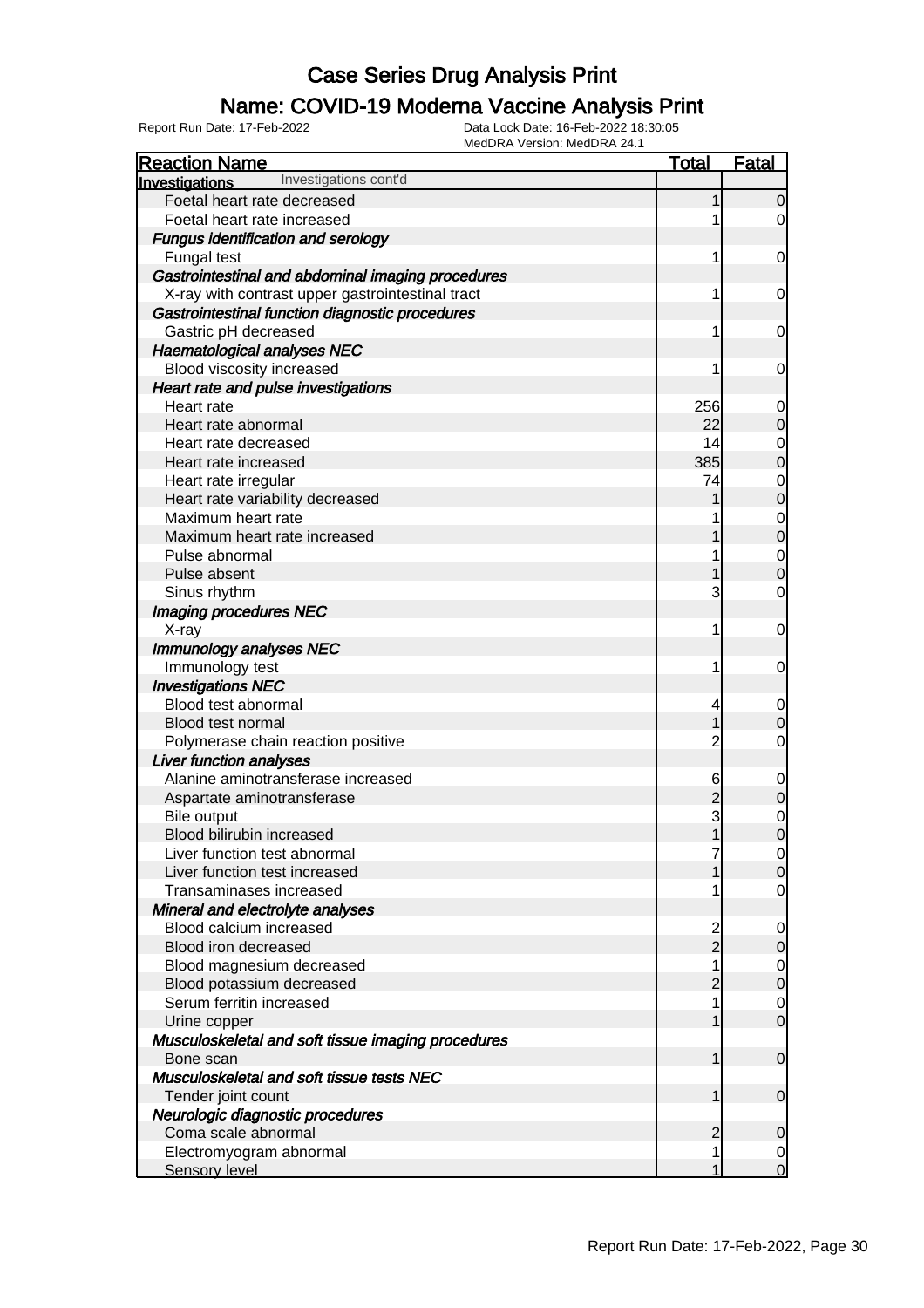# Case Series Drug Analysis Print

## Name: COVID-19 Moderna Vaccine Analysis Print

Report Run Date: 17-Feb-2022 | Data Lock Date: 16-Feb-2022 18:30:05 | MedDRA Version: MedDRA 24.1

| Reaction Name | Total | Fatal |
|---|---|---|
| **Investigations** Investigations cont'd | | |
| Foetal heart rate decreased | 1 | 0 |
| Foetal heart rate increased | 1 | 0 |
| ***Fungus identification and serology*** | | |
| Fungal test | 1 | 0 |
| ***Gastrointestinal and abdominal imaging procedures*** | | |
| X-ray with contrast upper gastrointestinal tract | 1 | 0 |
| ***Gastrointestinal function diagnostic procedures*** | | |
| Gastric pH decreased | 1 | 0 |
| ***Haematological analyses NEC*** | | |
| Blood viscosity increased | 1 | 0 |
| ***Heart rate and pulse investigations*** | | |
| Heart rate | 256 | 0 |
| Heart rate abnormal | 22 | 0 |
| Heart rate decreased | 14 | 0 |
| Heart rate increased | 385 | 0 |
| Heart rate irregular | 74 | 0 |
| Heart rate variability decreased | 1 | 0 |
| Maximum heart rate | 1 | 0 |
| Maximum heart rate increased | 1 | 0 |
| Pulse abnormal | 1 | 0 |
| Pulse absent | 1 | 0 |
| Sinus rhythm | 3 | 0 |
| ***Imaging procedures NEC*** | | |
| X-ray | 1 | 0 |
| ***Immunology analyses NEC*** | | |
| Immunology test | 1 | 0 |
| ***Investigations NEC*** | | |
| Blood test abnormal | 4 | 0 |
| Blood test normal | 1 | 0 |
| Polymerase chain reaction positive | 2 | 0 |
| ***Liver function analyses*** | | |
| Alanine aminotransferase increased | 6 | 0 |
| Aspartate aminotransferase | 2 | 0 |
| Bile output | 3 | 0 |
| Blood bilirubin increased | 1 | 0 |
| Liver function test abnormal | 7 | 0 |
| Liver function test increased | 1 | 0 |
| Transaminases increased | 1 | 0 |
| ***Mineral and electrolyte analyses*** | | |
| Blood calcium increased | 2 | 0 |
| Blood iron decreased | 2 | 0 |
| Blood magnesium decreased | 1 | 0 |
| Blood potassium decreased | 2 | 0 |
| Serum ferritin increased | 1 | 0 |
| Urine copper | 1 | 0 |
| ***Musculoskeletal and soft tissue imaging procedures*** | | |
| Bone scan | 1 | 0 |
| ***Musculoskeletal and soft tissue tests NEC*** | | |
| Tender joint count | 1 | 0 |
| ***Neurologic diagnostic procedures*** | | |
| Coma scale abnormal | 2 | 0 |
| Electromyogram abnormal | 1 | 0 |
| Sensory level | 1 | 0 |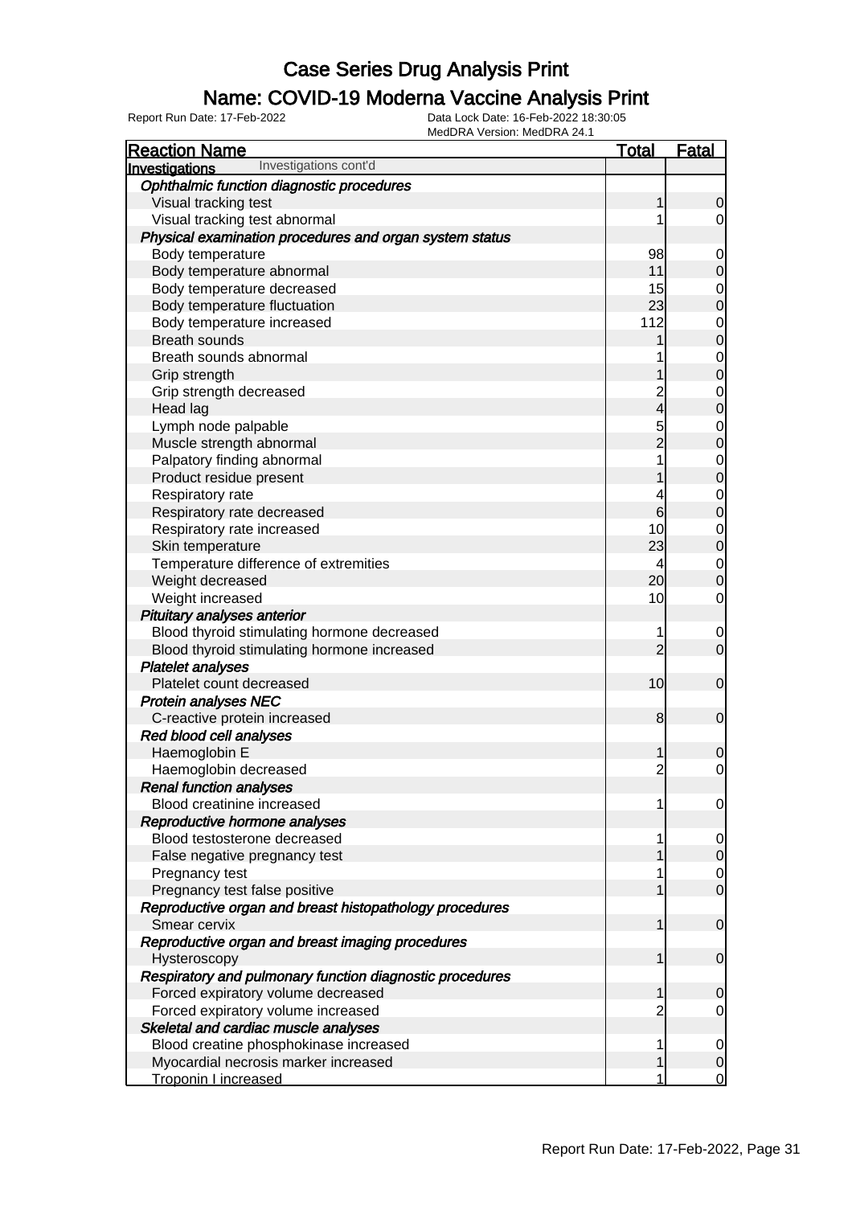# Case Series Drug Analysis Print

## Name: COVID-19 Moderna Vaccine Analysis Print

Report Run Date: 17-Feb-2022 | Data Lock Date: 16-Feb-2022 18:30:05 | MedDRA Version: MedDRA 24.1

| Reaction Name | Total | Fatal |
|---|---|---|
| **Investigations** Investigations cont'd | | |
| ***Ophthalmic function diagnostic procedures*** | | |
| Visual tracking test | 1 | 0 |
| Visual tracking test abnormal | 1 | 0 |
| ***Physical examination procedures and organ system status*** | | |
| Body temperature | 98 | 0 |
| Body temperature abnormal | 11 | 0 |
| Body temperature decreased | 15 | 0 |
| Body temperature fluctuation | 23 | 0 |
| Body temperature increased | 112 | 0 |
| Breath sounds | 1 | 0 |
| Breath sounds abnormal | 1 | 0 |
| Grip strength | 1 | 0 |
| Grip strength decreased | 2 | 0 |
| Head lag | 4 | 0 |
| Lymph node palpable | 5 | 0 |
| Muscle strength abnormal | 2 | 0 |
| Palpatory finding abnormal | 1 | 0 |
| Product residue present | 1 | 0 |
| Respiratory rate | 4 | 0 |
| Respiratory rate decreased | 6 | 0 |
| Respiratory rate increased | 10 | 0 |
| Skin temperature | 23 | 0 |
| Temperature difference of extremities | 4 | 0 |
| Weight decreased | 20 | 0 |
| Weight increased | 10 | 0 |
| ***Pituitary analyses anterior*** | | |
| Blood thyroid stimulating hormone decreased | 1 | 0 |
| Blood thyroid stimulating hormone increased | 2 | 0 |
| ***Platelet analyses*** | | |
| Platelet count decreased | 10 | 0 |
| ***Protein analyses NEC*** | | |
| C-reactive protein increased | 8 | 0 |
| ***Red blood cell analyses*** | | |
| Haemoglobin E | 1 | 0 |
| Haemoglobin decreased | 2 | 0 |
| ***Renal function analyses*** | | |
| Blood creatinine increased | 1 | 0 |
| ***Reproductive hormone analyses*** | | |
| Blood testosterone decreased | 1 | 0 |
| False negative pregnancy test | 1 | 0 |
| Pregnancy test | 1 | 0 |
| Pregnancy test false positive | 1 | 0 |
| ***Reproductive organ and breast histopathology procedures*** | | |
| Smear cervix | 1 | 0 |
| ***Reproductive organ and breast imaging procedures*** | | |
| Hysteroscopy | 1 | 0 |
| ***Respiratory and pulmonary function diagnostic procedures*** | | |
| Forced expiratory volume decreased | 1 | 0 |
| Forced expiratory volume increased | 2 | 0 |
| ***Skeletal and cardiac muscle analyses*** | | |
| Blood creatine phosphokinase increased | 1 | 0 |
| Myocardial necrosis marker increased | 1 | 0 |
| Troponin I increased | 1 | 0 |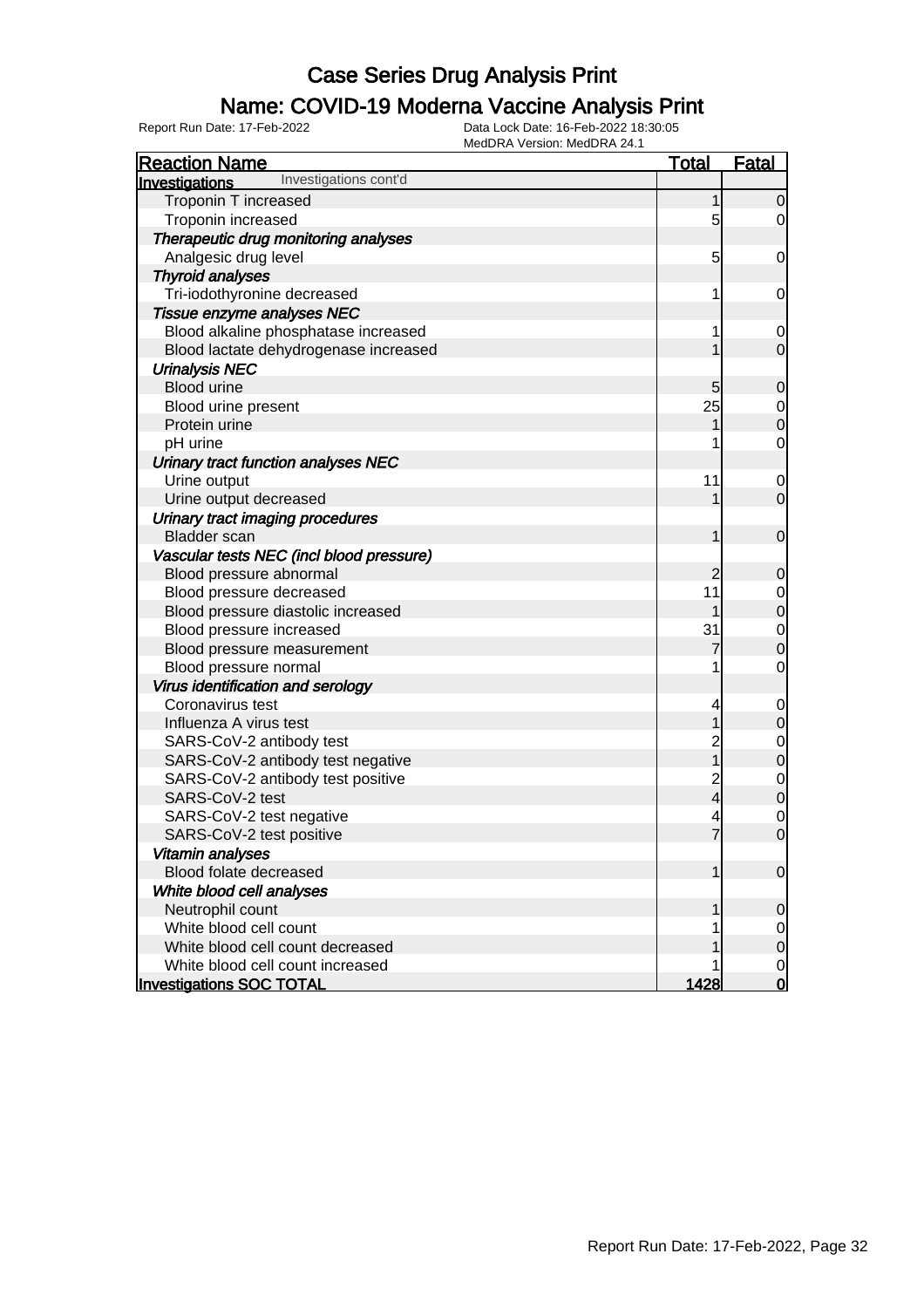# Case Series Drug Analysis Print

## Name: COVID-19 Moderna Vaccine Analysis Print

Report Run Date: 17-Feb-2022 | Data Lock Date: 16-Feb-2022 18:30:05 | MedDRA Version: MedDRA 24.1

| Reaction Name | Total | Fatal |
|---|---|---|
| **Investigations** Investigations cont'd | | |
| Troponin T increased | 1 | 0 |
| Troponin increased | 5 | 0 |
| ***Therapeutic drug monitoring analyses*** | | |
| Analgesic drug level | 5 | 0 |
| ***Thyroid analyses*** | | |
| Tri-iodothyronine decreased | 1 | 0 |
| ***Tissue enzyme analyses NEC*** | | |
| Blood alkaline phosphatase increased | 1 | 0 |
| Blood lactate dehydrogenase increased | 1 | 0 |
| ***Urinalysis NEC*** | | |
| Blood urine | 5 | 0 |
| Blood urine present | 25 | 0 |
| Protein urine | 1 | 0 |
| pH urine | 1 | 0 |
| ***Urinary tract function analyses NEC*** | | |
| Urine output | 11 | 0 |
| Urine output decreased | 1 | 0 |
| ***Urinary tract imaging procedures*** | | |
| Bladder scan | 1 | 0 |
| ***Vascular tests NEC (incl blood pressure)*** | | |
| Blood pressure abnormal | 2 | 0 |
| Blood pressure decreased | 11 | 0 |
| Blood pressure diastolic increased | 1 | 0 |
| Blood pressure increased | 31 | 0 |
| Blood pressure measurement | 7 | 0 |
| Blood pressure normal | 1 | 0 |
| ***Virus identification and serology*** | | |
| Coronavirus test | 4 | 0 |
| Influenza A virus test | 1 | 0 |
| SARS-CoV-2 antibody test | 2 | 0 |
| SARS-CoV-2 antibody test negative | 1 | 0 |
| SARS-CoV-2 antibody test positive | 2 | 0 |
| SARS-CoV-2 test | 4 | 0 |
| SARS-CoV-2 test negative | 4 | 0 |
| SARS-CoV-2 test positive | 7 | 0 |
| ***Vitamin analyses*** | | |
| Blood folate decreased | 1 | 0 |
| ***White blood cell analyses*** | | |
| Neutrophil count | 1 | 0 |
| White blood cell count | 1 | 0 |
| White blood cell count decreased | 1 | 0 |
| White blood cell count increased | 1 | 0 |
| **Investigations SOC TOTAL** | **1428** | **0** |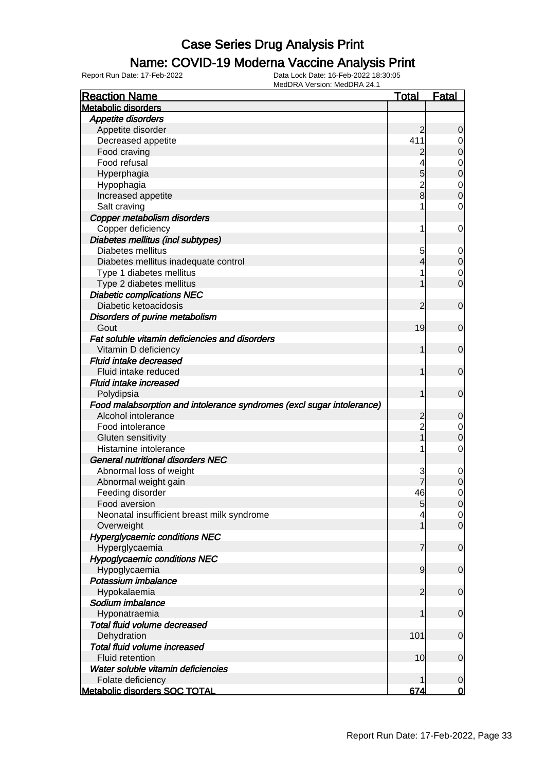# Case Series Drug Analysis Print

## Name: COVID-19 Moderna Vaccine Analysis Print

Report Run Date: 17-Feb-2022    Data Lock Date: 16-Feb-2022 18:30:05
MedDRA Version: MedDRA 24.1

| Reaction Name | Total | Fatal |
|---|---|---|
| **Metabolic disorders** | | |
| *Appetite disorders* | | |
| Appetite disorder | 2 | 0 |
| Decreased appetite | 411 | 0 |
| Food craving | 2 | 0 |
| Food refusal | 4 | 0 |
| Hyperphagia | 5 | 0 |
| Hypophagia | 2 | 0 |
| Increased appetite | 8 | 0 |
| Salt craving | 1 | 0 |
| *Copper metabolism disorders* | | |
| Copper deficiency | 1 | 0 |
| *Diabetes mellitus (incl subtypes)* | | |
| Diabetes mellitus | 5 | 0 |
| Diabetes mellitus inadequate control | 4 | 0 |
| Type 1 diabetes mellitus | 1 | 0 |
| Type 2 diabetes mellitus | 1 | 0 |
| *Diabetic complications NEC* | | |
| Diabetic ketoacidosis | 2 | 0 |
| *Disorders of purine metabolism* | | |
| Gout | 19 | 0 |
| *Fat soluble vitamin deficiencies and disorders* | | |
| Vitamin D deficiency | 1 | 0 |
| *Fluid intake decreased* | | |
| Fluid intake reduced | 1 | 0 |
| *Fluid intake increased* | | |
| Polydipsia | 1 | 0 |
| *Food malabsorption and intolerance syndromes (excl sugar intolerance)* | | |
| Alcohol intolerance | 2 | 0 |
| Food intolerance | 2 | 0 |
| Gluten sensitivity | 1 | 0 |
| Histamine intolerance | 1 | 0 |
| *General nutritional disorders NEC* | | |
| Abnormal loss of weight | 3 | 0 |
| Abnormal weight gain | 7 | 0 |
| Feeding disorder | 46 | 0 |
| Food aversion | 5 | 0 |
| Neonatal insufficient breast milk syndrome | 4 | 0 |
| Overweight | 1 | 0 |
| *Hyperglycaemic conditions NEC* | | |
| Hyperglycaemia | 7 | 0 |
| *Hypoglycaemic conditions NEC* | | |
| Hypoglycaemia | 9 | 0 |
| *Potassium imbalance* | | |
| Hypokalaemia | 2 | 0 |
| *Sodium imbalance* | | |
| Hyponatraemia | 1 | 0 |
| *Total fluid volume decreased* | | |
| Dehydration | 101 | 0 |
| *Total fluid volume increased* | | |
| Fluid retention | 10 | 0 |
| *Water soluble vitamin deficiencies* | | |
| Folate deficiency | 1 | 0 |
| **Metabolic disorders SOC TOTAL** | **674** | **0** |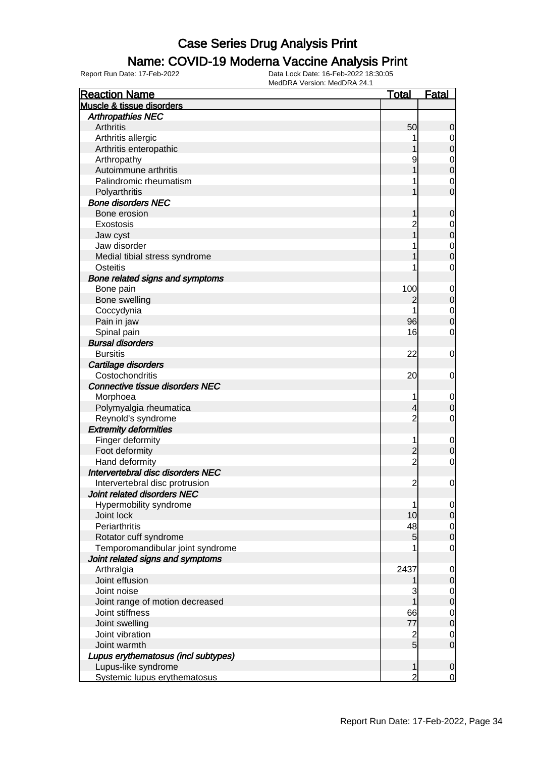# Case Series Drug Analysis Print

## Name: COVID-19 Moderna Vaccine Analysis Print

Report Run Date: 17-Feb-2022

Data Lock Date: 16-Feb-2022 18:30:05

MedDRA Version: MedDRA 24.1

| Reaction Name | Total | Fatal |
|---|---|---|
| **Muscle & tissue disorders** | | |
| ***Arthropathies NEC*** | | |
| Arthritis | 50 | 0 |
| Arthritis allergic | 1 | 0 |
| Arthritis enteropathic | 1 | 0 |
| Arthropathy | 9 | 0 |
| Autoimmune arthritis | 1 | 0 |
| Palindromic rheumatism | 1 | 0 |
| Polyarthritis | 1 | 0 |
| ***Bone disorders NEC*** | | |
| Bone erosion | 1 | 0 |
| Exostosis | 2 | 0 |
| Jaw cyst | 1 | 0 |
| Jaw disorder | 1 | 0 |
| Medial tibial stress syndrome | 1 | 0 |
| Osteitis | 1 | 0 |
| ***Bone related signs and symptoms*** | | |
| Bone pain | 100 | 0 |
| Bone swelling | 2 | 0 |
| Coccydynia | 1 | 0 |
| Pain in jaw | 96 | 0 |
| Spinal pain | 16 | 0 |
| ***Bursal disorders*** | | |
| Bursitis | 22 | 0 |
| ***Cartilage disorders*** | | |
| Costochondritis | 20 | 0 |
| ***Connective tissue disorders NEC*** | | |
| Morphoea | 1 | 0 |
| Polymyalgia rheumatica | 4 | 0 |
| Reynold's syndrome | 2 | 0 |
| ***Extremity deformities*** | | |
| Finger deformity | 1 | 0 |
| Foot deformity | 2 | 0 |
| Hand deformity | 2 | 0 |
| ***Intervertebral disc disorders NEC*** | | |
| Intervertebral disc protrusion | 2 | 0 |
| ***Joint related disorders NEC*** | | |
| Hypermobility syndrome | 1 | 0 |
| Joint lock | 10 | 0 |
| Periarthritis | 48 | 0 |
| Rotator cuff syndrome | 5 | 0 |
| Temporomandibular joint syndrome | 1 | 0 |
| ***Joint related signs and symptoms*** | | |
| Arthralgia | 2437 | 0 |
| Joint effusion | 1 | 0 |
| Joint noise | 3 | 0 |
| Joint range of motion decreased | 1 | 0 |
| Joint stiffness | 66 | 0 |
| Joint swelling | 77 | 0 |
| Joint vibration | 2 | 0 |
| Joint warmth | 5 | 0 |
| ***Lupus erythematosus (incl subtypes)*** | | |
| Lupus-like syndrome | 1 | 0 |
| Systemic lupus erythematosus | 2 | 0 |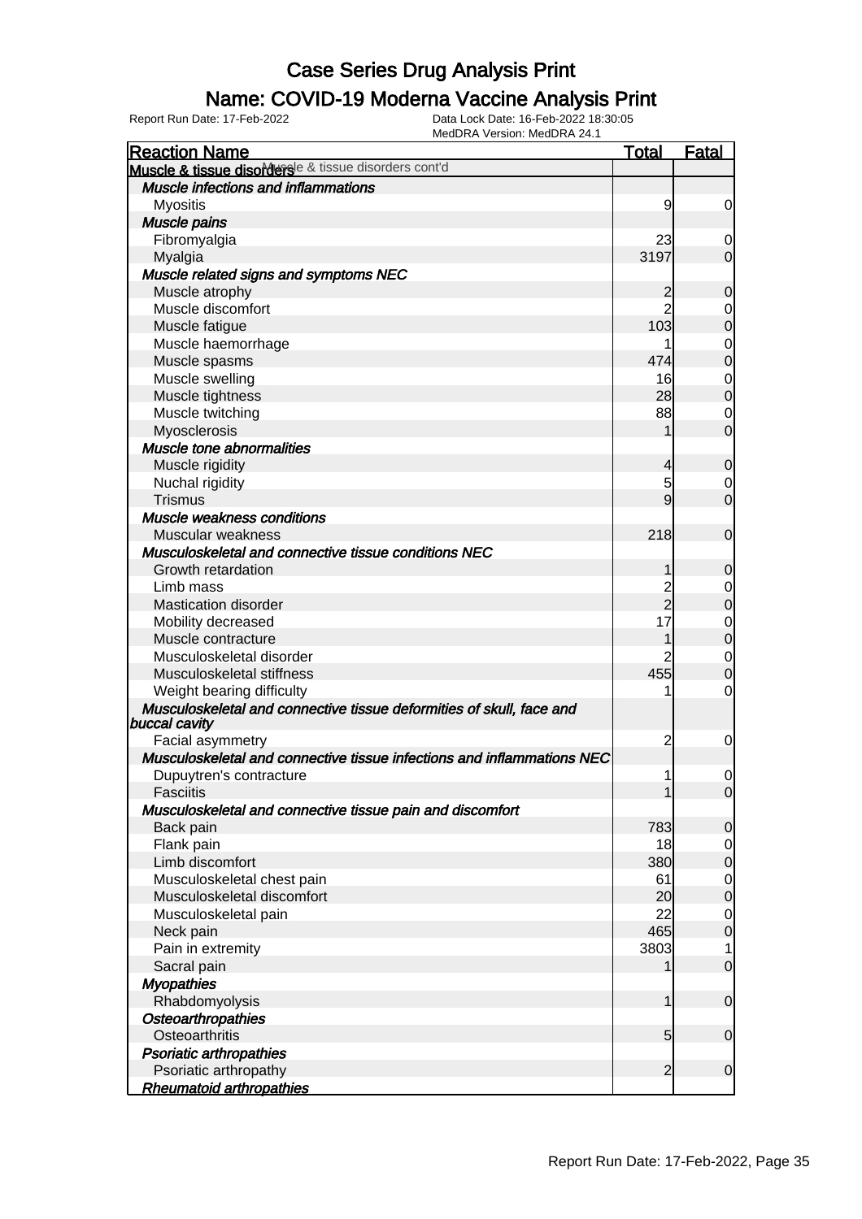# Case Series Drug Analysis Print

## Name: COVID-19 Moderna Vaccine Analysis Print

Report Run Date: 17-Feb-2022 Data Lock Date: 16-Feb-2022 18:30:05
MedDRA Version: MedDRA 24.1

| Reaction Name | Total | Fatal |
|---|---|---|
| **Muscle & tissue disorders** Muscle & tissue disorders cont'd | | |
| ***Muscle infections and inflammations*** | | |
| Myositis | 9 | 0 |
| ***Muscle pains*** | | |
| Fibromyalgia | 23 | 0 |
| Myalgia | 3197 | 0 |
| ***Muscle related signs and symptoms NEC*** | | |
| Muscle atrophy | 2 | 0 |
| Muscle discomfort | 2 | 0 |
| Muscle fatigue | 103 | 0 |
| Muscle haemorrhage | 1 | 0 |
| Muscle spasms | 474 | 0 |
| Muscle swelling | 16 | 0 |
| Muscle tightness | 28 | 0 |
| Muscle twitching | 88 | 0 |
| Myosclerosis | 1 | 0 |
| ***Muscle tone abnormalities*** | | |
| Muscle rigidity | 4 | 0 |
| Nuchal rigidity | 5 | 0 |
| Trismus | 9 | 0 |
| ***Muscle weakness conditions*** | | |
| Muscular weakness | 218 | 0 |
| ***Musculoskeletal and connective tissue conditions NEC*** | | |
| Growth retardation | 1 | 0 |
| Limb mass | 2 | 0 |
| Mastication disorder | 2 | 0 |
| Mobility decreased | 17 | 0 |
| Muscle contracture | 1 | 0 |
| Musculoskeletal disorder | 2 | 0 |
| Musculoskeletal stiffness | 455 | 0 |
| Weight bearing difficulty | 1 | 0 |
| ***Musculoskeletal and connective tissue deformities of skull, face and buccal cavity*** | | |
| Facial asymmetry | 2 | 0 |
| ***Musculoskeletal and connective tissue infections and inflammations NEC*** | | |
| Dupuytren's contracture | 1 | 0 |
| Fasciitis | 1 | 0 |
| ***Musculoskeletal and connective tissue pain and discomfort*** | | |
| Back pain | 783 | 0 |
| Flank pain | 18 | 0 |
| Limb discomfort | 380 | 0 |
| Musculoskeletal chest pain | 61 | 0 |
| Musculoskeletal discomfort | 20 | 0 |
| Musculoskeletal pain | 22 | 0 |
| Neck pain | 465 | 0 |
| Pain in extremity | 3803 | 1 |
| Sacral pain | 1 | 0 |
| ***Myopathies*** | | |
| Rhabdomyolysis | 1 | 0 |
| ***Osteoarthropathies*** | | |
| Osteoarthritis | 5 | 0 |
| ***Psoriatic arthropathies*** | | |
| Psoriatic arthropathy | 2 | 0 |
| ***Rheumatoid arthropathies*** | | |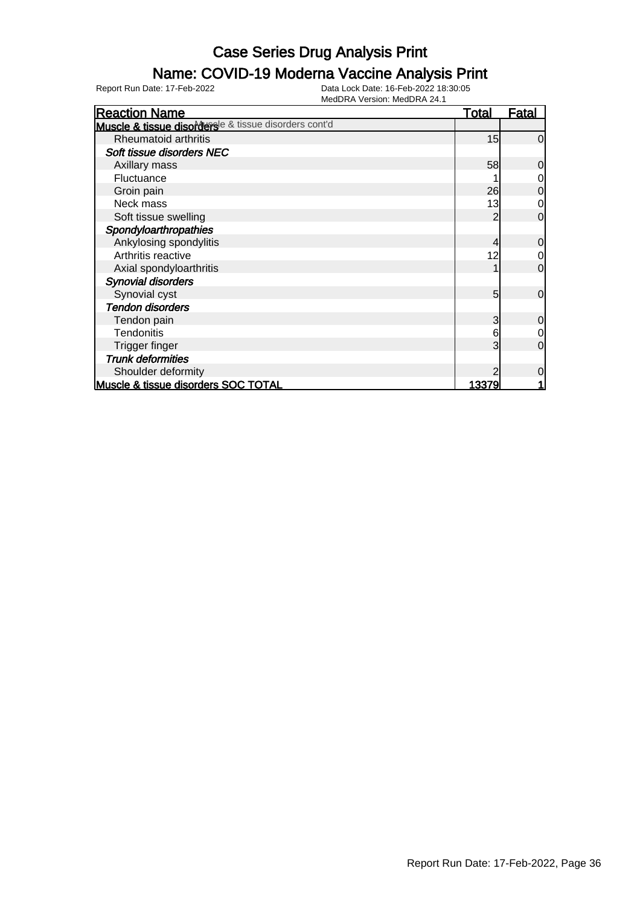# Case Series Drug Analysis Print

## Name: COVID-19 Moderna Vaccine Analysis Print

Report Run Date: 17-Feb-2022 | Data Lock Date: 16-Feb-2022 18:30:05 | MedDRA Version: MedDRA 24.1

| Reaction Name | Total | Fatal |
|---|---|---|
| **Muscle & tissue disorders** Muscle & tissue disorders cont'd | | |
| Rheumatoid arthritis | 15 | 0 |
| ***Soft tissue disorders NEC*** | | |
| Axillary mass | 58 | 0 |
| Fluctuance | 1 | 0 |
| Groin pain | 26 | 0 |
| Neck mass | 13 | 0 |
| Soft tissue swelling | 2 | 0 |
| ***Spondyloarthropathies*** | | |
| Ankylosing spondylitis | 4 | 0 |
| Arthritis reactive | 12 | 0 |
| Axial spondyloarthritis | 1 | 0 |
| ***Synovial disorders*** | | |
| Synovial cyst | 5 | 0 |
| ***Tendon disorders*** | | |
| Tendon pain | 3 | 0 |
| Tendonitis | 6 | 0 |
| Trigger finger | 3 | 0 |
| ***Trunk deformities*** | | |
| Shoulder deformity | 2 | 0 |
| **Muscle & tissue disorders SOC TOTAL** | **13379** | **1** |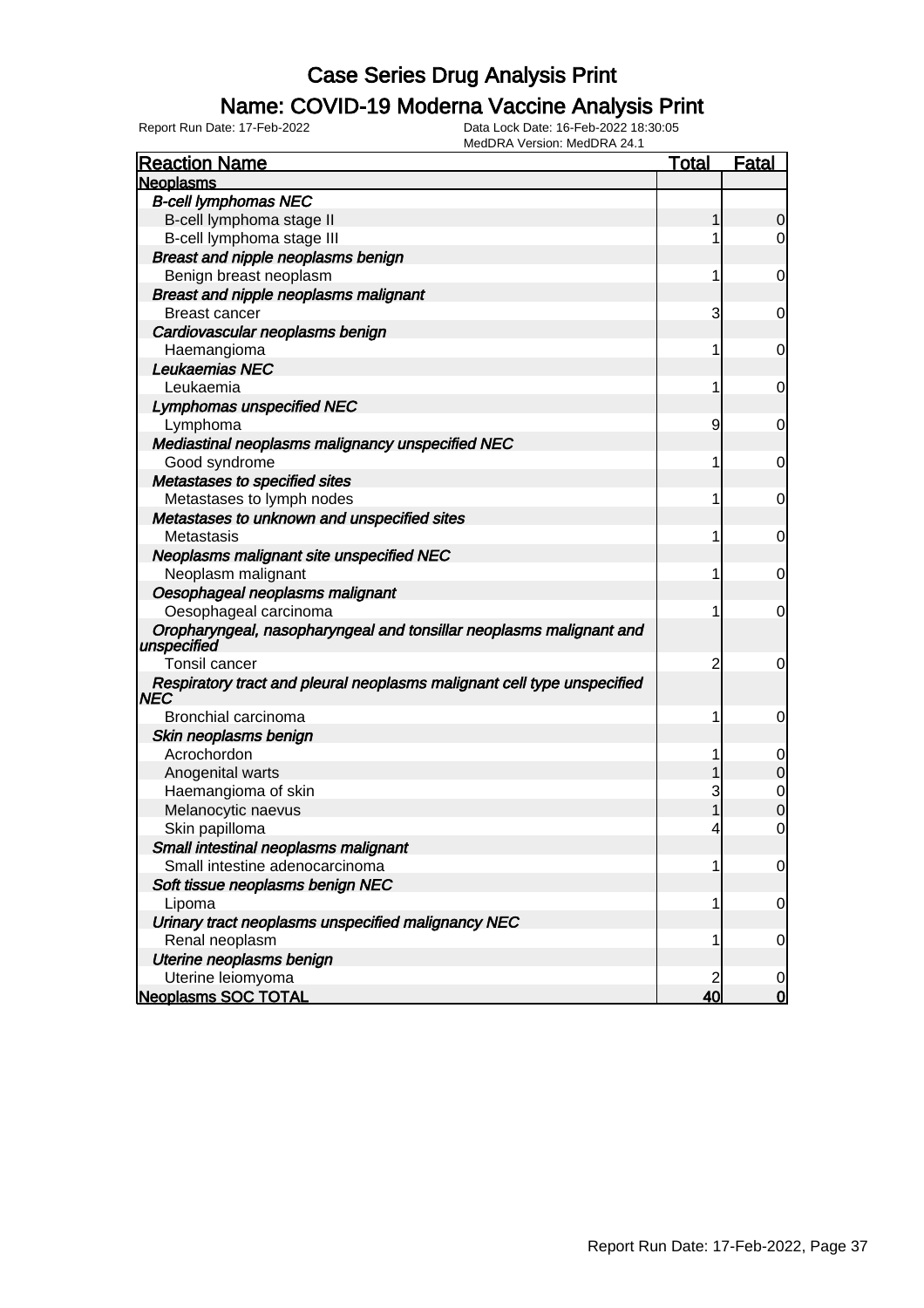# Case Series Drug Analysis Print

## Name: COVID-19 Moderna Vaccine Analysis Print

Report Run Date: 17-Feb-2022 | Data Lock Date: 16-Feb-2022 18:30:05 | MedDRA Version: MedDRA 24.1

| Reaction Name | Total | Fatal |
|---|---|---|
| **Neoplasms** | | |
| ***B-cell lymphomas NEC*** | | |
| B-cell lymphoma stage II | 1 | 0 |
| B-cell lymphoma stage III | 1 | 0 |
| ***Breast and nipple neoplasms benign*** | | |
| Benign breast neoplasm | 1 | 0 |
| ***Breast and nipple neoplasms malignant*** | | |
| Breast cancer | 3 | 0 |
| ***Cardiovascular neoplasms benign*** | | |
| Haemangioma | 1 | 0 |
| ***Leukaemias NEC*** | | |
| Leukaemia | 1 | 0 |
| ***Lymphomas unspecified NEC*** | | |
| Lymphoma | 9 | 0 |
| ***Mediastinal neoplasms malignancy unspecified NEC*** | | |
| Good syndrome | 1 | 0 |
| ***Metastases to specified sites*** | | |
| Metastases to lymph nodes | 1 | 0 |
| ***Metastases to unknown and unspecified sites*** | | |
| Metastasis | 1 | 0 |
| ***Neoplasms malignant site unspecified NEC*** | | |
| Neoplasm malignant | 1 | 0 |
| ***Oesophageal neoplasms malignant*** | | |
| Oesophageal carcinoma | 1 | 0 |
| ***Oropharyngeal, nasopharyngeal and tonsillar neoplasms malignant and unspecified*** | | |
| Tonsil cancer | 2 | 0 |
| ***Respiratory tract and pleural neoplasms malignant cell type unspecified NEC*** | | |
| Bronchial carcinoma | 1 | 0 |
| ***Skin neoplasms benign*** | | |
| Acrochordon | 1 | 0 |
| Anogenital warts | 1 | 0 |
| Haemangioma of skin | 3 | 0 |
| Melanocytic naevus | 1 | 0 |
| Skin papilloma | 4 | 0 |
| ***Small intestinal neoplasms malignant*** | | |
| Small intestine adenocarcinoma | 1 | 0 |
| ***Soft tissue neoplasms benign NEC*** | | |
| Lipoma | 1 | 0 |
| ***Urinary tract neoplasms unspecified malignancy NEC*** | | |
| Renal neoplasm | 1 | 0 |
| ***Uterine neoplasms benign*** | | |
| Uterine leiomyoma | 2 | 0 |
| **Neoplasms SOC TOTAL** | **40** | **0** |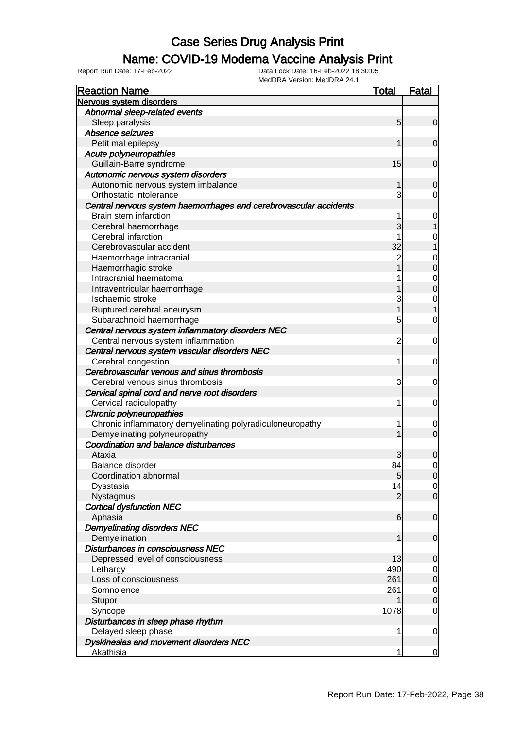# Case Series Drug Analysis Print

## Name: COVID-19 Moderna Vaccine Analysis Print

Report Run Date: 17-Feb-2022

Data Lock Date: 16-Feb-2022 18:30:05

MedDRA Version: MedDRA 24.1

| Reaction Name | Total | Fatal |
|---|---|---|
| **Nervous system disorders** | | |
| *Abnormal sleep-related events* | | |
| Sleep paralysis | 5 | 0 |
| *Absence seizures* | | |
| Petit mal epilepsy | 1 | 0 |
| *Acute polyneuropathies* | | |
| Guillain-Barre syndrome | 15 | 0 |
| *Autonomic nervous system disorders* | | |
| Autonomic nervous system imbalance | 1 | 0 |
| Orthostatic intolerance | 3 | 0 |
| *Central nervous system haemorrhages and cerebrovascular accidents* | | |
| Brain stem infarction | 1 | 0 |
| Cerebral haemorrhage | 3 | 1 |
| Cerebral infarction | 1 | 0 |
| Cerebrovascular accident | 32 | 1 |
| Haemorrhage intracranial | 2 | 0 |
| Haemorrhagic stroke | 1 | 0 |
| Intracranial haematoma | 1 | 0 |
| Intraventricular haemorrhage | 1 | 0 |
| Ischaemic stroke | 3 | 0 |
| Ruptured cerebral aneurysm | 1 | 1 |
| Subarachnoid haemorrhage | 5 | 0 |
| *Central nervous system inflammatory disorders NEC* | | |
| Central nervous system inflammation | 2 | 0 |
| *Central nervous system vascular disorders NEC* | | |
| Cerebral congestion | 1 | 0 |
| *Cerebrovascular venous and sinus thrombosis* | | |
| Cerebral venous sinus thrombosis | 3 | 0 |
| *Cervical spinal cord and nerve root disorders* | | |
| Cervical radiculopathy | 1 | 0 |
| *Chronic polyneuropathies* | | |
| Chronic inflammatory demyelinating polyradiculoneuropathy | 1 | 0 |
| Demyelinating polyneuropathy | 1 | 0 |
| *Coordination and balance disturbances* | | |
| Ataxia | 3 | 0 |
| Balance disorder | 84 | 0 |
| Coordination abnormal | 5 | 0 |
| Dysstasia | 14 | 0 |
| Nystagmus | 2 | 0 |
| *Cortical dysfunction NEC* | | |
| Aphasia | 6 | 0 |
| *Demyelinating disorders NEC* | | |
| Demyelination | 1 | 0 |
| *Disturbances in consciousness NEC* | | |
| Depressed level of consciousness | 13 | 0 |
| Lethargy | 490 | 0 |
| Loss of consciousness | 261 | 0 |
| Somnolence | 261 | 0 |
| Stupor | 1 | 0 |
| Syncope | 1078 | 0 |
| *Disturbances in sleep phase rhythm* | | |
| Delayed sleep phase | 1 | 0 |
| *Dyskinesias and movement disorders NEC* | | |
| Akathisia | 1 | 0 |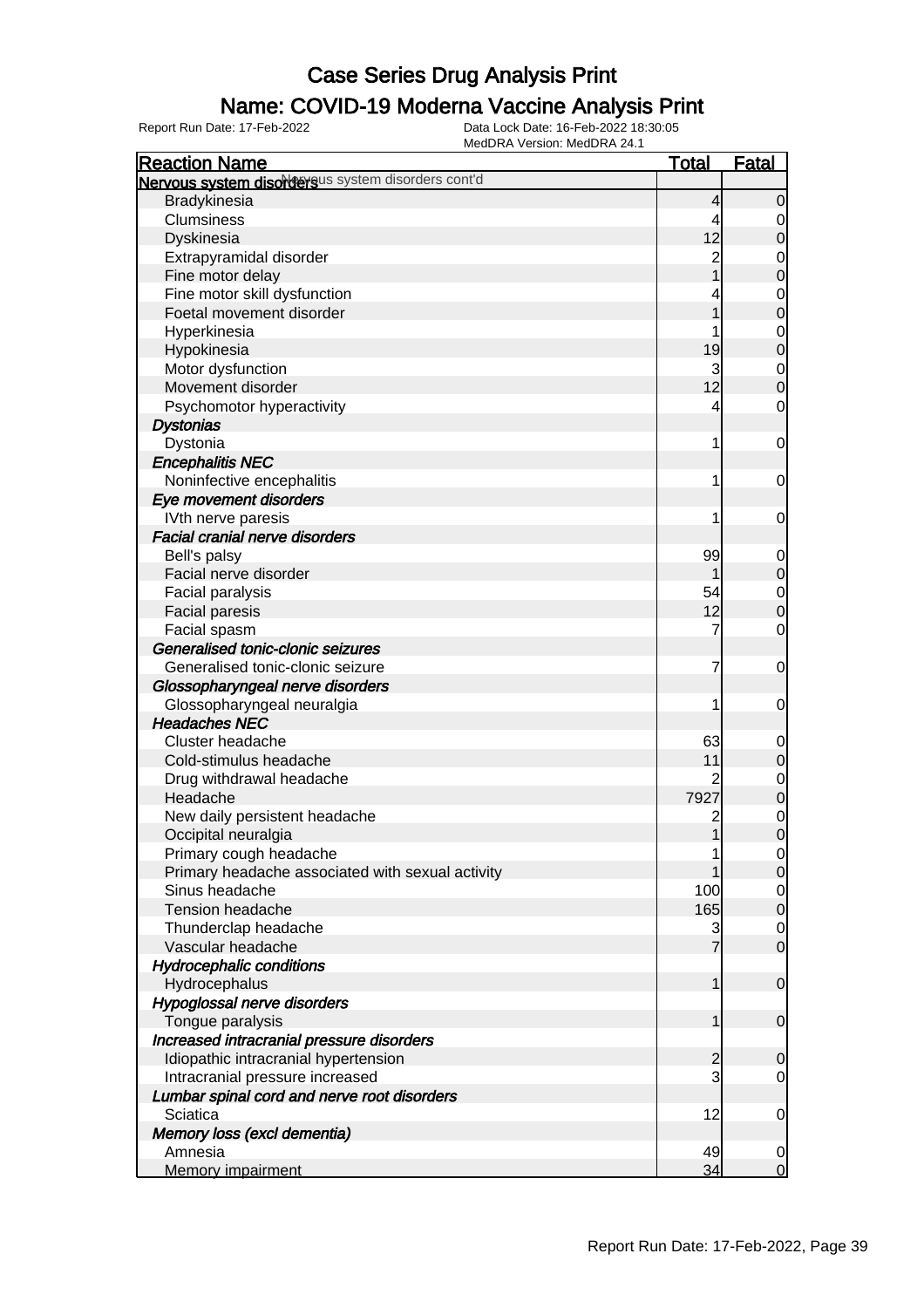# Case Series Drug Analysis Print

## Name: COVID-19 Moderna Vaccine Analysis Print

Report Run Date: 17-Feb-2022    Data Lock Date: 16-Feb-2022 18:30:05
MedDRA Version: MedDRA 24.1

| Reaction Name | Total | Fatal |
|---|---|---|
| **Nervous system disorders** Nervous system disorders cont'd | | |
| Bradykinesia | 4 | 0 |
| Clumsiness | 4 | 0 |
| Dyskinesia | 12 | 0 |
| Extrapyramidal disorder | 2 | 0 |
| Fine motor delay | 1 | 0 |
| Fine motor skill dysfunction | 4 | 0 |
| Foetal movement disorder | 1 | 0 |
| Hyperkinesia | 1 | 0 |
| Hypokinesia | 19 | 0 |
| Motor dysfunction | 3 | 0 |
| Movement disorder | 12 | 0 |
| Psychomotor hyperactivity | 4 | 0 |
| ***Dystonias*** | | |
| Dystonia | 1 | 0 |
| ***Encephalitis NEC*** | | |
| Noninfective encephalitis | 1 | 0 |
| ***Eye movement disorders*** | | |
| IVth nerve paresis | 1 | 0 |
| ***Facial cranial nerve disorders*** | | |
| Bell's palsy | 99 | 0 |
| Facial nerve disorder | 1 | 0 |
| Facial paralysis | 54 | 0 |
| Facial paresis | 12 | 0 |
| Facial spasm | 7 | 0 |
| ***Generalised tonic-clonic seizures*** | | |
| Generalised tonic-clonic seizure | 7 | 0 |
| ***Glossopharyngeal nerve disorders*** | | |
| Glossopharyngeal neuralgia | 1 | 0 |
| ***Headaches NEC*** | | |
| Cluster headache | 63 | 0 |
| Cold-stimulus headache | 11 | 0 |
| Drug withdrawal headache | 2 | 0 |
| Headache | 7927 | 0 |
| New daily persistent headache | 2 | 0 |
| Occipital neuralgia | 1 | 0 |
| Primary cough headache | 1 | 0 |
| Primary headache associated with sexual activity | 1 | 0 |
| Sinus headache | 100 | 0 |
| Tension headache | 165 | 0 |
| Thunderclap headache | 3 | 0 |
| Vascular headache | 7 | 0 |
| ***Hydrocephalic conditions*** | | |
| Hydrocephalus | 1 | 0 |
| ***Hypoglossal nerve disorders*** | | |
| Tongue paralysis | 1 | 0 |
| ***Increased intracranial pressure disorders*** | | |
| Idiopathic intracranial hypertension | 2 | 0 |
| Intracranial pressure increased | 3 | 0 |
| ***Lumbar spinal cord and nerve root disorders*** | | |
| Sciatica | 12 | 0 |
| ***Memory loss (excl dementia)*** | | |
| Amnesia | 49 | 0 |
| Memory impairment | 34 | 0 |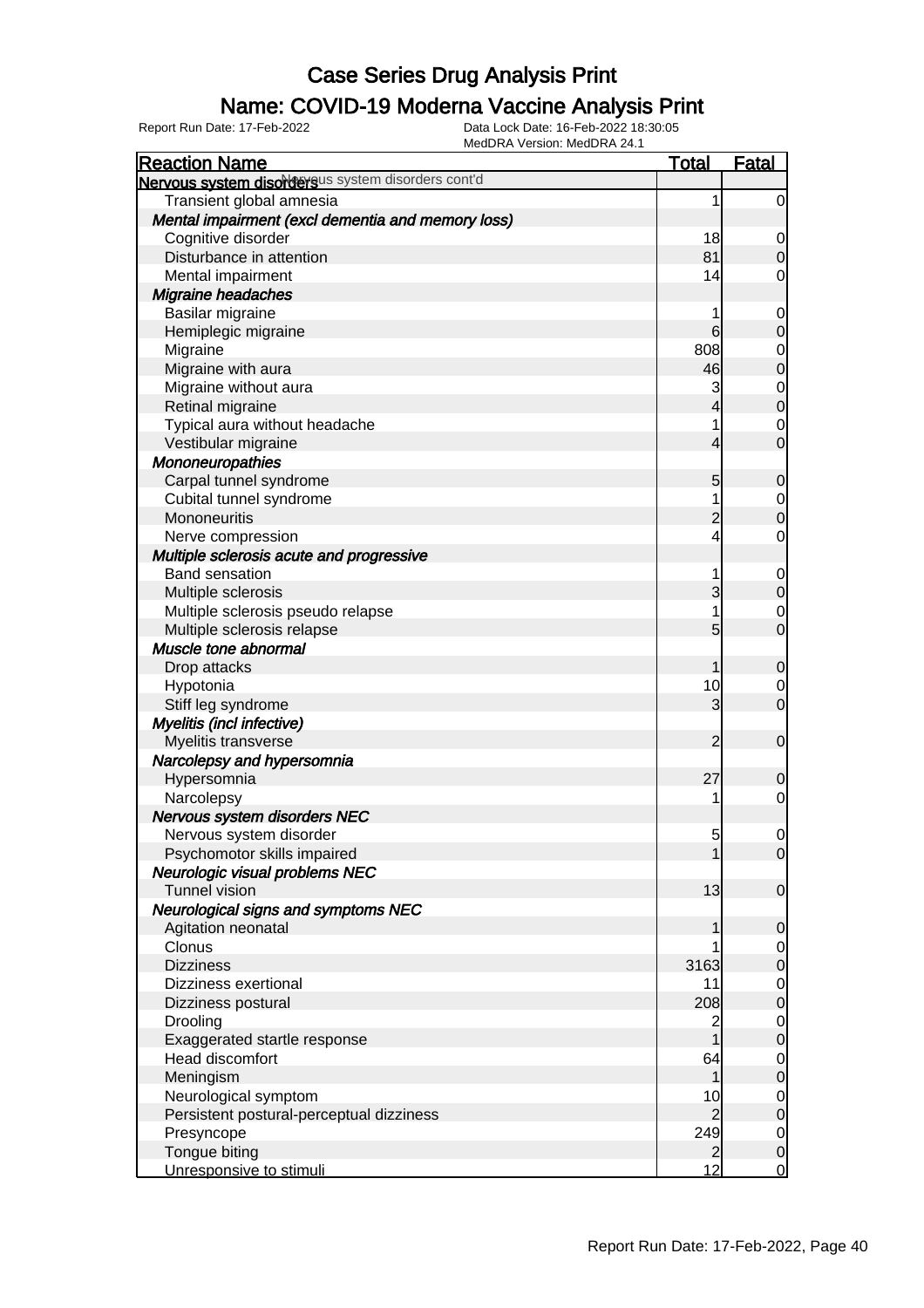# Case Series Drug Analysis Print

## Name: COVID-19 Moderna Vaccine Analysis Print

Report Run Date: 17-Feb-2022 | Data Lock Date: 16-Feb-2022 18:30:05 | MedDRA Version: MedDRA 24.1

| Reaction Name | Total | Fatal |
|---|---|---|
| **Nervous system disorders** Nervous system disorders cont'd | | |
| Transient global amnesia | 1 | 0 |
| ***Mental impairment (excl dementia and memory loss)*** | | |
| Cognitive disorder | 18 | 0 |
| Disturbance in attention | 81 | 0 |
| Mental impairment | 14 | 0 |
| ***Migraine headaches*** | | |
| Basilar migraine | 1 | 0 |
| Hemiplegic migraine | 6 | 0 |
| Migraine | 808 | 0 |
| Migraine with aura | 46 | 0 |
| Migraine without aura | 3 | 0 |
| Retinal migraine | 4 | 0 |
| Typical aura without headache | 1 | 0 |
| Vestibular migraine | 4 | 0 |
| ***Mononeuropathies*** | | |
| Carpal tunnel syndrome | 5 | 0 |
| Cubital tunnel syndrome | 1 | 0 |
| Mononeuritis | 2 | 0 |
| Nerve compression | 4 | 0 |
| ***Multiple sclerosis acute and progressive*** | | |
| Band sensation | 1 | 0 |
| Multiple sclerosis | 3 | 0 |
| Multiple sclerosis pseudo relapse | 1 | 0 |
| Multiple sclerosis relapse | 5 | 0 |
| ***Muscle tone abnormal*** | | |
| Drop attacks | 1 | 0 |
| Hypotonia | 10 | 0 |
| Stiff leg syndrome | 3 | 0 |
| ***Myelitis (incl infective)*** | | |
| Myelitis transverse | 2 | 0 |
| ***Narcolepsy and hypersomnia*** | | |
| Hypersomnia | 27 | 0 |
| Narcolepsy | 1 | 0 |
| ***Nervous system disorders NEC*** | | |
| Nervous system disorder | 5 | 0 |
| Psychomotor skills impaired | 1 | 0 |
| ***Neurologic visual problems NEC*** | | |
| Tunnel vision | 13 | 0 |
| ***Neurological signs and symptoms NEC*** | | |
| Agitation neonatal | 1 | 0 |
| Clonus | 1 | 0 |
| Dizziness | 3163 | 0 |
| Dizziness exertional | 11 | 0 |
| Dizziness postural | 208 | 0 |
| Drooling | 2 | 0 |
| Exaggerated startle response | 1 | 0 |
| Head discomfort | 64 | 0 |
| Meningism | 1 | 0 |
| Neurological symptom | 10 | 0 |
| Persistent postural-perceptual dizziness | 2 | 0 |
| Presyncope | 249 | 0 |
| Tongue biting | 2 | 0 |
| Unresponsive to stimuli | 12 | 0 |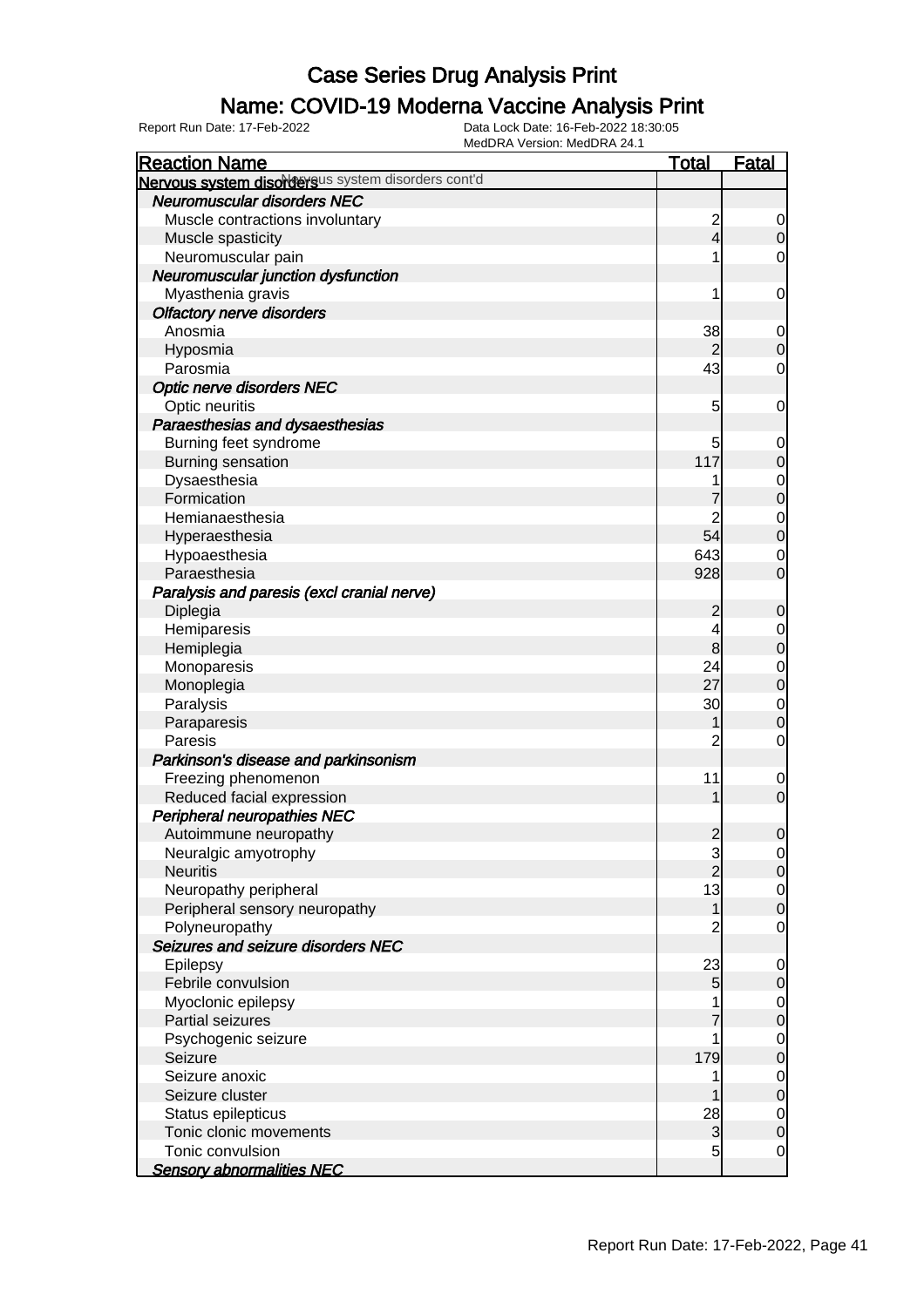# Case Series Drug Analysis Print

## Name: COVID-19 Moderna Vaccine Analysis Print

Report Run Date: 17-Feb-2022

Data Lock Date: 16-Feb-2022 18:30:05
MedDRA Version: MedDRA 24.1

| Reaction Name | Total | Fatal |
|---|---|---|
| **Nervous system disorders** Nervous system disorders cont'd | | |
| ***Neuromuscular disorders NEC*** | | |
| Muscle contractions involuntary | 2 | 0 |
| Muscle spasticity | 4 | 0 |
| Neuromuscular pain | 1 | 0 |
| ***Neuromuscular junction dysfunction*** | | |
| Myasthenia gravis | 1 | 0 |
| ***Olfactory nerve disorders*** | | |
| Anosmia | 38 | 0 |
| Hyposmia | 2 | 0 |
| Parosmia | 43 | 0 |
| ***Optic nerve disorders NEC*** | | |
| Optic neuritis | 5 | 0 |
| ***Paraesthesias and dysaesthesias*** | | |
| Burning feet syndrome | 5 | 0 |
| Burning sensation | 117 | 0 |
| Dysaesthesia | 1 | 0 |
| Formication | 7 | 0 |
| Hemianaesthesia | 2 | 0 |
| Hyperaesthesia | 54 | 0 |
| Hypoaesthesia | 643 | 0 |
| Paraesthesia | 928 | 0 |
| ***Paralysis and paresis (excl cranial nerve)*** | | |
| Diplegia | 2 | 0 |
| Hemiparesis | 4 | 0 |
| Hemiplegia | 8 | 0 |
| Monoparesis | 24 | 0 |
| Monoplegia | 27 | 0 |
| Paralysis | 30 | 0 |
| Paraparesis | 1 | 0 |
| Paresis | 2 | 0 |
| ***Parkinson's disease and parkinsonism*** | | |
| Freezing phenomenon | 11 | 0 |
| Reduced facial expression | 1 | 0 |
| ***Peripheral neuropathies NEC*** | | |
| Autoimmune neuropathy | 2 | 0 |
| Neuralgic amyotrophy | 3 | 0 |
| Neuritis | 2 | 0 |
| Neuropathy peripheral | 13 | 0 |
| Peripheral sensory neuropathy | 1 | 0 |
| Polyneuropathy | 2 | 0 |
| ***Seizures and seizure disorders NEC*** | | |
| Epilepsy | 23 | 0 |
| Febrile convulsion | 5 | 0 |
| Myoclonic epilepsy | 1 | 0 |
| Partial seizures | 7 | 0 |
| Psychogenic seizure | 1 | 0 |
| Seizure | 179 | 0 |
| Seizure anoxic | 1 | 0 |
| Seizure cluster | 1 | 0 |
| Status epilepticus | 28 | 0 |
| Tonic clonic movements | 3 | 0 |
| Tonic convulsion | 5 | 0 |
| ***Sensory abnormalities NEC*** | | |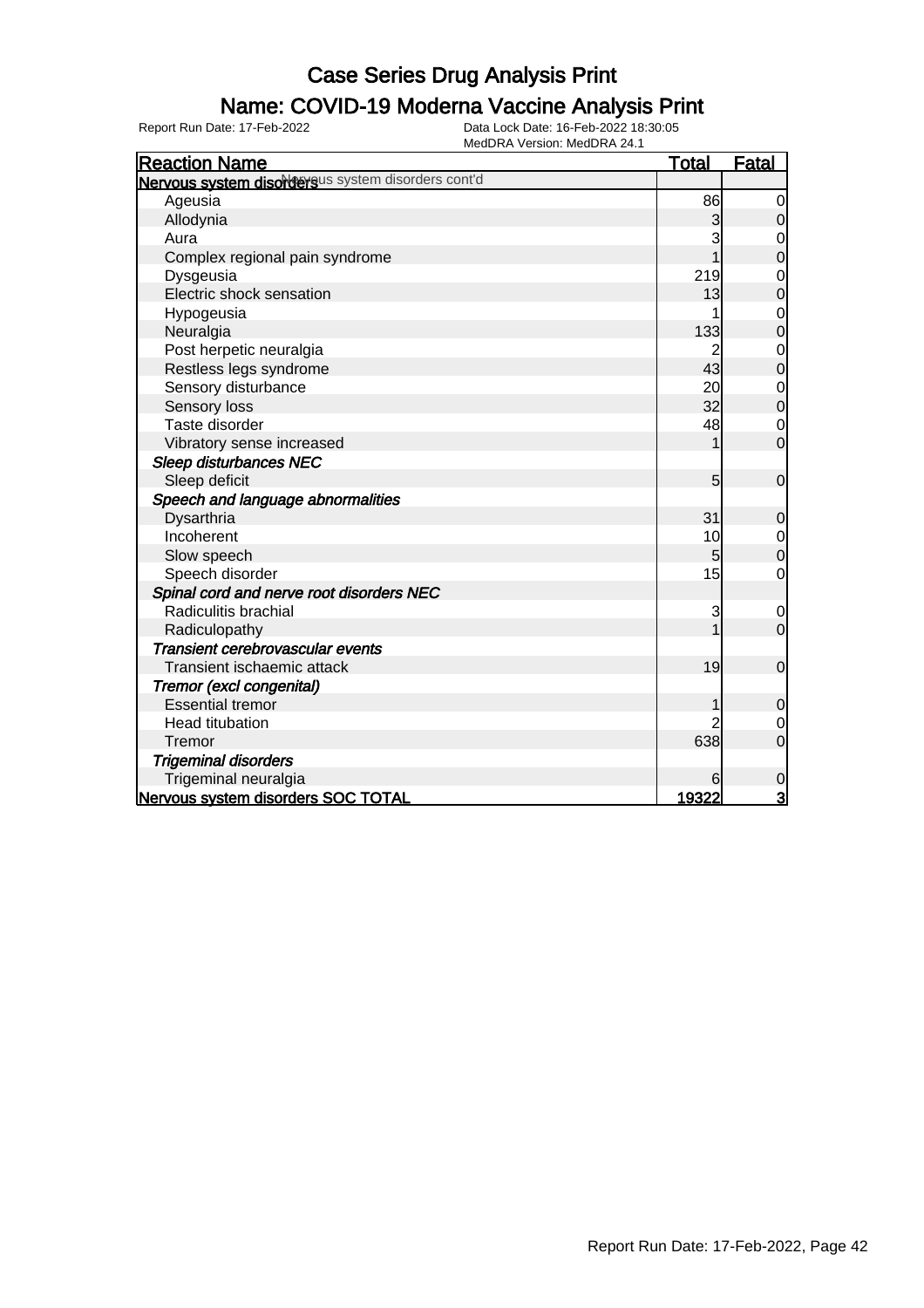# Case Series Drug Analysis Print

## Name: COVID-19 Moderna Vaccine Analysis Print

Report Run Date: 17-Feb-2022

Data Lock Date: 16-Feb-2022 18:30:05

MedDRA Version: MedDRA 24.1

| Reaction Name | Total | Fatal |
|---|---|---|
| **Nervous system disorders** Nervous system disorders cont'd | | |
| Ageusia | 86 | 0 |
| Allodynia | 3 | 0 |
| Aura | 3 | 0 |
| Complex regional pain syndrome | 1 | 0 |
| Dysgeusia | 219 | 0 |
| Electric shock sensation | 13 | 0 |
| Hypogeusia | 1 | 0 |
| Neuralgia | 133 | 0 |
| Post herpetic neuralgia | 2 | 0 |
| Restless legs syndrome | 43 | 0 |
| Sensory disturbance | 20 | 0 |
| Sensory loss | 32 | 0 |
| Taste disorder | 48 | 0 |
| Vibratory sense increased | 1 | 0 |
| ***Sleep disturbances NEC*** | | |
| Sleep deficit | 5 | 0 |
| ***Speech and language abnormalities*** | | |
| Dysarthria | 31 | 0 |
| Incoherent | 10 | 0 |
| Slow speech | 5 | 0 |
| Speech disorder | 15 | 0 |
| ***Spinal cord and nerve root disorders NEC*** | | |
| Radiculitis brachial | 3 | 0 |
| Radiculopathy | 1 | 0 |
| ***Transient cerebrovascular events*** | | |
| Transient ischaemic attack | 19 | 0 |
| ***Tremor (excl congenital)*** | | |
| Essential tremor | 1 | 0 |
| Head titubation | 2 | 0 |
| Tremor | 638 | 0 |
| ***Trigeminal disorders*** | | |
| Trigeminal neuralgia | 6 | 0 |
| **Nervous system disorders SOC TOTAL** | **19322** | **3** |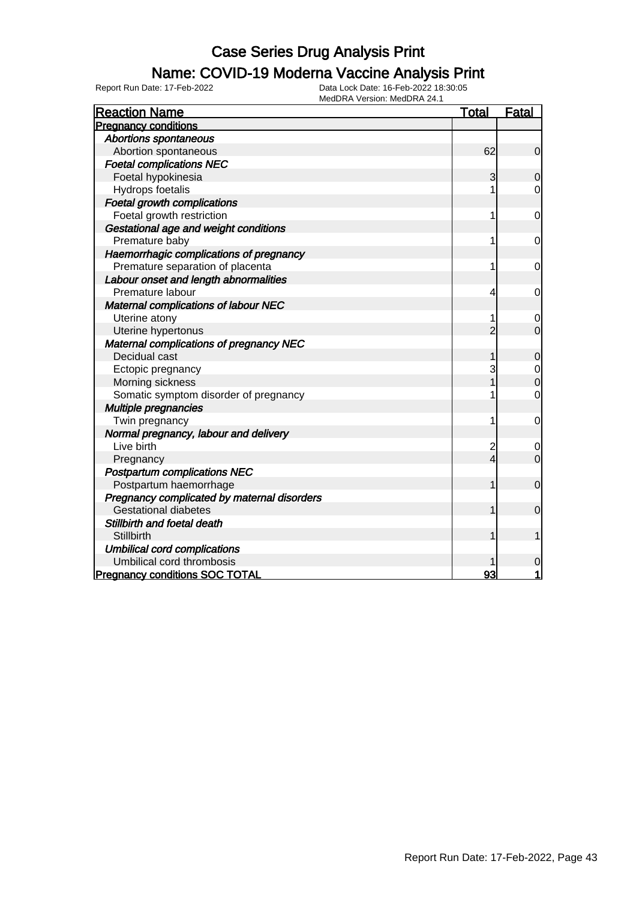# Case Series Drug Analysis Print

## Name: COVID-19 Moderna Vaccine Analysis Print

Report Run Date: 17-Feb-2022

Data Lock Date: 16-Feb-2022 18:30:05
MedDRA Version: MedDRA 24.1

| Reaction Name | Total | Fatal |
|---|---|---|
| **Pregnancy conditions** | | |
| *Abortions spontaneous* | | |
| Abortion spontaneous | 62 | 0 |
| *Foetal complications NEC* | | |
| Foetal hypokinesia | 3 | 0 |
| Hydrops foetalis | 1 | 0 |
| *Foetal growth complications* | | |
| Foetal growth restriction | 1 | 0 |
| *Gestational age and weight conditions* | | |
| Premature baby | 1 | 0 |
| *Haemorrhagic complications of pregnancy* | | |
| Premature separation of placenta | 1 | 0 |
| *Labour onset and length abnormalities* | | |
| Premature labour | 4 | 0 |
| *Maternal complications of labour NEC* | | |
| Uterine atony | 1 | 0 |
| Uterine hypertonus | 2 | 0 |
| *Maternal complications of pregnancy NEC* | | |
| Decidual cast | 1 | 0 |
| Ectopic pregnancy | 3 | 0 |
| Morning sickness | 1 | 0 |
| Somatic symptom disorder of pregnancy | 1 | 0 |
| *Multiple pregnancies* | | |
| Twin pregnancy | 1 | 0 |
| *Normal pregnancy, labour and delivery* | | |
| Live birth | 2 | 0 |
| Pregnancy | 4 | 0 |
| *Postpartum complications NEC* | | |
| Postpartum haemorrhage | 1 | 0 |
| *Pregnancy complicated by maternal disorders* | | |
| Gestational diabetes | 1 | 0 |
| *Stillbirth and foetal death* | | |
| Stillbirth | 1 | 1 |
| *Umbilical cord complications* | | |
| Umbilical cord thrombosis | 1 | 0 |
| **Pregnancy conditions SOC TOTAL** | **93** | **1** |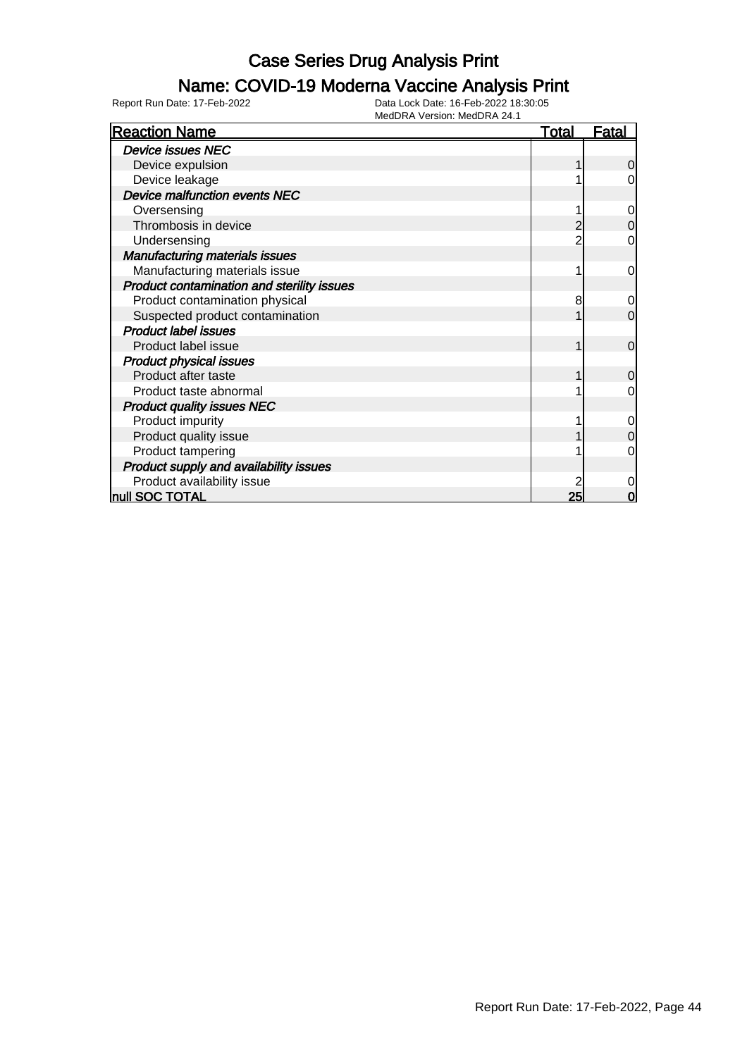# Case Series Drug Analysis Print

## Name: COVID-19 Moderna Vaccine Analysis Print

Report Run Date: 17-Feb-2022

Data Lock Date: 16-Feb-2022 18:30:05
MedDRA Version: MedDRA 24.1

| Reaction Name | Total | Fatal |
|---|---|---|
| *Device issues NEC* | | |
| Device expulsion | 1 | 0 |
| Device leakage | 1 | 0 |
| *Device malfunction events NEC* | | |
| Oversensing | 1 | 0 |
| Thrombosis in device | 2 | 0 |
| Undersensing | 2 | 0 |
| *Manufacturing materials issues* | | |
| Manufacturing materials issue | 1 | 0 |
| *Product contamination and sterility issues* | | |
| Product contamination physical | 8 | 0 |
| Suspected product contamination | 1 | 0 |
| *Product label issues* | | |
| Product label issue | 1 | 0 |
| *Product physical issues* | | |
| Product after taste | 1 | 0 |
| Product taste abnormal | 1 | 0 |
| *Product quality issues NEC* | | |
| Product impurity | 1 | 0 |
| Product quality issue | 1 | 0 |
| Product tampering | 1 | 0 |
| *Product supply and availability issues* | | |
| Product availability issue | 2 | 0 |
| **null SOC TOTAL** | **25** | **0** |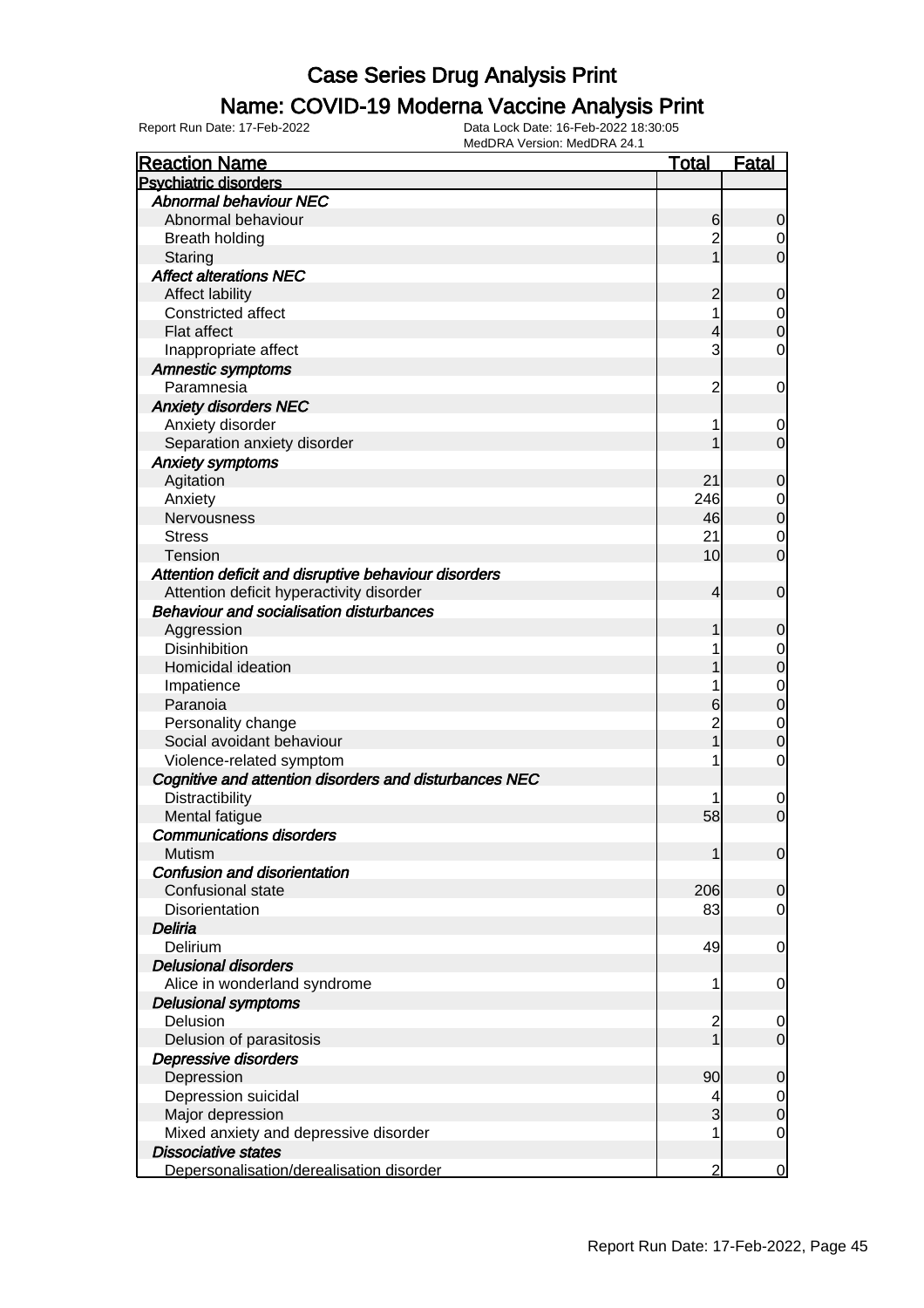# Case Series Drug Analysis Print

## Name: COVID-19 Moderna Vaccine Analysis Print

Report Run Date: 17-Feb-2022    Data Lock Date: 16-Feb-2022 18:30:05
MedDRA Version: MedDRA 24.1

| Reaction Name | Total | Fatal |
|---|---|---|
| **Psychiatric disorders** | | |
| ***Abnormal behaviour NEC*** | | |
| Abnormal behaviour | 6 | 0 |
| Breath holding | 2 | 0 |
| Staring | 1 | 0 |
| ***Affect alterations NEC*** | | |
| Affect lability | 2 | 0 |
| Constricted affect | 1 | 0 |
| Flat affect | 4 | 0 |
| Inappropriate affect | 3 | 0 |
| ***Amnestic symptoms*** | | |
| Paramnesia | 2 | 0 |
| ***Anxiety disorders NEC*** | | |
| Anxiety disorder | 1 | 0 |
| Separation anxiety disorder | 1 | 0 |
| ***Anxiety symptoms*** | | |
| Agitation | 21 | 0 |
| Anxiety | 246 | 0 |
| Nervousness | 46 | 0 |
| Stress | 21 | 0 |
| Tension | 10 | 0 |
| ***Attention deficit and disruptive behaviour disorders*** | | |
| Attention deficit hyperactivity disorder | 4 | 0 |
| ***Behaviour and socialisation disturbances*** | | |
| Aggression | 1 | 0 |
| Disinhibition | 1 | 0 |
| Homicidal ideation | 1 | 0 |
| Impatience | 1 | 0 |
| Paranoia | 6 | 0 |
| Personality change | 2 | 0 |
| Social avoidant behaviour | 1 | 0 |
| Violence-related symptom | 1 | 0 |
| ***Cognitive and attention disorders and disturbances NEC*** | | |
| Distractibility | 1 | 0 |
| Mental fatigue | 58 | 0 |
| ***Communications disorders*** | | |
| Mutism | 1 | 0 |
| ***Confusion and disorientation*** | | |
| Confusional state | 206 | 0 |
| Disorientation | 83 | 0 |
| ***Deliria*** | | |
| Delirium | 49 | 0 |
| ***Delusional disorders*** | | |
| Alice in wonderland syndrome | 1 | 0 |
| ***Delusional symptoms*** | | |
| Delusion | 2 | 0 |
| Delusion of parasitosis | 1 | 0 |
| ***Depressive disorders*** | | |
| Depression | 90 | 0 |
| Depression suicidal | 4 | 0 |
| Major depression | 3 | 0 |
| Mixed anxiety and depressive disorder | 1 | 0 |
| ***Dissociative states*** | | |
| Depersonalisation/derealisation disorder | 2 | 0 |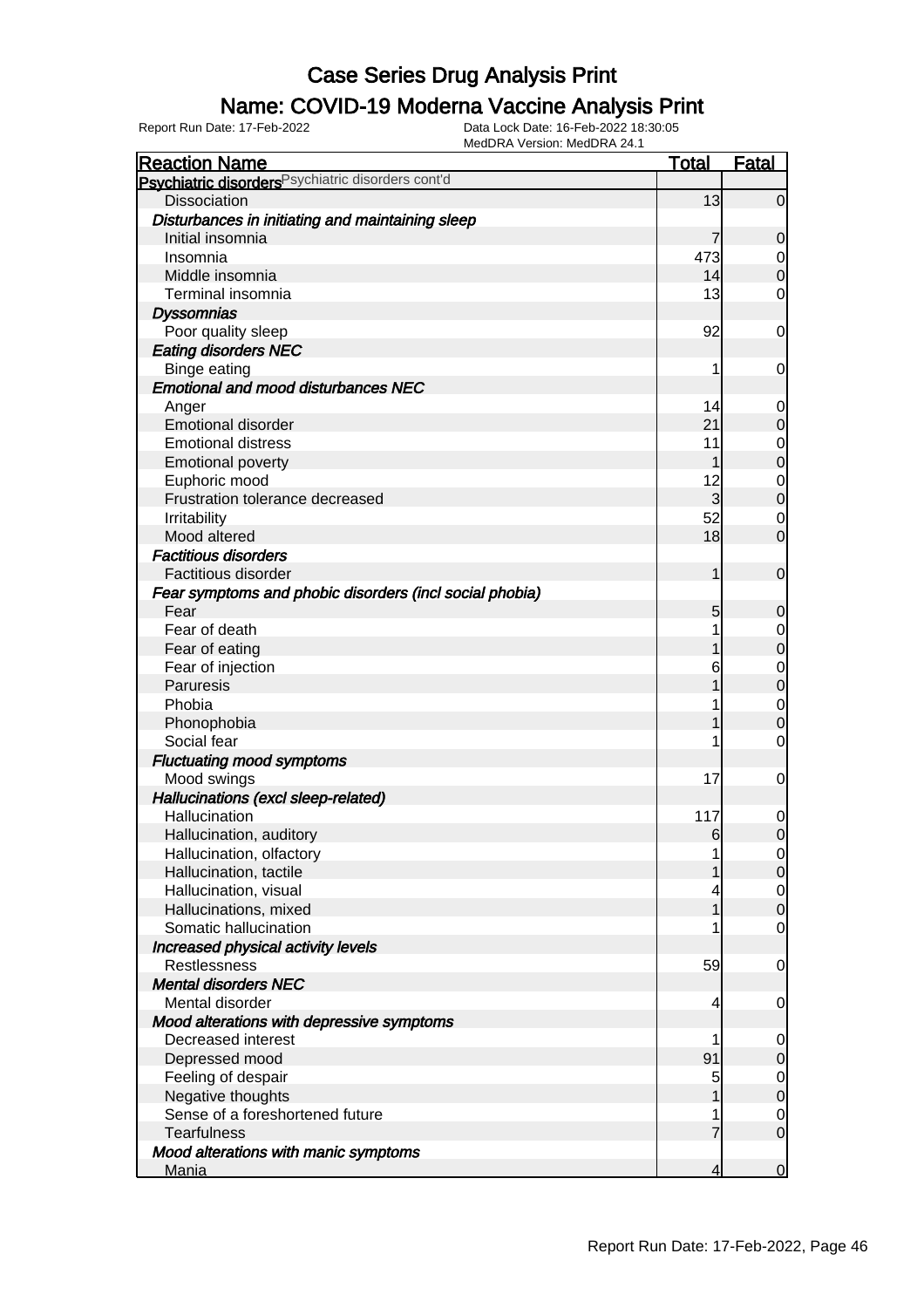# Case Series Drug Analysis Print

## Name: COVID-19 Moderna Vaccine Analysis Print

Report Run Date: 17-Feb-2022 | Data Lock Date: 16-Feb-2022 18:30:05 | MedDRA Version: MedDRA 24.1

| Reaction Name | Total | Fatal |
|---|---|---|
| **Psychiatric disorders** Psychiatric disorders cont'd | | |
| Dissociation | 13 | 0 |
| ***Disturbances in initiating and maintaining sleep*** | | |
| Initial insomnia | 7 | 0 |
| Insomnia | 473 | 0 |
| Middle insomnia | 14 | 0 |
| Terminal insomnia | 13 | 0 |
| ***Dyssomnias*** | | |
| Poor quality sleep | 92 | 0 |
| ***Eating disorders NEC*** | | |
| Binge eating | 1 | 0 |
| ***Emotional and mood disturbances NEC*** | | |
| Anger | 14 | 0 |
| Emotional disorder | 21 | 0 |
| Emotional distress | 11 | 0 |
| Emotional poverty | 1 | 0 |
| Euphoric mood | 12 | 0 |
| Frustration tolerance decreased | 3 | 0 |
| Irritability | 52 | 0 |
| Mood altered | 18 | 0 |
| ***Factitious disorders*** | | |
| Factitious disorder | 1 | 0 |
| ***Fear symptoms and phobic disorders (incl social phobia)*** | | |
| Fear | 5 | 0 |
| Fear of death | 1 | 0 |
| Fear of eating | 1 | 0 |
| Fear of injection | 6 | 0 |
| Paruresis | 1 | 0 |
| Phobia | 1 | 0 |
| Phonophobia | 1 | 0 |
| Social fear | 1 | 0 |
| ***Fluctuating mood symptoms*** | | |
| Mood swings | 17 | 0 |
| ***Hallucinations (excl sleep-related)*** | | |
| Hallucination | 117 | 0 |
| Hallucination, auditory | 6 | 0 |
| Hallucination, olfactory | 1 | 0 |
| Hallucination, tactile | 1 | 0 |
| Hallucination, visual | 4 | 0 |
| Hallucinations, mixed | 1 | 0 |
| Somatic hallucination | 1 | 0 |
| ***Increased physical activity levels*** | | |
| Restlessness | 59 | 0 |
| ***Mental disorders NEC*** | | |
| Mental disorder | 4 | 0 |
| ***Mood alterations with depressive symptoms*** | | |
| Decreased interest | 1 | 0 |
| Depressed mood | 91 | 0 |
| Feeling of despair | 5 | 0 |
| Negative thoughts | 1 | 0 |
| Sense of a foreshortened future | 1 | 0 |
| Tearfulness | 7 | 0 |
| ***Mood alterations with manic symptoms*** | | |
| Mania | 4 | 0 |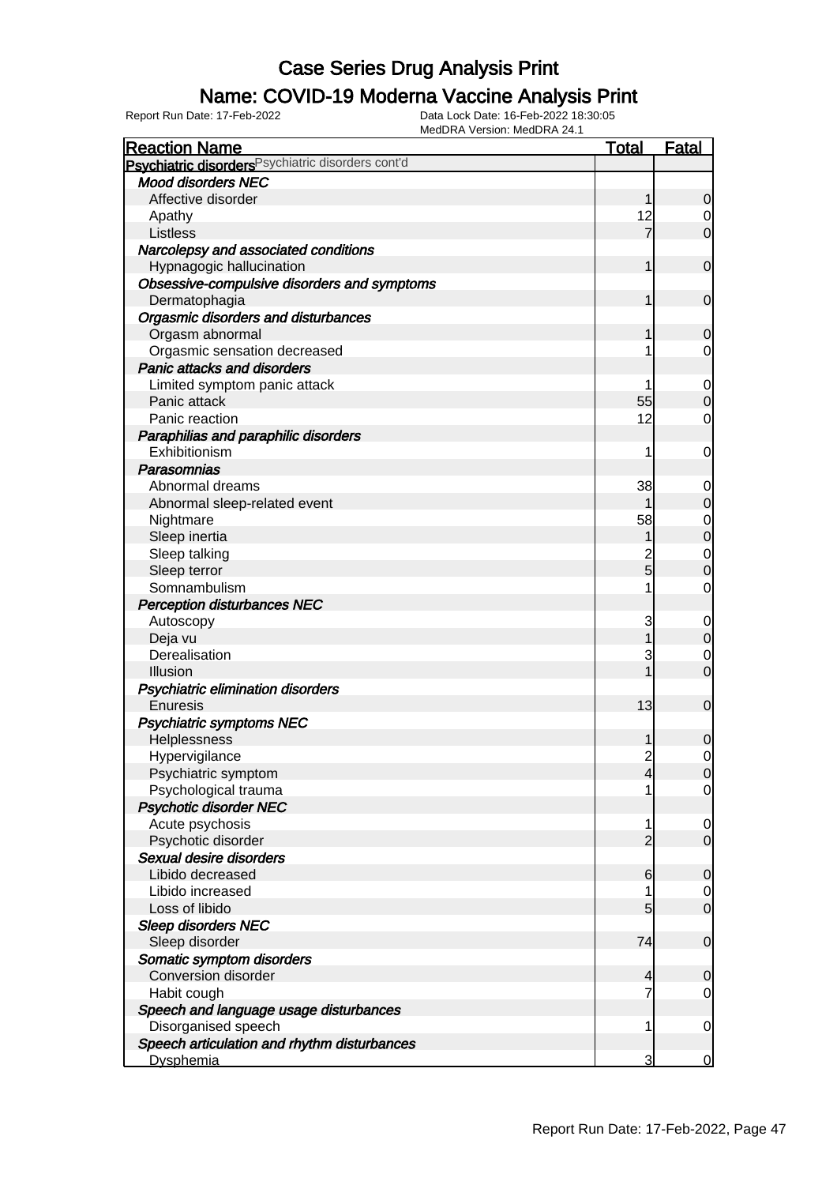# Case Series Drug Analysis Print

## Name: COVID-19 Moderna Vaccine Analysis Print

Report Run Date: 17-Feb-2022

Data Lock Date: 16-Feb-2022 18:30:05
MedDRA Version: MedDRA 24.1

| Reaction Name | Total | Fatal |
|---|---|---|
| **Psychiatric disorders** Psychiatric disorders cont'd | | |
| ***Mood disorders NEC*** | | |
| Affective disorder | 1 | 0 |
| Apathy | 12 | 0 |
| Listless | 7 | 0 |
| ***Narcolepsy and associated conditions*** | | |
| Hypnagogic hallucination | 1 | 0 |
| ***Obsessive-compulsive disorders and symptoms*** | | |
| Dermatophagia | 1 | 0 |
| ***Orgasmic disorders and disturbances*** | | |
| Orgasm abnormal | 1 | 0 |
| Orgasmic sensation decreased | 1 | 0 |
| ***Panic attacks and disorders*** | | |
| Limited symptom panic attack | 1 | 0 |
| Panic attack | 55 | 0 |
| Panic reaction | 12 | 0 |
| ***Paraphilias and paraphilic disorders*** | | |
| Exhibitionism | 1 | 0 |
| ***Parasomnias*** | | |
| Abnormal dreams | 38 | 0 |
| Abnormal sleep-related event | 1 | 0 |
| Nightmare | 58 | 0 |
| Sleep inertia | 1 | 0 |
| Sleep talking | 2 | 0 |
| Sleep terror | 5 | 0 |
| Somnambulism | 1 | 0 |
| ***Perception disturbances NEC*** | | |
| Autoscopy | 3 | 0 |
| Deja vu | 1 | 0 |
| Derealisation | 3 | 0 |
| Illusion | 1 | 0 |
| ***Psychiatric elimination disorders*** | | |
| Enuresis | 13 | 0 |
| ***Psychiatric symptoms NEC*** | | |
| Helplessness | 1 | 0 |
| Hypervigilance | 2 | 0 |
| Psychiatric symptom | 4 | 0 |
| Psychological trauma | 1 | 0 |
| ***Psychotic disorder NEC*** | | |
| Acute psychosis | 1 | 0 |
| Psychotic disorder | 2 | 0 |
| ***Sexual desire disorders*** | | |
| Libido decreased | 6 | 0 |
| Libido increased | 1 | 0 |
| Loss of libido | 5 | 0 |
| ***Sleep disorders NEC*** | | |
| Sleep disorder | 74 | 0 |
| ***Somatic symptom disorders*** | | |
| Conversion disorder | 4 | 0 |
| Habit cough | 7 | 0 |
| ***Speech and language usage disturbances*** | | |
| Disorganised speech | 1 | 0 |
| ***Speech articulation and rhythm disturbances*** | | |
| Dysphemia | 3 | 0 |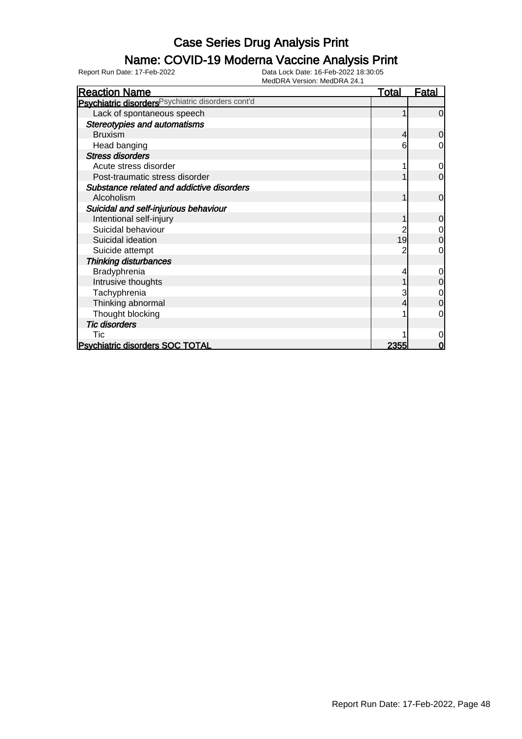# Case Series Drug Analysis Print

## Name: COVID-19 Moderna Vaccine Analysis Print

Report Run Date: 17-Feb-2022 | Data Lock Date: 16-Feb-2022 18:30:05 | MedDRA Version: MedDRA 24.1

| Reaction Name | Total | Fatal |
|---|---|---|
| **Psychiatric disorders** Psychiatric disorders cont'd | | |
| Lack of spontaneous speech | 1 | 0 |
| *Stereotypies and automatisms* | | |
| Bruxism | 4 | 0 |
| Head banging | 6 | 0 |
| *Stress disorders* | | |
| Acute stress disorder | 1 | 0 |
| Post-traumatic stress disorder | 1 | 0 |
| *Substance related and addictive disorders* | | |
| Alcoholism | 1 | 0 |
| *Suicidal and self-injurious behaviour* | | |
| Intentional self-injury | 1 | 0 |
| Suicidal behaviour | 2 | 0 |
| Suicidal ideation | 19 | 0 |
| Suicide attempt | 2 | 0 |
| *Thinking disturbances* | | |
| Bradyphrenia | 4 | 0 |
| Intrusive thoughts | 1 | 0 |
| Tachyphrenia | 3 | 0 |
| Thinking abnormal | 4 | 0 |
| Thought blocking | 1 | 0 |
| *Tic disorders* | | |
| Tic | 1 | 0 |
| **Psychiatric disorders SOC TOTAL** | **2355** | **0** |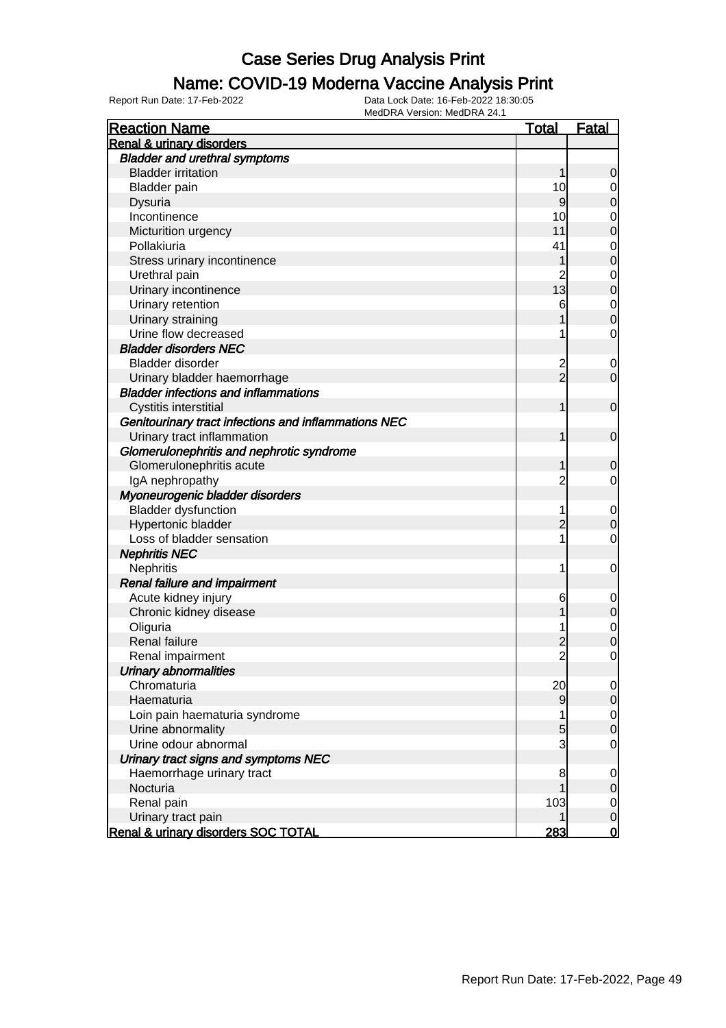# Case Series Drug Analysis Print

## Name: COVID-19 Moderna Vaccine Analysis Print

Report Run Date: 17-Feb-2022

Data Lock Date: 16-Feb-2022 18:30:05
MedDRA Version: MedDRA 24.1

| Reaction Name | Total | Fatal |
|---|---|---|
| **Renal & urinary disorders** | | |
| ***Bladder and urethral symptoms*** | | |
| Bladder irritation | 1 | 0 |
| Bladder pain | 10 | 0 |
| Dysuria | 9 | 0 |
| Incontinence | 10 | 0 |
| Micturition urgency | 11 | 0 |
| Pollakiuria | 41 | 0 |
| Stress urinary incontinence | 1 | 0 |
| Urethral pain | 2 | 0 |
| Urinary incontinence | 13 | 0 |
| Urinary retention | 6 | 0 |
| Urinary straining | 1 | 0 |
| Urine flow decreased | 1 | 0 |
| ***Bladder disorders NEC*** | | |
| Bladder disorder | 2 | 0 |
| Urinary bladder haemorrhage | 2 | 0 |
| ***Bladder infections and inflammations*** | | |
| Cystitis interstitial | 1 | 0 |
| ***Genitourinary tract infections and inflammations NEC*** | | |
| Urinary tract inflammation | 1 | 0 |
| ***Glomerulonephritis and nephrotic syndrome*** | | |
| Glomerulonephritis acute | 1 | 0 |
| IgA nephropathy | 2 | 0 |
| ***Myoneurogenic bladder disorders*** | | |
| Bladder dysfunction | 1 | 0 |
| Hypertonic bladder | 2 | 0 |
| Loss of bladder sensation | 1 | 0 |
| ***Nephritis NEC*** | | |
| Nephritis | 1 | 0 |
| ***Renal failure and impairment*** | | |
| Acute kidney injury | 6 | 0 |
| Chronic kidney disease | 1 | 0 |
| Oliguria | 1 | 0 |
| Renal failure | 2 | 0 |
| Renal impairment | 2 | 0 |
| ***Urinary abnormalities*** | | |
| Chromaturia | 20 | 0 |
| Haematuria | 9 | 0 |
| Loin pain haematuria syndrome | 1 | 0 |
| Urine abnormality | 5 | 0 |
| Urine odour abnormal | 3 | 0 |
| ***Urinary tract signs and symptoms NEC*** | | |
| Haemorrhage urinary tract | 8 | 0 |
| Nocturia | 1 | 0 |
| Renal pain | 103 | 0 |
| Urinary tract pain | 1 | 0 |
| **Renal & urinary disorders SOC TOTAL** | **283** | **0** |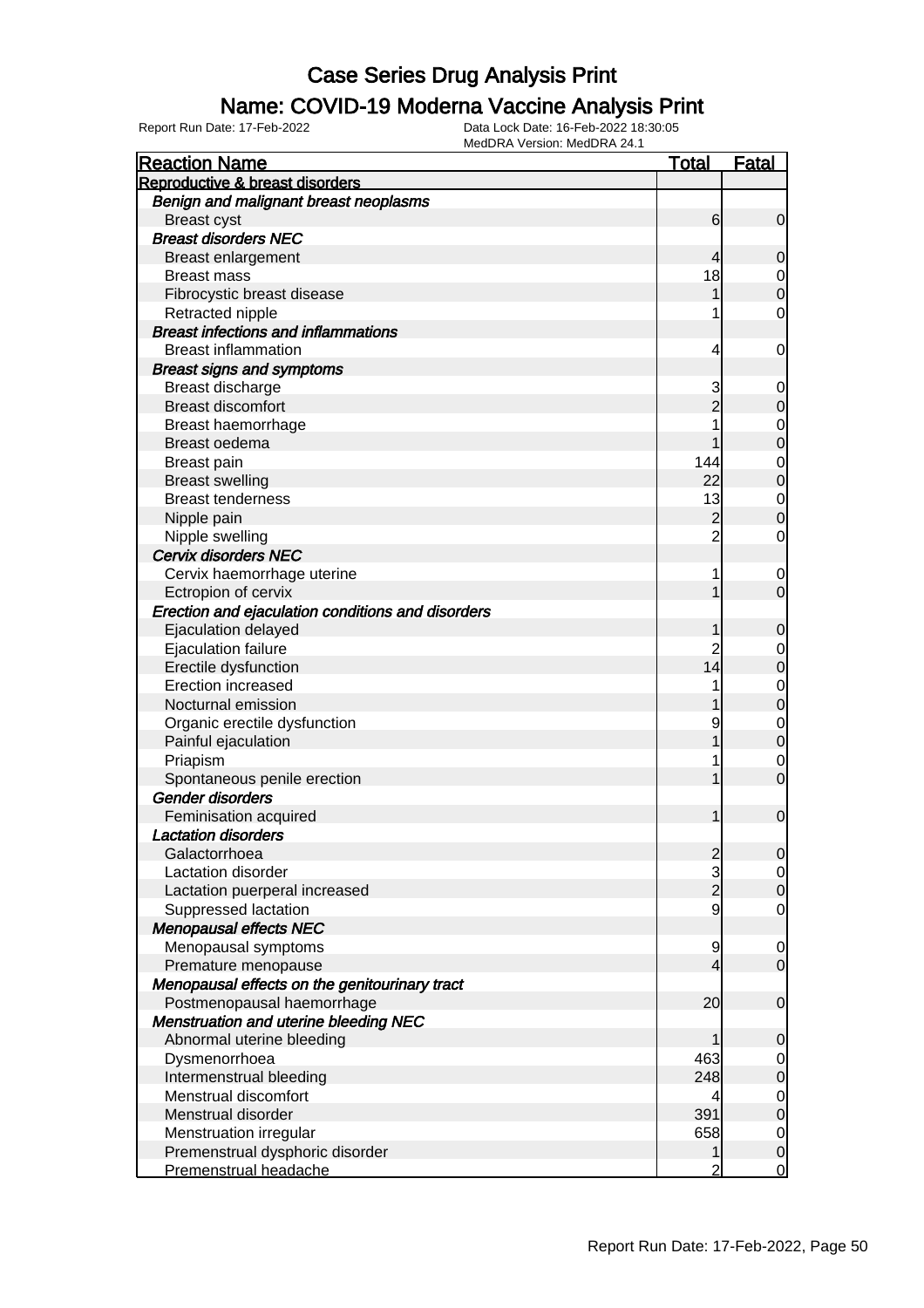# Case Series Drug Analysis Print

## Name: COVID-19 Moderna Vaccine Analysis Print

Report Run Date: 17-Feb-2022
Data Lock Date: 16-Feb-2022 18:30:05
MedDRA Version: MedDRA 24.1

| Reaction Name | Total | Fatal |
|---|---|---|
| **Reproductive & breast disorders** | | |
| ***Benign and malignant breast neoplasms*** | | |
| Breast cyst | 6 | 0 |
| ***Breast disorders NEC*** | | |
| Breast enlargement | 4 | 0 |
| Breast mass | 18 | 0 |
| Fibrocystic breast disease | 1 | 0 |
| Retracted nipple | 1 | 0 |
| ***Breast infections and inflammations*** | | |
| Breast inflammation | 4 | 0 |
| ***Breast signs and symptoms*** | | |
| Breast discharge | 3 | 0 |
| Breast discomfort | 2 | 0 |
| Breast haemorrhage | 1 | 0 |
| Breast oedema | 1 | 0 |
| Breast pain | 144 | 0 |
| Breast swelling | 22 | 0 |
| Breast tenderness | 13 | 0 |
| Nipple pain | 2 | 0 |
| Nipple swelling | 2 | 0 |
| ***Cervix disorders NEC*** | | |
| Cervix haemorrhage uterine | 1 | 0 |
| Ectropion of cervix | 1 | 0 |
| ***Erection and ejaculation conditions and disorders*** | | |
| Ejaculation delayed | 1 | 0 |
| Ejaculation failure | 2 | 0 |
| Erectile dysfunction | 14 | 0 |
| Erection increased | 1 | 0 |
| Nocturnal emission | 1 | 0 |
| Organic erectile dysfunction | 9 | 0 |
| Painful ejaculation | 1 | 0 |
| Priapism | 1 | 0 |
| Spontaneous penile erection | 1 | 0 |
| ***Gender disorders*** | | |
| Feminisation acquired | 1 | 0 |
| ***Lactation disorders*** | | |
| Galactorrhoea | 2 | 0 |
| Lactation disorder | 3 | 0 |
| Lactation puerperal increased | 2 | 0 |
| Suppressed lactation | 9 | 0 |
| ***Menopausal effects NEC*** | | |
| Menopausal symptoms | 9 | 0 |
| Premature menopause | 4 | 0 |
| ***Menopausal effects on the genitourinary tract*** | | |
| Postmenopausal haemorrhage | 20 | 0 |
| ***Menstruation and uterine bleeding NEC*** | | |
| Abnormal uterine bleeding | 1 | 0 |
| Dysmenorrhoea | 463 | 0 |
| Intermenstrual bleeding | 248 | 0 |
| Menstrual discomfort | 4 | 0 |
| Menstrual disorder | 391 | 0 |
| Menstruation irregular | 658 | 0 |
| Premenstrual dysphoric disorder | 1 | 0 |
| Premenstrual headache | 2 | 0 |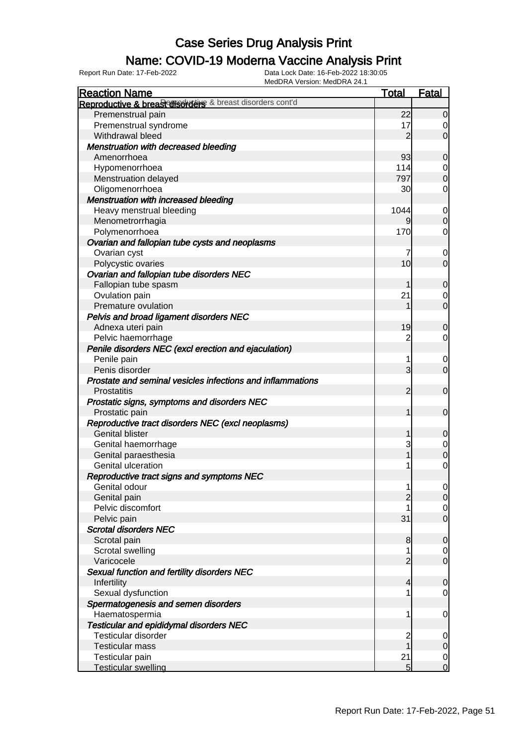# Case Series Drug Analysis Print

## Name: COVID-19 Moderna Vaccine Analysis Print

Report Run Date: 17-Feb-2022
Data Lock Date: 16-Feb-2022 18:30:05
MedDRA Version: MedDRA 24.1

| Reaction Name | Total | Fatal |
|---|---|---|
| **Reproductive & breast disorders cont'd** | | |
| Premenstrual pain | 22 | 0 |
| Premenstrual syndrome | 17 | 0 |
| Withdrawal bleed | 2 | 0 |
| ***Menstruation with decreased bleeding*** | | |
| Amenorrhoea | 93 | 0 |
| Hypomenorrhoea | 114 | 0 |
| Menstruation delayed | 797 | 0 |
| Oligomenorrhoea | 30 | 0 |
| ***Menstruation with increased bleeding*** | | |
| Heavy menstrual bleeding | 1044 | 0 |
| Menometrorrhagia | 9 | 0 |
| Polymenorrhoea | 170 | 0 |
| ***Ovarian and fallopian tube cysts and neoplasms*** | | |
| Ovarian cyst | 7 | 0 |
| Polycystic ovaries | 10 | 0 |
| ***Ovarian and fallopian tube disorders NEC*** | | |
| Fallopian tube spasm | 1 | 0 |
| Ovulation pain | 21 | 0 |
| Premature ovulation | 1 | 0 |
| ***Pelvis and broad ligament disorders NEC*** | | |
| Adnexa uteri pain | 19 | 0 |
| Pelvic haemorrhage | 2 | 0 |
| ***Penile disorders NEC (excl erection and ejaculation)*** | | |
| Penile pain | 1 | 0 |
| Penis disorder | 3 | 0 |
| ***Prostate and seminal vesicles infections and inflammations*** | | |
| Prostatitis | 2 | 0 |
| ***Prostatic signs, symptoms and disorders NEC*** | | |
| Prostatic pain | 1 | 0 |
| ***Reproductive tract disorders NEC (excl neoplasms)*** | | |
| Genital blister | 1 | 0 |
| Genital haemorrhage | 3 | 0 |
| Genital paraesthesia | 1 | 0 |
| Genital ulceration | 1 | 0 |
| ***Reproductive tract signs and symptoms NEC*** | | |
| Genital odour | 1 | 0 |
| Genital pain | 2 | 0 |
| Pelvic discomfort | 1 | 0 |
| Pelvic pain | 31 | 0 |
| ***Scrotal disorders NEC*** | | |
| Scrotal pain | 8 | 0 |
| Scrotal swelling | 1 | 0 |
| Varicocele | 2 | 0 |
| ***Sexual function and fertility disorders NEC*** | | |
| Infertility | 4 | 0 |
| Sexual dysfunction | 1 | 0 |
| ***Spermatogenesis and semen disorders*** | | |
| Haematospermia | 1 | 0 |
| ***Testicular and epididymal disorders NEC*** | | |
| Testicular disorder | 2 | 0 |
| Testicular mass | 1 | 0 |
| Testicular pain | 21 | 0 |
| Testicular swelling | 5 | 0 |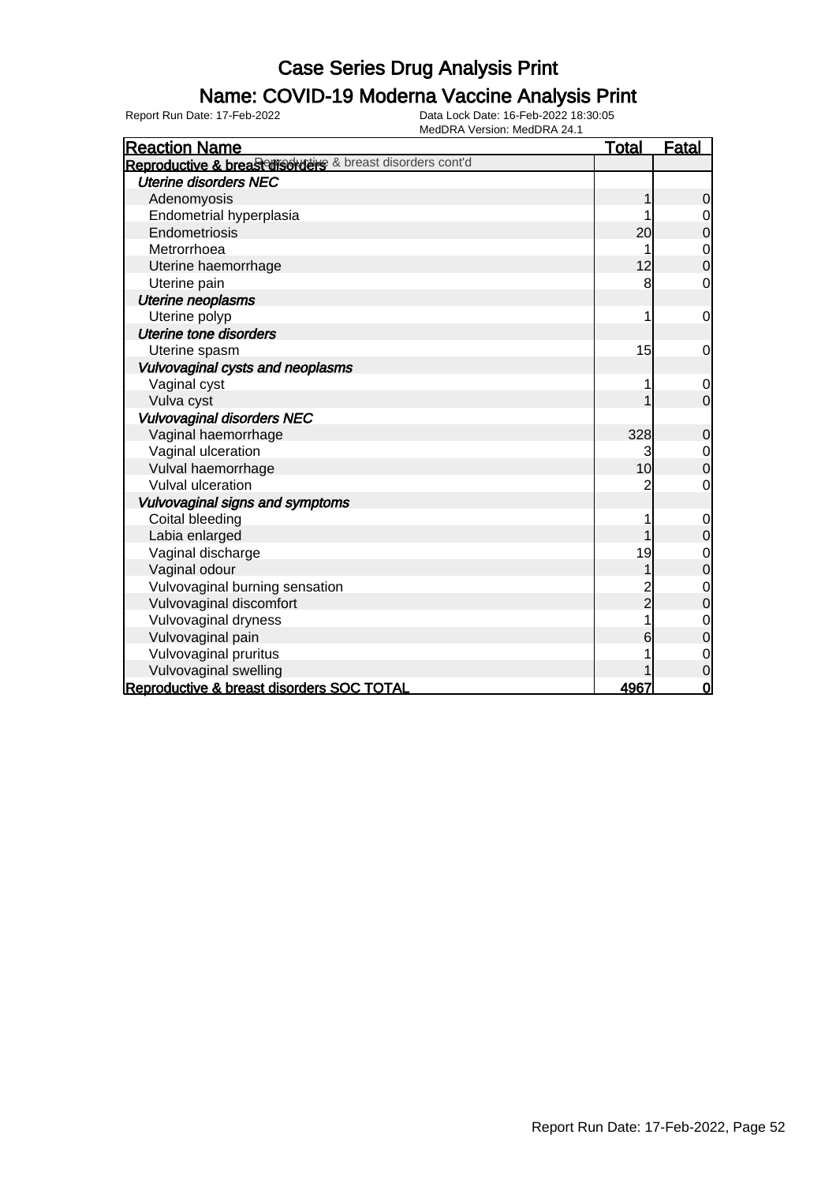# Case Series Drug Analysis Print

## Name: COVID-19 Moderna Vaccine Analysis Print

Report Run Date: 17-Feb-2022

Data Lock Date: 16-Feb-2022 18:30:05
MedDRA Version: MedDRA 24.1

| Reaction Name | Total | Fatal |
|---|---|---|
| **Reproductive & breast disorders** Reproductive & breast disorders cont'd | | |
| *Uterine disorders NEC* | | |
| Adenomyosis | 1 | 0 |
| Endometrial hyperplasia | 1 | 0 |
| Endometriosis | 20 | 0 |
| Metrorrhoea | 1 | 0 |
| Uterine haemorrhage | 12 | 0 |
| Uterine pain | 8 | 0 |
| *Uterine neoplasms* | | |
| Uterine polyp | 1 | 0 |
| *Uterine tone disorders* | | |
| Uterine spasm | 15 | 0 |
| *Vulvovaginal cysts and neoplasms* | | |
| Vaginal cyst | 1 | 0 |
| Vulva cyst | 1 | 0 |
| *Vulvovaginal disorders NEC* | | |
| Vaginal haemorrhage | 328 | 0 |
| Vaginal ulceration | 3 | 0 |
| Vulval haemorrhage | 10 | 0 |
| Vulval ulceration | 2 | 0 |
| *Vulvovaginal signs and symptoms* | | |
| Coital bleeding | 1 | 0 |
| Labia enlarged | 1 | 0 |
| Vaginal discharge | 19 | 0 |
| Vaginal odour | 1 | 0 |
| Vulvovaginal burning sensation | 2 | 0 |
| Vulvovaginal discomfort | 2 | 0 |
| Vulvovaginal dryness | 1 | 0 |
| Vulvovaginal pain | 6 | 0 |
| Vulvovaginal pruritus | 1 | 0 |
| Vulvovaginal swelling | 1 | 0 |
| **Reproductive & breast disorders SOC TOTAL** | **4967** | **0** |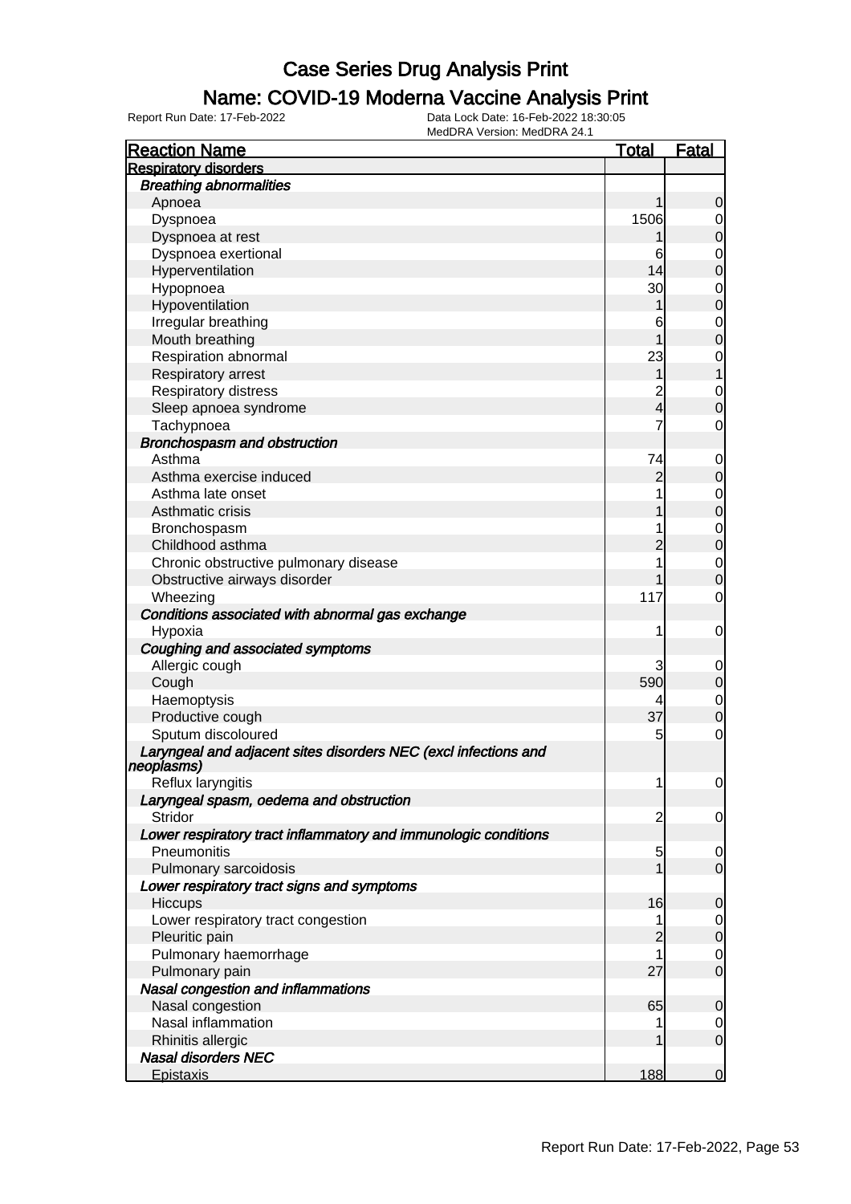# Case Series Drug Analysis Print

## Name: COVID-19 Moderna Vaccine Analysis Print

Report Run Date: 17-Feb-2022    Data Lock Date: 16-Feb-2022 18:30:05
MedDRA Version: MedDRA 24.1

| Reaction Name | Total | Fatal |
|---|---|---|
| **Respiratory disorders** | | |
| ***Breathing abnormalities*** | | |
| Apnoea | 1 | 0 |
| Dyspnoea | 1506 | 0 |
| Dyspnoea at rest | 1 | 0 |
| Dyspnoea exertional | 6 | 0 |
| Hyperventilation | 14 | 0 |
| Hypopnoea | 30 | 0 |
| Hypoventilation | 1 | 0 |
| Irregular breathing | 6 | 0 |
| Mouth breathing | 1 | 0 |
| Respiration abnormal | 23 | 0 |
| Respiratory arrest | 1 | 1 |
| Respiratory distress | 2 | 0 |
| Sleep apnoea syndrome | 4 | 0 |
| Tachypnoea | 7 | 0 |
| ***Bronchospasm and obstruction*** | | |
| Asthma | 74 | 0 |
| Asthma exercise induced | 2 | 0 |
| Asthma late onset | 1 | 0 |
| Asthmatic crisis | 1 | 0 |
| Bronchospasm | 1 | 0 |
| Childhood asthma | 2 | 0 |
| Chronic obstructive pulmonary disease | 1 | 0 |
| Obstructive airways disorder | 1 | 0 |
| Wheezing | 117 | 0 |
| ***Conditions associated with abnormal gas exchange*** | | |
| Hypoxia | 1 | 0 |
| ***Coughing and associated symptoms*** | | |
| Allergic cough | 3 | 0 |
| Cough | 590 | 0 |
| Haemoptysis | 4 | 0 |
| Productive cough | 37 | 0 |
| Sputum discoloured | 5 | 0 |
| ***Laryngeal and adjacent sites disorders NEC (excl infections and neoplasms)*** | | |
| Reflux laryngitis | 1 | 0 |
| ***Laryngeal spasm, oedema and obstruction*** | | |
| Stridor | 2 | 0 |
| ***Lower respiratory tract inflammatory and immunologic conditions*** | | |
| Pneumonitis | 5 | 0 |
| Pulmonary sarcoidosis | 1 | 0 |
| ***Lower respiratory tract signs and symptoms*** | | |
| Hiccups | 16 | 0 |
| Lower respiratory tract congestion | 1 | 0 |
| Pleuritic pain | 2 | 0 |
| Pulmonary haemorrhage | 1 | 0 |
| Pulmonary pain | 27 | 0 |
| ***Nasal congestion and inflammations*** | | |
| Nasal congestion | 65 | 0 |
| Nasal inflammation | 1 | 0 |
| Rhinitis allergic | 1 | 0 |
| ***Nasal disorders NEC*** | | |
| Epistaxis | 188 | 0 |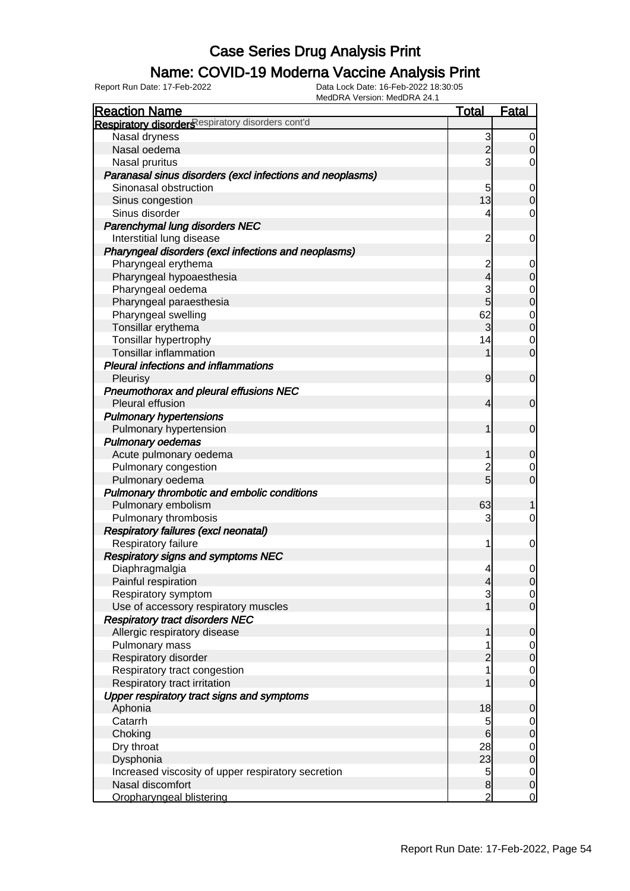# Case Series Drug Analysis Print

## Name: COVID-19 Moderna Vaccine Analysis Print

Report Run Date: 17-Feb-2022

Data Lock Date: 16-Feb-2022 18:30:05
MedDRA Version: MedDRA 24.1

| Reaction Name | Total | Fatal |
|---|---|---|
| **Respiratory disorders** Respiratory disorders cont'd | | |
| Nasal dryness | 3 | 0 |
| Nasal oedema | 2 | 0 |
| Nasal pruritus | 3 | 0 |
| ***Paranasal sinus disorders (excl infections and neoplasms)*** | | |
| Sinonasal obstruction | 5 | 0 |
| Sinus congestion | 13 | 0 |
| Sinus disorder | 4 | 0 |
| ***Parenchymal lung disorders NEC*** | | |
| Interstitial lung disease | 2 | 0 |
| ***Pharyngeal disorders (excl infections and neoplasms)*** | | |
| Pharyngeal erythema | 2 | 0 |
| Pharyngeal hypoaesthesia | 4 | 0 |
| Pharyngeal oedema | 3 | 0 |
| Pharyngeal paraesthesia | 5 | 0 |
| Pharyngeal swelling | 62 | 0 |
| Tonsillar erythema | 3 | 0 |
| Tonsillar hypertrophy | 14 | 0 |
| Tonsillar inflammation | 1 | 0 |
| ***Pleural infections and inflammations*** | | |
| Pleurisy | 9 | 0 |
| ***Pneumothorax and pleural effusions NEC*** | | |
| Pleural effusion | 4 | 0 |
| ***Pulmonary hypertensions*** | | |
| Pulmonary hypertension | 1 | 0 |
| ***Pulmonary oedemas*** | | |
| Acute pulmonary oedema | 1 | 0 |
| Pulmonary congestion | 2 | 0 |
| Pulmonary oedema | 5 | 0 |
| ***Pulmonary thrombotic and embolic conditions*** | | |
| Pulmonary embolism | 63 | 1 |
| Pulmonary thrombosis | 3 | 0 |
| ***Respiratory failures (excl neonatal)*** | | |
| Respiratory failure | 1 | 0 |
| ***Respiratory signs and symptoms NEC*** | | |
| Diaphragmalgia | 4 | 0 |
| Painful respiration | 4 | 0 |
| Respiratory symptom | 3 | 0 |
| Use of accessory respiratory muscles | 1 | 0 |
| ***Respiratory tract disorders NEC*** | | |
| Allergic respiratory disease | 1 | 0 |
| Pulmonary mass | 1 | 0 |
| Respiratory disorder | 2 | 0 |
| Respiratory tract congestion | 1 | 0 |
| Respiratory tract irritation | 1 | 0 |
| ***Upper respiratory tract signs and symptoms*** | | |
| Aphonia | 18 | 0 |
| Catarrh | 5 | 0 |
| Choking | 6 | 0 |
| Dry throat | 28 | 0 |
| Dysphonia | 23 | 0 |
| Increased viscosity of upper respiratory secretion | 5 | 0 |
| Nasal discomfort | 8 | 0 |
| Oropharyngeal blistering | 2 | 0 |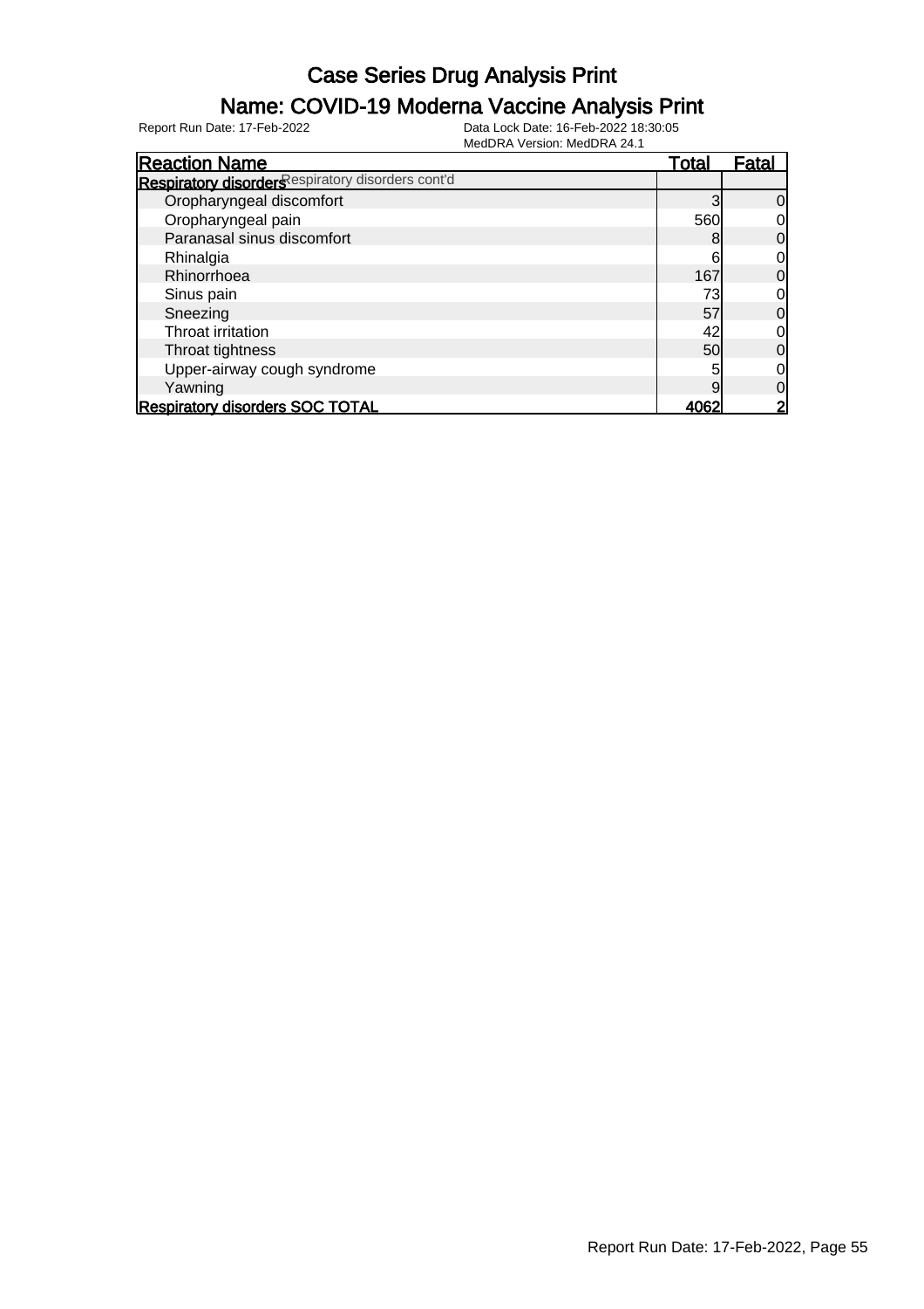# Case Series Drug Analysis Print

## Name: COVID-19 Moderna Vaccine Analysis Print

Report Run Date: 17-Feb-2022

Data Lock Date: 16-Feb-2022 18:30:05

MedDRA Version: MedDRA 24.1

| Reaction Name | Total | Fatal |
|---|---|---|
| **Respiratory disorders** Respiratory disorders cont'd | | |
| Oropharyngeal discomfort | 3 | 0 |
| Oropharyngeal pain | 560 | 0 |
| Paranasal sinus discomfort | 8 | 0 |
| Rhinalgia | 6 | 0 |
| Rhinorrhoea | 167 | 0 |
| Sinus pain | 73 | 0 |
| Sneezing | 57 | 0 |
| Throat irritation | 42 | 0 |
| Throat tightness | 50 | 0 |
| Upper-airway cough syndrome | 5 | 0 |
| Yawning | 9 | 0 |
| **Respiratory disorders SOC TOTAL** | **4062** | **2** |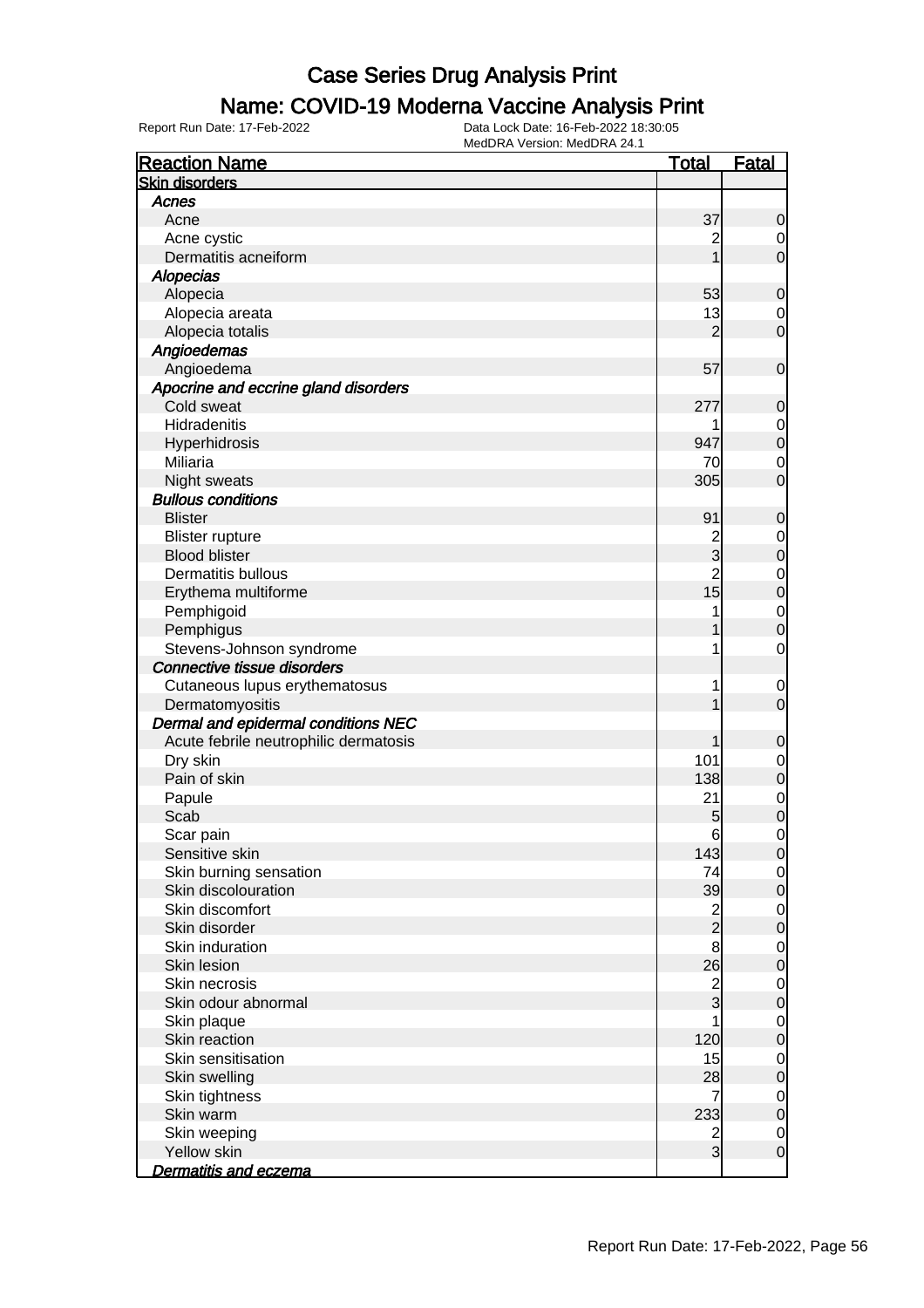# Case Series Drug Analysis Print

## Name: COVID-19 Moderna Vaccine Analysis Print

Report Run Date: 17-Feb-2022

Data Lock Date: 16-Feb-2022 18:30:05
MedDRA Version: MedDRA 24.1

| Reaction Name | Total | Fatal |
|---|---|---|
| **Skin disorders** | | |
| ***Acnes*** | | |
| Acne | 37 | 0 |
| Acne cystic | 2 | 0 |
| Dermatitis acneiform | 1 | 0 |
| ***Alopecias*** | | |
| Alopecia | 53 | 0 |
| Alopecia areata | 13 | 0 |
| Alopecia totalis | 2 | 0 |
| ***Angioedemas*** | | |
| Angioedema | 57 | 0 |
| ***Apocrine and eccrine gland disorders*** | | |
| Cold sweat | 277 | 0 |
| Hidradenitis | 1 | 0 |
| Hyperhidrosis | 947 | 0 |
| Miliaria | 70 | 0 |
| Night sweats | 305 | 0 |
| ***Bullous conditions*** | | |
| Blister | 91 | 0 |
| Blister rupture | 2 | 0 |
| Blood blister | 3 | 0 |
| Dermatitis bullous | 2 | 0 |
| Erythema multiforme | 15 | 0 |
| Pemphigoid | 1 | 0 |
| Pemphigus | 1 | 0 |
| Stevens-Johnson syndrome | 1 | 0 |
| ***Connective tissue disorders*** | | |
| Cutaneous lupus erythematosus | 1 | 0 |
| Dermatomyositis | 1 | 0 |
| ***Dermal and epidermal conditions NEC*** | | |
| Acute febrile neutrophilic dermatosis | 1 | 0 |
| Dry skin | 101 | 0 |
| Pain of skin | 138 | 0 |
| Papule | 21 | 0 |
| Scab | 5 | 0 |
| Scar pain | 6 | 0 |
| Sensitive skin | 143 | 0 |
| Skin burning sensation | 74 | 0 |
| Skin discolouration | 39 | 0 |
| Skin discomfort | 2 | 0 |
| Skin disorder | 2 | 0 |
| Skin induration | 8 | 0 |
| Skin lesion | 26 | 0 |
| Skin necrosis | 2 | 0 |
| Skin odour abnormal | 3 | 0 |
| Skin plaque | 1 | 0 |
| Skin reaction | 120 | 0 |
| Skin sensitisation | 15 | 0 |
| Skin swelling | 28 | 0 |
| Skin tightness | 7 | 0 |
| Skin warm | 233 | 0 |
| Skin weeping | 2 | 0 |
| Yellow skin | 3 | 0 |
| ***Dermatitis and eczema*** | | |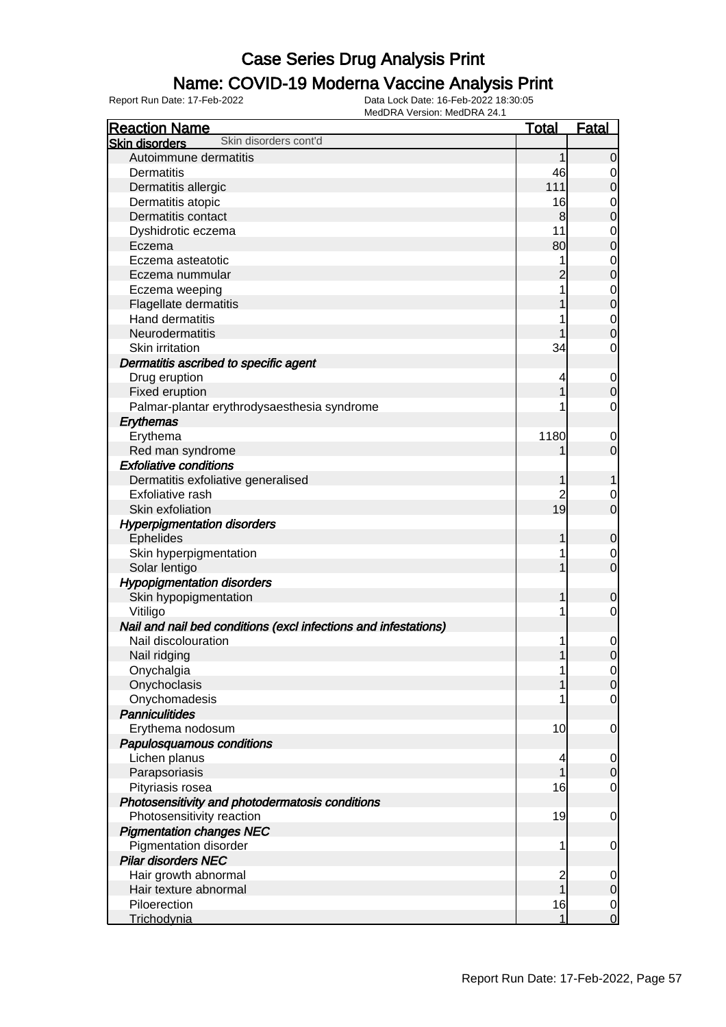# Case Series Drug Analysis Print

## Name: COVID-19 Moderna Vaccine Analysis Print

Report Run Date: 17-Feb-2022 | Data Lock Date: 16-Feb-2022 18:30:05 | MedDRA Version: MedDRA 24.1

| Reaction Name | Total | Fatal |
|---|---|---|
| **Skin disorders** Skin disorders cont'd | | |
| Autoimmune dermatitis | 1 | 0 |
| Dermatitis | 46 | 0 |
| Dermatitis allergic | 111 | 0 |
| Dermatitis atopic | 16 | 0 |
| Dermatitis contact | 8 | 0 |
| Dyshidrotic eczema | 11 | 0 |
| Eczema | 80 | 0 |
| Eczema asteatotic | 1 | 0 |
| Eczema nummular | 2 | 0 |
| Eczema weeping | 1 | 0 |
| Flagellate dermatitis | 1 | 0 |
| Hand dermatitis | 1 | 0 |
| Neurodermatitis | 1 | 0 |
| Skin irritation | 34 | 0 |
| ***Dermatitis ascribed to specific agent*** | | |
| Drug eruption | 4 | 0 |
| Fixed eruption | 1 | 0 |
| Palmar-plantar erythrodysaesthesia syndrome | 1 | 0 |
| ***Erythemas*** | | |
| Erythema | 1180 | 0 |
| Red man syndrome | 1 | 0 |
| ***Exfoliative conditions*** | | |
| Dermatitis exfoliative generalised | 1 | 1 |
| Exfoliative rash | 2 | 0 |
| Skin exfoliation | 19 | 0 |
| ***Hyperpigmentation disorders*** | | |
| Ephelides | 1 | 0 |
| Skin hyperpigmentation | 1 | 0 |
| Solar lentigo | 1 | 0 |
| ***Hypopigmentation disorders*** | | |
| Skin hypopigmentation | 1 | 0 |
| Vitiligo | 1 | 0 |
| ***Nail and nail bed conditions (excl infections and infestations)*** | | |
| Nail discolouration | 1 | 0 |
| Nail ridging | 1 | 0 |
| Onychalgia | 1 | 0 |
| Onychoclasis | 1 | 0 |
| Onychomadesis | 1 | 0 |
| ***Panniculitides*** | | |
| Erythema nodosum | 10 | 0 |
| ***Papulosquamous conditions*** | | |
| Lichen planus | 4 | 0 |
| Parapsoriasis | 1 | 0 |
| Pityriasis rosea | 16 | 0 |
| ***Photosensitivity and photodermatosis conditions*** | | |
| Photosensitivity reaction | 19 | 0 |
| ***Pigmentation changes NEC*** | | |
| Pigmentation disorder | 1 | 0 |
| ***Pilar disorders NEC*** | | |
| Hair growth abnormal | 2 | 0 |
| Hair texture abnormal | 1 | 0 |
| Piloerection | 16 | 0 |
| Trichodynia | 1 | 0 |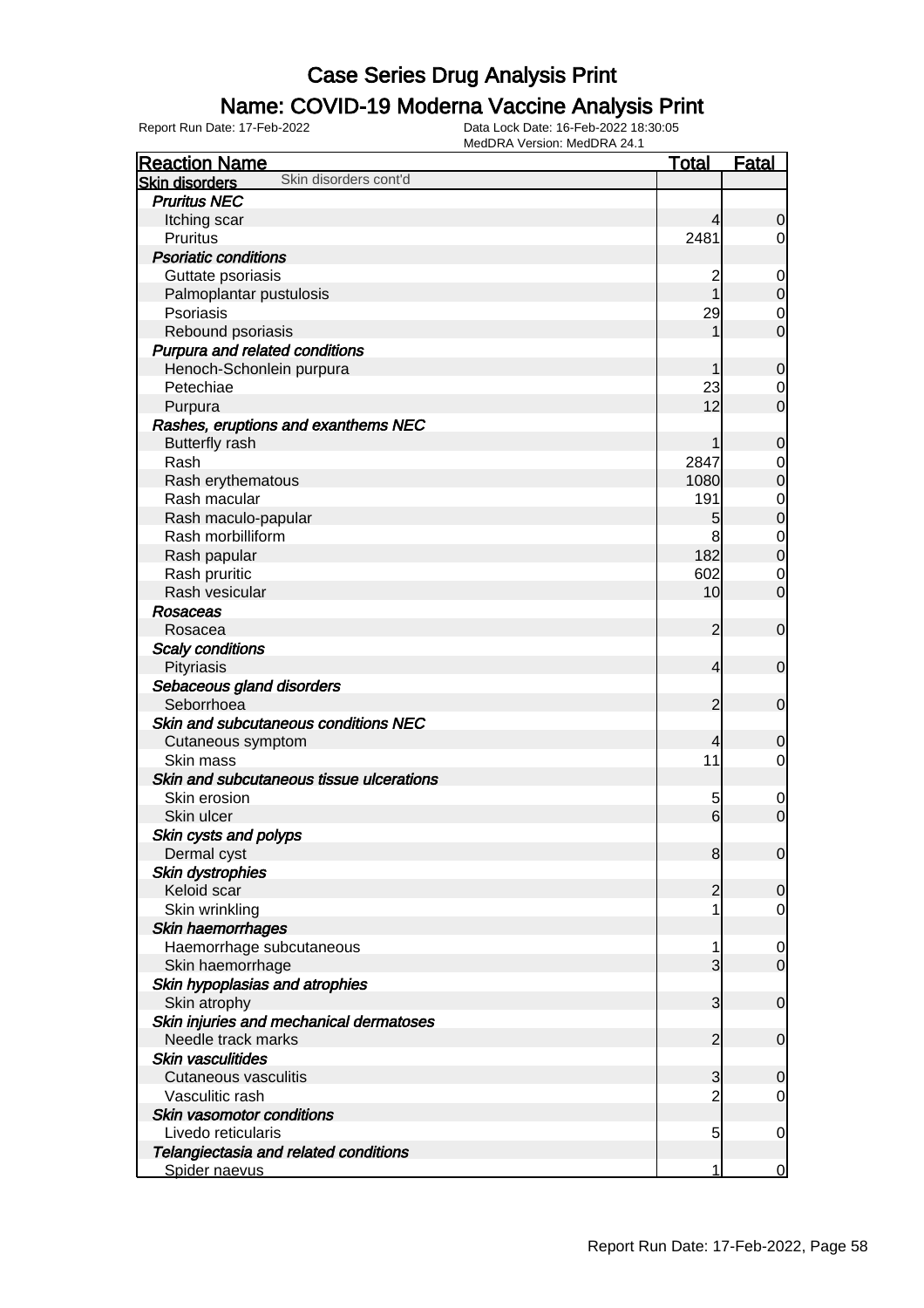# Case Series Drug Analysis Print

## Name: COVID-19 Moderna Vaccine Analysis Print

Report Run Date: 17-Feb-2022    Data Lock Date: 16-Feb-2022 18:30:05
MedDRA Version: MedDRA 24.1

| Reaction Name | Total | Fatal |
|---|---|---|
| **Skin disorders** Skin disorders cont'd | | |
| ***Pruritus NEC*** | | |
| Itching scar | 4 | 0 |
| Pruritus | 2481 | 0 |
| ***Psoriatic conditions*** | | |
| Guttate psoriasis | 2 | 0 |
| Palmoplantar pustulosis | 1 | 0 |
| Psoriasis | 29 | 0 |
| Rebound psoriasis | 1 | 0 |
| ***Purpura and related conditions*** | | |
| Henoch-Schonlein purpura | 1 | 0 |
| Petechiae | 23 | 0 |
| Purpura | 12 | 0 |
| ***Rashes, eruptions and exanthems NEC*** | | |
| Butterfly rash | 1 | 0 |
| Rash | 2847 | 0 |
| Rash erythematous | 1080 | 0 |
| Rash macular | 191 | 0 |
| Rash maculo-papular | 5 | 0 |
| Rash morbilliform | 8 | 0 |
| Rash papular | 182 | 0 |
| Rash pruritic | 602 | 0 |
| Rash vesicular | 10 | 0 |
| ***Rosaceas*** | | |
| Rosacea | 2 | 0 |
| ***Scaly conditions*** | | |
| Pityriasis | 4 | 0 |
| ***Sebaceous gland disorders*** | | |
| Seborrhoea | 2 | 0 |
| ***Skin and subcutaneous conditions NEC*** | | |
| Cutaneous symptom | 4 | 0 |
| Skin mass | 11 | 0 |
| ***Skin and subcutaneous tissue ulcerations*** | | |
| Skin erosion | 5 | 0 |
| Skin ulcer | 6 | 0 |
| ***Skin cysts and polyps*** | | |
| Dermal cyst | 8 | 0 |
| ***Skin dystrophies*** | | |
| Keloid scar | 2 | 0 |
| Skin wrinkling | 1 | 0 |
| ***Skin haemorrhages*** | | |
| Haemorrhage subcutaneous | 1 | 0 |
| Skin haemorrhage | 3 | 0 |
| ***Skin hypoplasias and atrophies*** | | |
| Skin atrophy | 3 | 0 |
| ***Skin injuries and mechanical dermatoses*** | | |
| Needle track marks | 2 | 0 |
| ***Skin vasculitides*** | | |
| Cutaneous vasculitis | 3 | 0 |
| Vasculitic rash | 2 | 0 |
| ***Skin vasomotor conditions*** | | |
| Livedo reticularis | 5 | 0 |
| ***Telangiectasia and related conditions*** | | |
| Spider naevus | 1 | 0 |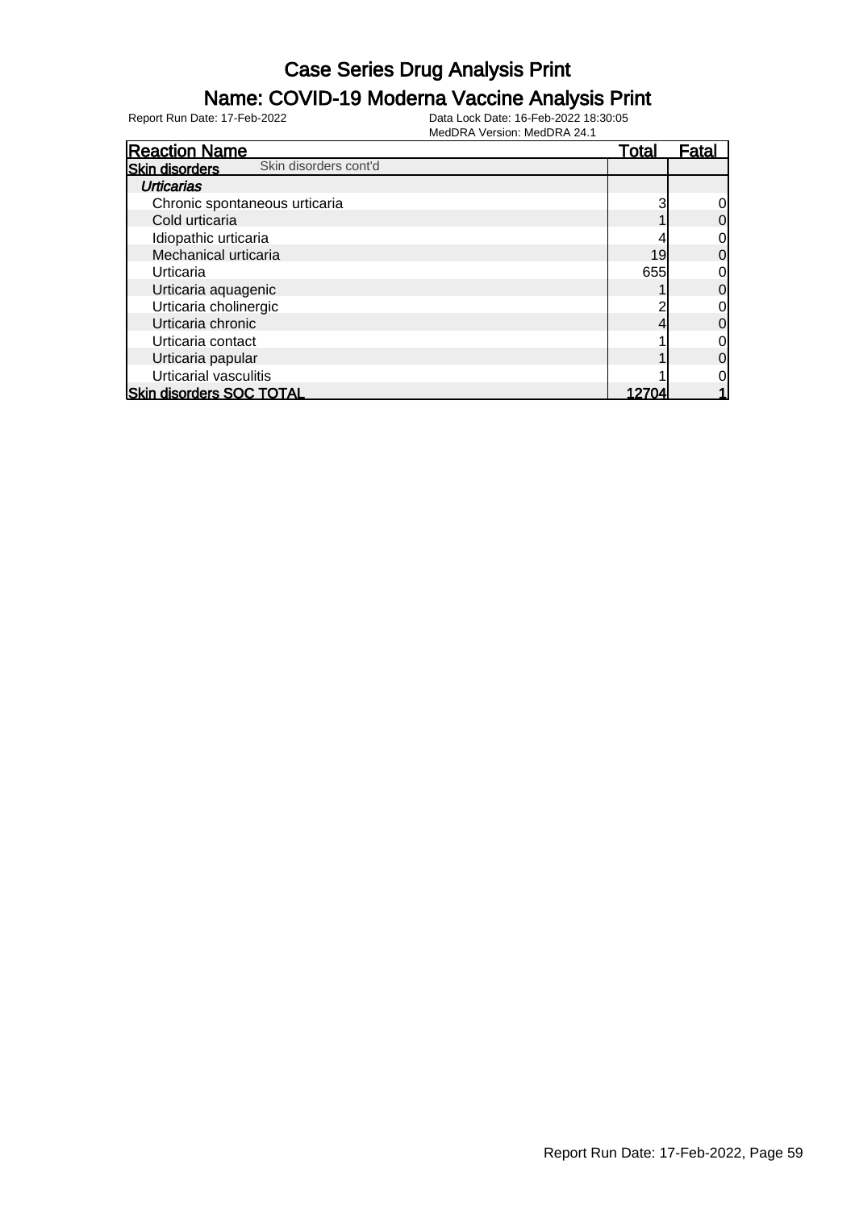# Case Series Drug Analysis Print

## Name: COVID-19 Moderna Vaccine Analysis Print

Report Run Date: 17-Feb-2022

Data Lock Date: 16-Feb-2022 18:30:05
MedDRA Version: MedDRA 24.1

| Reaction Name | Total | Fatal |
|---|---|---|
| **Skin disorders** Skin disorders cont'd | | |
| ***Urticarias*** | | |
| Chronic spontaneous urticaria | 3 | 0 |
| Cold urticaria | 1 | 0 |
| Idiopathic urticaria | 4 | 0 |
| Mechanical urticaria | 19 | 0 |
| Urticaria | 655 | 0 |
| Urticaria aquagenic | 1 | 0 |
| Urticaria cholinergic | 2 | 0 |
| Urticaria chronic | 4 | 0 |
| Urticaria contact | 1 | 0 |
| Urticaria papular | 1 | 0 |
| Urticarial vasculitis | 1 | 0 |
| **Skin disorders SOC TOTAL** | **12704** | **1** |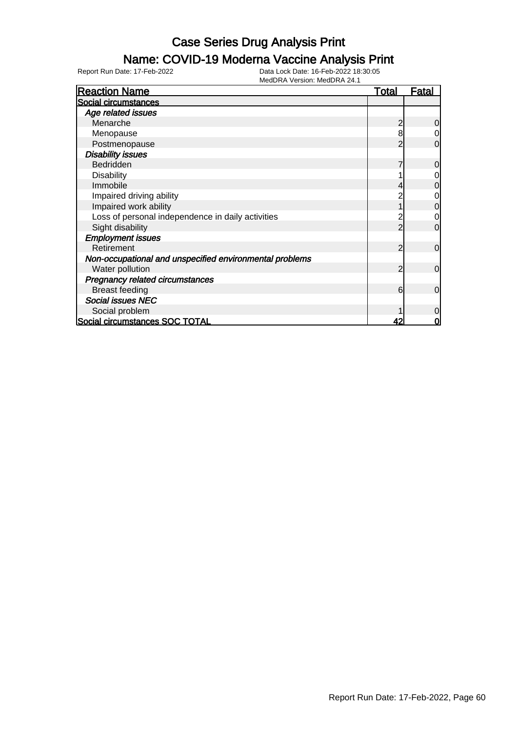# Case Series Drug Analysis Print

## Name: COVID-19 Moderna Vaccine Analysis Print

Report Run Date: 17-Feb-2022 | Data Lock Date: 16-Feb-2022 18:30:05 | MedDRA Version: MedDRA 24.1

| Reaction Name | Total | Fatal |
|---|---|---|
| **Social circumstances** | | |
| ***Age related issues*** | | |
| Menarche | 2 | 0 |
| Menopause | 8 | 0 |
| Postmenopause | 2 | 0 |
| ***Disability issues*** | | |
| Bedridden | 7 | 0 |
| Disability | 1 | 0 |
| Immobile | 4 | 0 |
| Impaired driving ability | 2 | 0 |
| Impaired work ability | 1 | 0 |
| Loss of personal independence in daily activities | 2 | 0 |
| Sight disability | 2 | 0 |
| ***Employment issues*** | | |
| Retirement | 2 | 0 |
| ***Non-occupational and unspecified environmental problems*** | | |
| Water pollution | 2 | 0 |
| ***Pregnancy related circumstances*** | | |
| Breast feeding | 6 | 0 |
| ***Social issues NEC*** | | |
| Social problem | 1 | 0 |
| **Social circumstances SOC TOTAL** | **42** | **0** |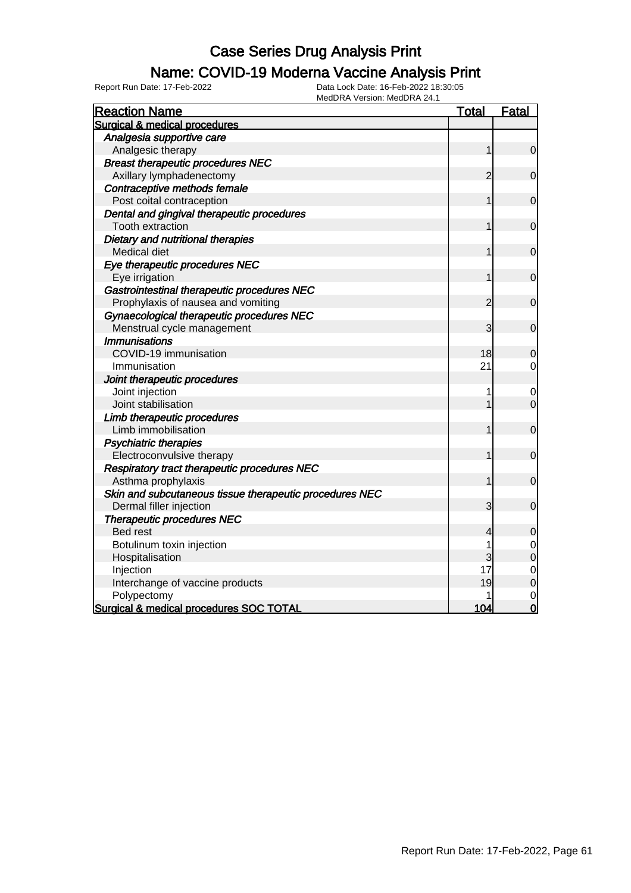# Case Series Drug Analysis Print

## Name: COVID-19 Moderna Vaccine Analysis Print

Report Run Date: 17-Feb-2022

Data Lock Date: 16-Feb-2022 18:30:05
MedDRA Version: MedDRA 24.1

| Reaction Name | Total | Fatal |
|---|---|---|
| **Surgical & medical procedures** | | |
| *Analgesia supportive care* | | |
| Analgesic therapy | 1 | 0 |
| *Breast therapeutic procedures NEC* | | |
| Axillary lymphadenectomy | 2 | 0 |
| *Contraceptive methods female* | | |
| Post coital contraception | 1 | 0 |
| *Dental and gingival therapeutic procedures* | | |
| Tooth extraction | 1 | 0 |
| *Dietary and nutritional therapies* | | |
| Medical diet | 1 | 0 |
| *Eye therapeutic procedures NEC* | | |
| Eye irrigation | 1 | 0 |
| *Gastrointestinal therapeutic procedures NEC* | | |
| Prophylaxis of nausea and vomiting | 2 | 0 |
| *Gynaecological therapeutic procedures NEC* | | |
| Menstrual cycle management | 3 | 0 |
| *Immunisations* | | |
| COVID-19 immunisation | 18 | 0 |
| Immunisation | 21 | 0 |
| *Joint therapeutic procedures* | | |
| Joint injection | 1 | 0 |
| Joint stabilisation | 1 | 0 |
| *Limb therapeutic procedures* | | |
| Limb immobilisation | 1 | 0 |
| *Psychiatric therapies* | | |
| Electroconvulsive therapy | 1 | 0 |
| *Respiratory tract therapeutic procedures NEC* | | |
| Asthma prophylaxis | 1 | 0 |
| *Skin and subcutaneous tissue therapeutic procedures NEC* | | |
| Dermal filler injection | 3 | 0 |
| *Therapeutic procedures NEC* | | |
| Bed rest | 4 | 0 |
| Botulinum toxin injection | 1 | 0 |
| Hospitalisation | 3 | 0 |
| Injection | 17 | 0 |
| Interchange of vaccine products | 19 | 0 |
| Polypectomy | 1 | 0 |
| **Surgical & medical procedures SOC TOTAL** | **104** | **0** |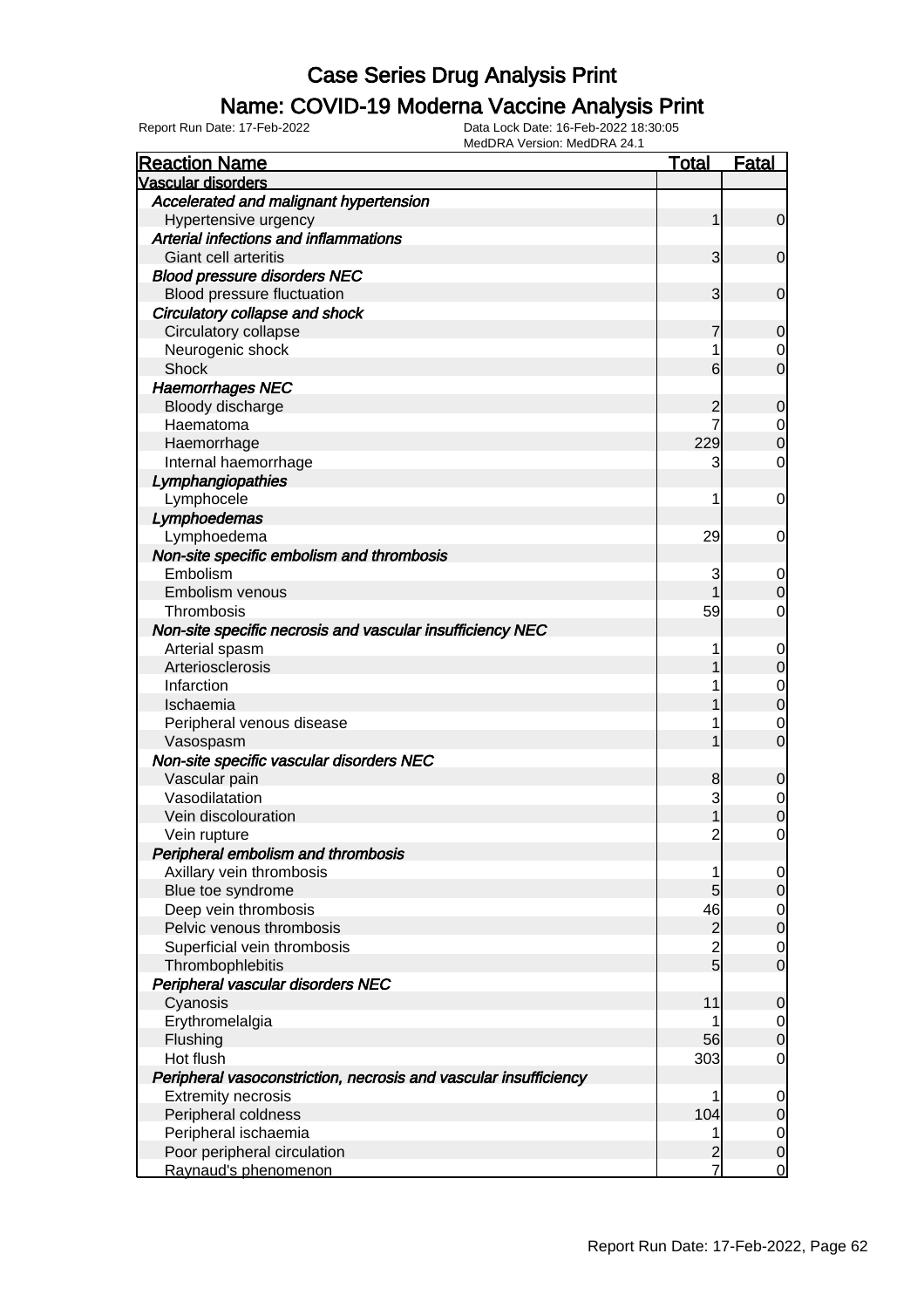# Case Series Drug Analysis Print

## Name: COVID-19 Moderna Vaccine Analysis Print

Report Run Date: 17-Feb-2022    Data Lock Date: 16-Feb-2022 18:30:05
MedDRA Version: MedDRA 24.1

| Reaction Name | Total | Fatal |
|---|---|---|
| **Vascular disorders** | | |
| ***Accelerated and malignant hypertension*** | | |
| Hypertensive urgency | 1 | 0 |
| ***Arterial infections and inflammations*** | | |
| Giant cell arteritis | 3 | 0 |
| ***Blood pressure disorders NEC*** | | |
| Blood pressure fluctuation | 3 | 0 |
| ***Circulatory collapse and shock*** | | |
| Circulatory collapse | 7 | 0 |
| Neurogenic shock | 1 | 0 |
| Shock | 6 | 0 |
| ***Haemorrhages NEC*** | | |
| Bloody discharge | 2 | 0 |
| Haematoma | 7 | 0 |
| Haemorrhage | 229 | 0 |
| Internal haemorrhage | 3 | 0 |
| ***Lymphangiopathies*** | | |
| Lymphocele | 1 | 0 |
| ***Lymphoedemas*** | | |
| Lymphoedema | 29 | 0 |
| ***Non-site specific embolism and thrombosis*** | | |
| Embolism | 3 | 0 |
| Embolism venous | 1 | 0 |
| Thrombosis | 59 | 0 |
| ***Non-site specific necrosis and vascular insufficiency NEC*** | | |
| Arterial spasm | 1 | 0 |
| Arteriosclerosis | 1 | 0 |
| Infarction | 1 | 0 |
| Ischaemia | 1 | 0 |
| Peripheral venous disease | 1 | 0 |
| Vasospasm | 1 | 0 |
| ***Non-site specific vascular disorders NEC*** | | |
| Vascular pain | 8 | 0 |
| Vasodilatation | 3 | 0 |
| Vein discolouration | 1 | 0 |
| Vein rupture | 2 | 0 |
| ***Peripheral embolism and thrombosis*** | | |
| Axillary vein thrombosis | 1 | 0 |
| Blue toe syndrome | 5 | 0 |
| Deep vein thrombosis | 46 | 0 |
| Pelvic venous thrombosis | 2 | 0 |
| Superficial vein thrombosis | 2 | 0 |
| Thrombophlebitis | 5 | 0 |
| ***Peripheral vascular disorders NEC*** | | |
| Cyanosis | 11 | 0 |
| Erythromelalgia | 1 | 0 |
| Flushing | 56 | 0 |
| Hot flush | 303 | 0 |
| ***Peripheral vasoconstriction, necrosis and vascular insufficiency*** | | |
| Extremity necrosis | 1 | 0 |
| Peripheral coldness | 104 | 0 |
| Peripheral ischaemia | 1 | 0 |
| Poor peripheral circulation | 2 | 0 |
| Raynaud's phenomenon | 7 | 0 |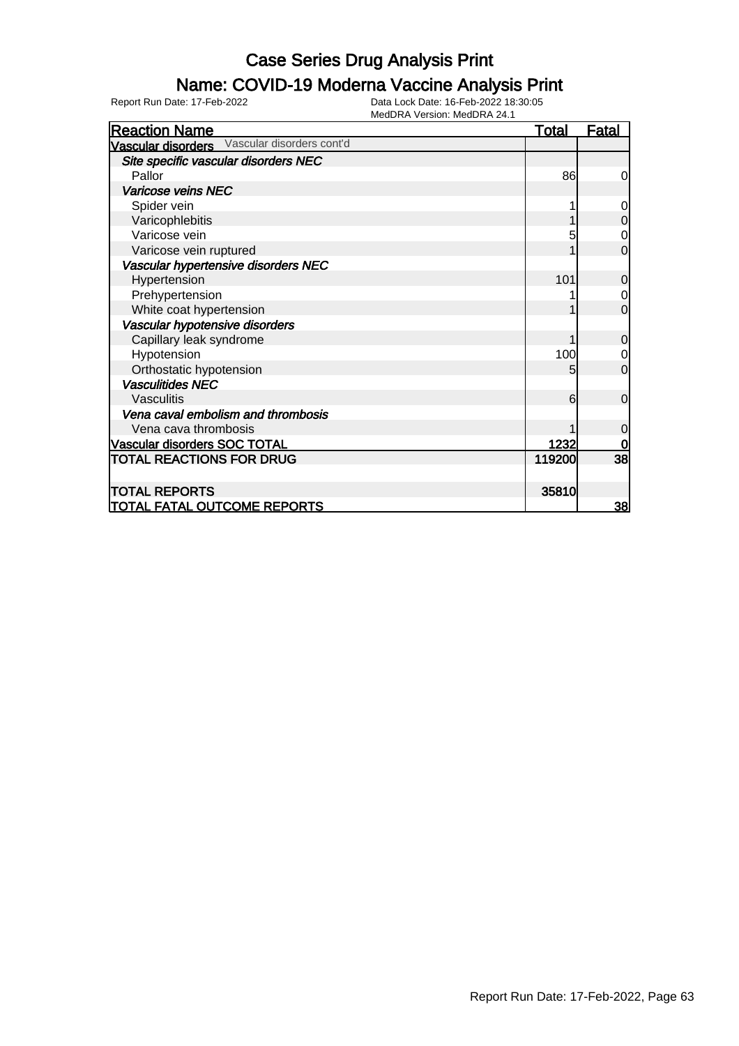# Case Series Drug Analysis Print

## Name: COVID-19 Moderna Vaccine Analysis Print

Report Run Date: 17-Feb-2022

Data Lock Date: 16-Feb-2022 18:30:05
MedDRA Version: MedDRA 24.1

| Reaction Name | Total | Fatal |
|---|---|---|
| **Vascular disorders** Vascular disorders cont'd | | |
| ***Site specific vascular disorders NEC*** | | |
| Pallor | 86 | 0 |
| ***Varicose veins NEC*** | | |
| Spider vein | 1 | 0 |
| Varicophlebitis | 1 | 0 |
| Varicose vein | 5 | 0 |
| Varicose vein ruptured | 1 | 0 |
| ***Vascular hypertensive disorders NEC*** | | |
| Hypertension | 101 | 0 |
| Prehypertension | 1 | 0 |
| White coat hypertension | 1 | 0 |
| ***Vascular hypotensive disorders*** | | |
| Capillary leak syndrome | 1 | 0 |
| Hypotension | 100 | 0 |
| Orthostatic hypotension | 5 | 0 |
| ***Vasculitides NEC*** | | |
| Vasculitis | 6 | 0 |
| ***Vena caval embolism and thrombosis*** | | |
| Vena cava thrombosis | 1 | 0 |
| **Vascular disorders SOC TOTAL** | **1232** | **0** |
| **TOTAL REACTIONS FOR DRUG** | **119200** | **38** |
| | | |
| **TOTAL REPORTS** | **35810** | |
| **TOTAL FATAL OUTCOME REPORTS** | | **38** |